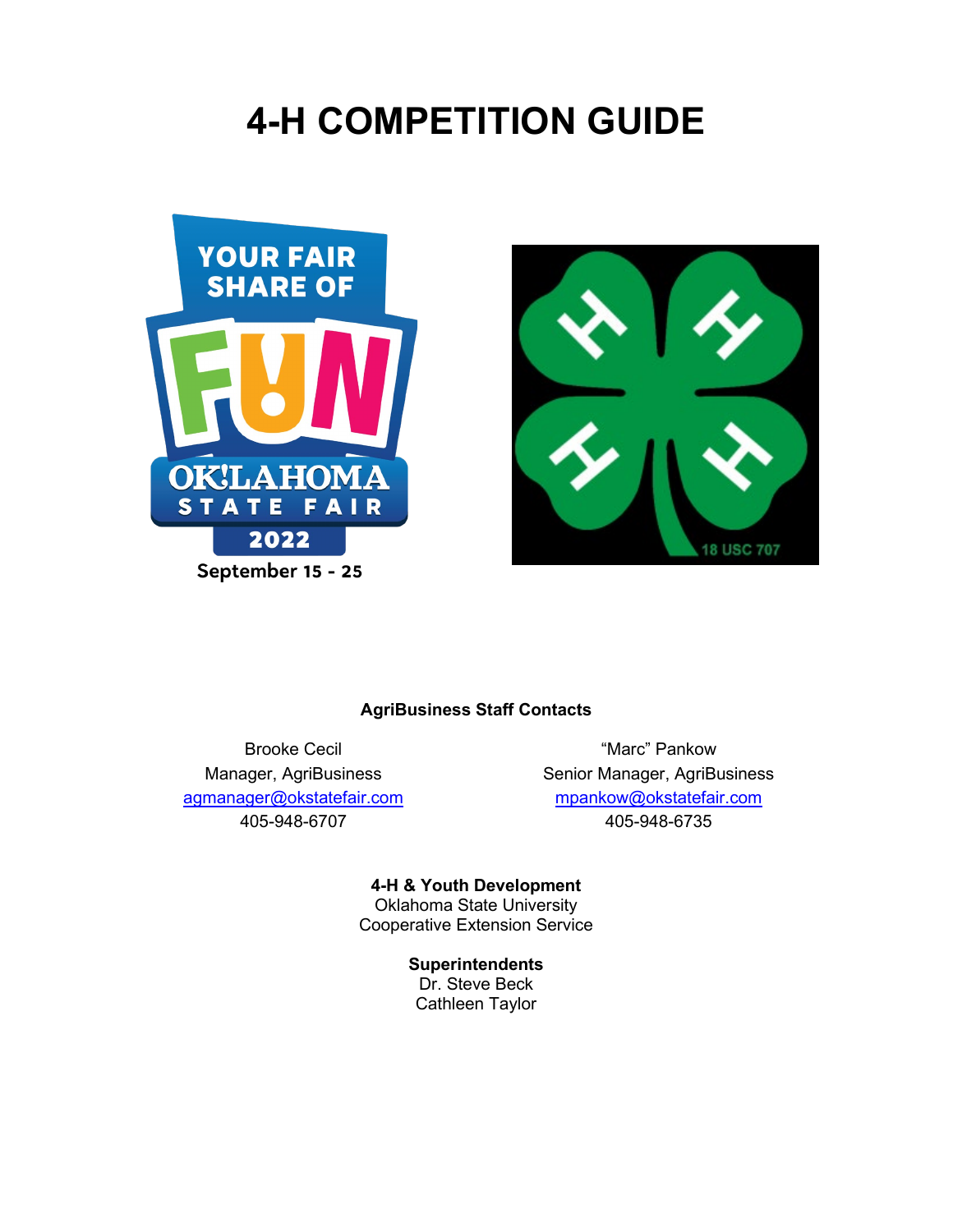# 4-H COMPETITION GUIDE

**AgriBusiness Staff Contacts**

Brooke Cecil
Manager, AgriBusiness
agmanager@okstatefair.com
405-948-6707

"Marc" Pankow
Senior Manager, AgriBusiness
mpankow@okstatefair.com
405-948-6735

**4-H & Youth Development**
Oklahoma State University
Cooperative Extension Service

**Superintendents**
Dr. Steve Beck
Cathleen Taylor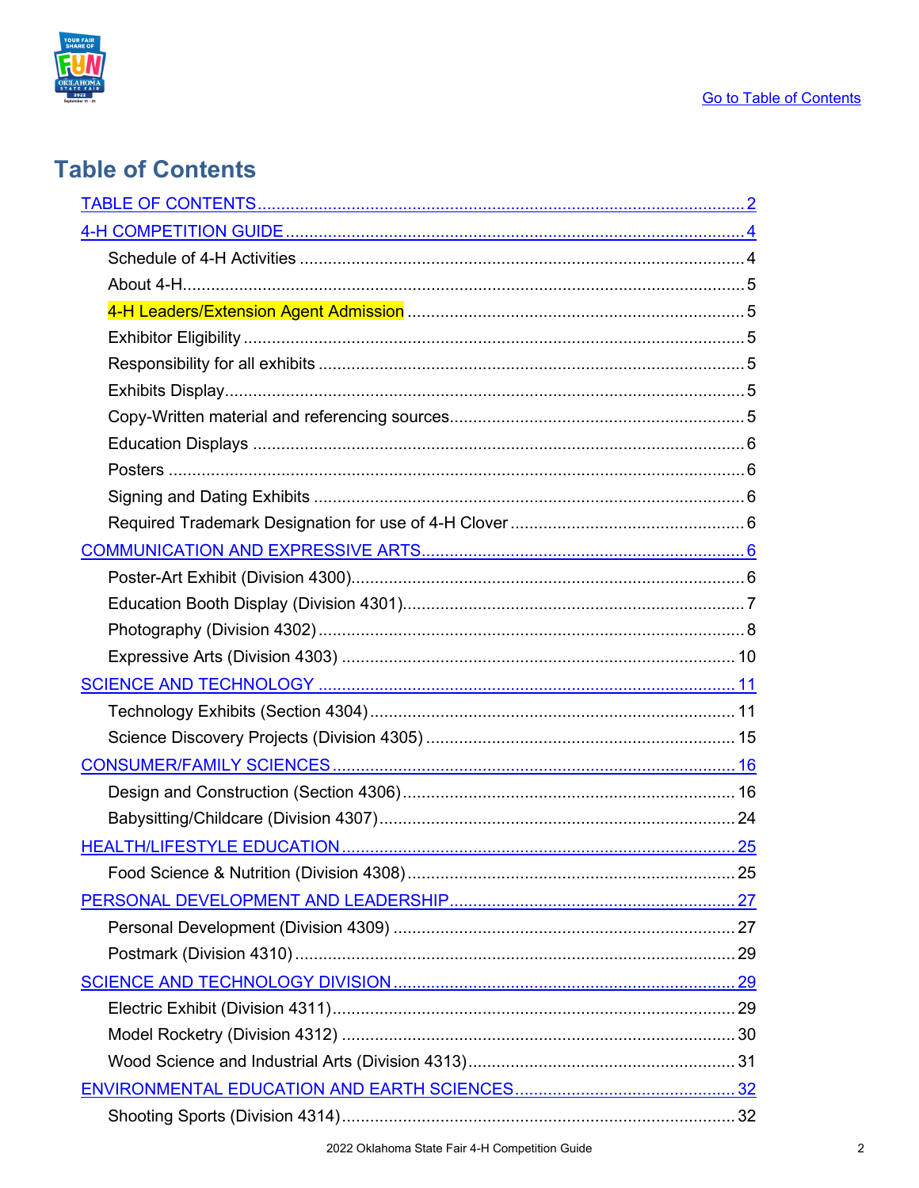Go to Table of Contents

# Table of Contents

- TABLE OF CONTENTS ..... 2
- 4-H COMPETITION GUIDE ..... 4
  - Schedule of 4-H Activities ..... 4
  - About 4-H ..... 5
  - 4-H Leaders/Extension Agent Admission ..... 5
  - Exhibitor Eligibility ..... 5
  - Responsibility for all exhibits ..... 5
  - Exhibits Display ..... 5
  - Copy-Written material and referencing sources ..... 5
  - Education Displays ..... 6
  - Posters ..... 6
  - Signing and Dating Exhibits ..... 6
  - Required Trademark Designation for use of 4-H Clover ..... 6
- COMMUNICATION AND EXPRESSIVE ARTS ..... 6
  - Poster-Art Exhibit (Division 4300) ..... 6
  - Education Booth Display (Division 4301) ..... 7
  - Photography (Division 4302) ..... 8
  - Expressive Arts (Division 4303) ..... 10
- SCIENCE AND TECHNOLOGY ..... 11
  - Technology Exhibits (Section 4304) ..... 11
  - Science Discovery Projects (Division 4305) ..... 15
- CONSUMER/FAMILY SCIENCES ..... 16
  - Design and Construction (Section 4306) ..... 16
  - Babysitting/Childcare (Division 4307) ..... 24
- HEALTH/LIFESTYLE EDUCATION ..... 25
  - Food Science & Nutrition (Division 4308) ..... 25
- PERSONAL DEVELOPMENT AND LEADERSHIP ..... 27
  - Personal Development (Division 4309) ..... 27
  - Postmark (Division 4310) ..... 29
- SCIENCE AND TECHNOLOGY DIVISION ..... 29
  - Electric Exhibit (Division 4311) ..... 29
  - Model Rocketry (Division 4312) ..... 30
  - Wood Science and Industrial Arts (Division 4313) ..... 31
- ENVIRONMENTAL EDUCATION AND EARTH SCIENCES ..... 32
  - Shooting Sports (Division 4314) ..... 32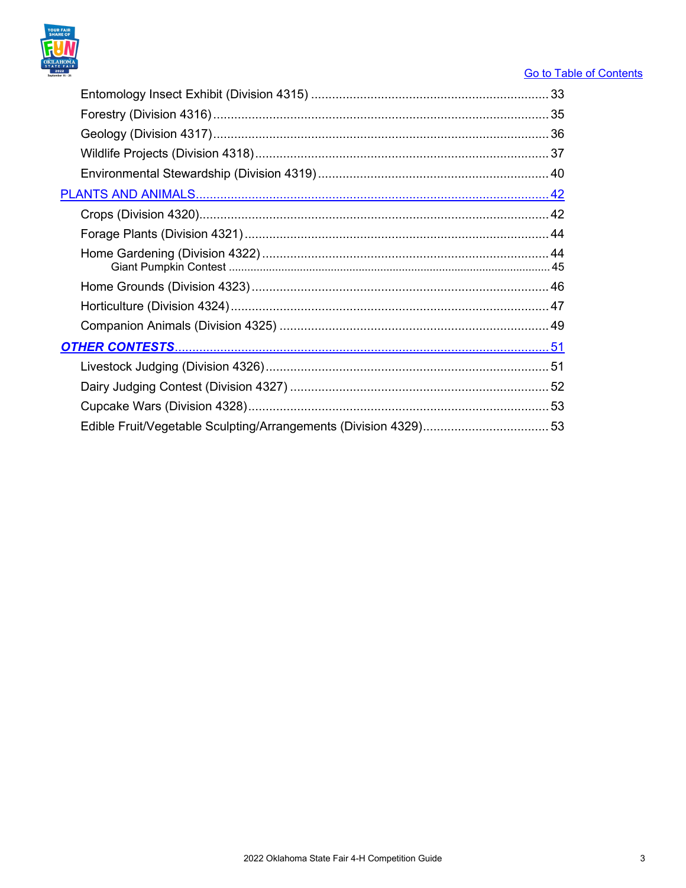[Go to Table of Contents]

Entomology Insect Exhibit (Division 4315) .......... 33
Forestry (Division 4316) .......... 35
Geology (Division 4317) .......... 36
Wildlife Projects (Division 4318) .......... 37
Environmental Stewardship (Division 4319) .......... 40

[PLANTS AND ANIMALS .......... 42]

Crops (Division 4320) .......... 42
Forage Plants (Division 4321) .......... 44
Home Gardening (Division 4322) .......... 44
  Giant Pumpkin Contest .......... 45
Home Grounds (Division 4323) .......... 46
Horticulture (Division 4324) .......... 47
Companion Animals (Division 4325) .......... 49

[***OTHER CONTESTS*** .......... 51]

Livestock Judging (Division 4326) .......... 51
Dairy Judging Contest (Division 4327) .......... 52
Cupcake Wars (Division 4328) .......... 53
Edible Fruit/Vegetable Sculpting/Arrangements (Division 4329) .......... 53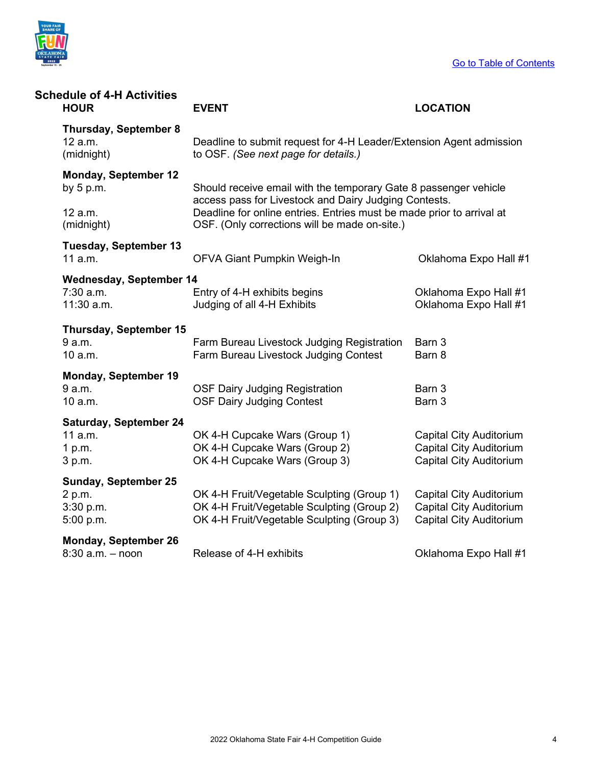[Go to Table of Contents](#)

## Schedule of 4-H Activities

| HOUR | EVENT | LOCATION |
|---|---|---|
| **Thursday, September 8** | | |
| 12 a.m. (midnight) | Deadline to submit request for 4-H Leader/Extension Agent admission to OSF. *(See next page for details.)* | |
| **Monday, September 12** | | |
| by 5 p.m. | Should receive email with the temporary Gate 8 passenger vehicle access pass for Livestock and Dairy Judging Contests. | |
| 12 a.m. (midnight) | Deadline for online entries. Entries must be made prior to arrival at OSF. (Only corrections will be made on-site.) | |
| **Tuesday, September 13** | | |
| 11 a.m. | OFVA Giant Pumpkin Weigh-In | Oklahoma Expo Hall #1 |
| **Wednesday, September 14** | | |
| 7:30 a.m. | Entry of 4-H exhibits begins | Oklahoma Expo Hall #1 |
| 11:30 a.m. | Judging of all 4-H Exhibits | Oklahoma Expo Hall #1 |
| **Thursday, September 15** | | |
| 9 a.m. | Farm Bureau Livestock Judging Registration | Barn 3 |
| 10 a.m. | Farm Bureau Livestock Judging Contest | Barn 8 |
| **Monday, September 19** | | |
| 9 a.m. | OSF Dairy Judging Registration | Barn 3 |
| 10 a.m. | OSF Dairy Judging Contest | Barn 3 |
| **Saturday, September 24** | | |
| 11 a.m. | OK 4-H Cupcake Wars (Group 1) | Capital City Auditorium |
| 1 p.m. | OK 4-H Cupcake Wars (Group 2) | Capital City Auditorium |
| 3 p.m. | OK 4-H Cupcake Wars (Group 3) | Capital City Auditorium |
| **Sunday, September 25** | | |
| 2 p.m. | OK 4-H Fruit/Vegetable Sculpting (Group 1) | Capital City Auditorium |
| 3:30 p.m. | OK 4-H Fruit/Vegetable Sculpting (Group 2) | Capital City Auditorium |
| 5:00 p.m. | OK 4-H Fruit/Vegetable Sculpting (Group 3) | Capital City Auditorium |
| **Monday, September 26** | | |
| 8:30 a.m. – noon | Release of 4-H exhibits | Oklahoma Expo Hall #1 |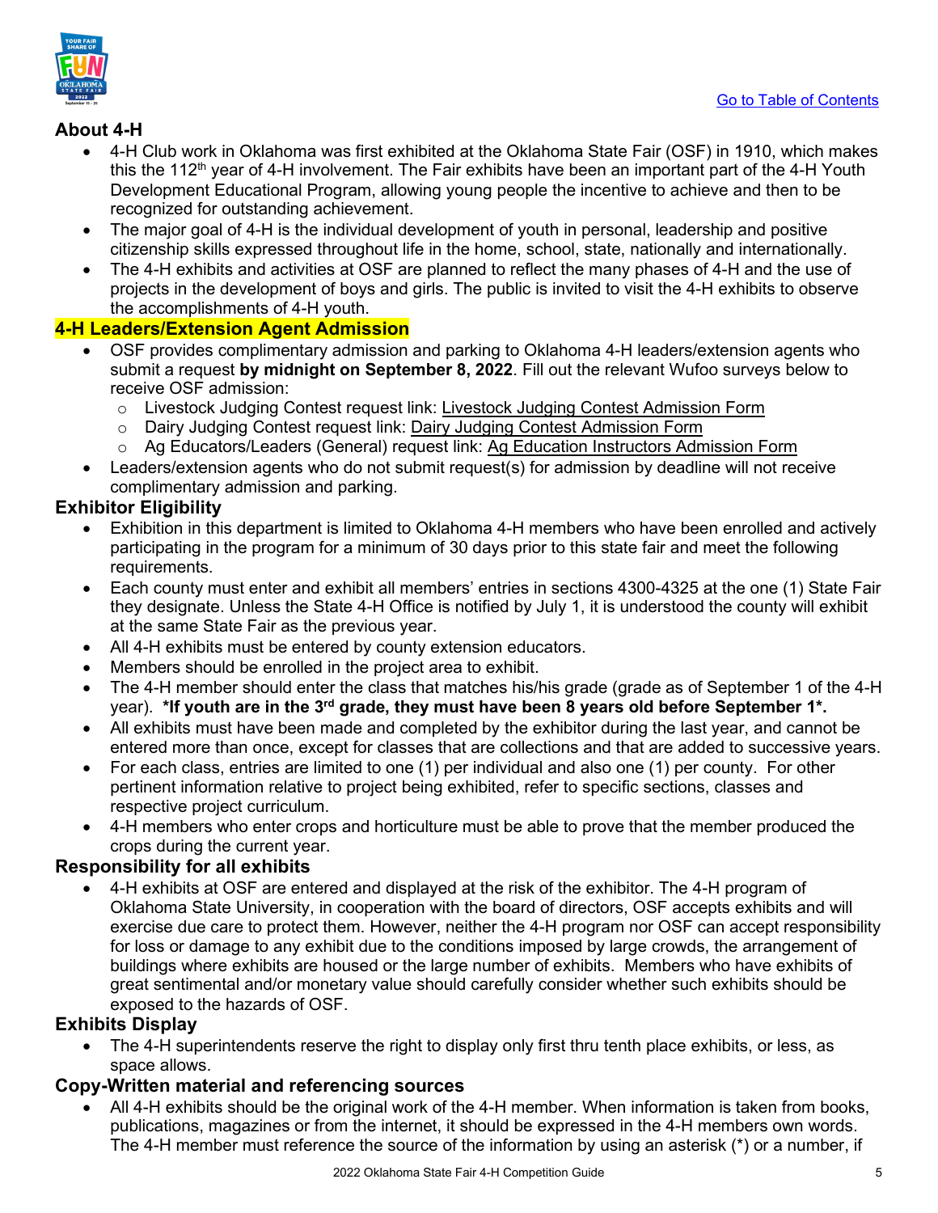[Go to Table of Contents]

## About 4-H

- 4-H Club work in Oklahoma was first exhibited at the Oklahoma State Fair (OSF) in 1910, which makes this the 112th year of 4-H involvement. The Fair exhibits have been an important part of the 4-H Youth Development Educational Program, allowing young people the incentive to achieve and then to be recognized for outstanding achievement.
- The major goal of 4-H is the individual development of youth in personal, leadership and positive citizenship skills expressed throughout life in the home, school, state, nationally and internationally.
- The 4-H exhibits and activities at OSF are planned to reflect the many phases of 4-H and the use of projects in the development of boys and girls. The public is invited to visit the 4-H exhibits to observe the accomplishments of 4-H youth.

## 4-H Leaders/Extension Agent Admission

- OSF provides complimentary admission and parking to Oklahoma 4-H leaders/extension agents who submit a request **by midnight on September 8, 2022**. Fill out the relevant Wufoo surveys below to receive OSF admission:
  - Livestock Judging Contest request link: Livestock Judging Contest Admission Form
  - Dairy Judging Contest request link: Dairy Judging Contest Admission Form
  - Ag Educators/Leaders (General) request link: Ag Education Instructors Admission Form
- Leaders/extension agents who do not submit request(s) for admission by deadline will not receive complimentary admission and parking.

## Exhibitor Eligibility

- Exhibition in this department is limited to Oklahoma 4-H members who have been enrolled and actively participating in the program for a minimum of 30 days prior to this state fair and meet the following requirements.
- Each county must enter and exhibit all members' entries in sections 4300-4325 at the one (1) State Fair they designate. Unless the State 4-H Office is notified by July 1, it is understood the county will exhibit at the same State Fair as the previous year.
- All 4-H exhibits must be entered by county extension educators.
- Members should be enrolled in the project area to exhibit.
- The 4-H member should enter the class that matches his/his grade (grade as of September 1 of the 4-H year). ***If youth are in the 3rd grade, they must have been 8 years old before September 1*.**
- All exhibits must have been made and completed by the exhibitor during the last year, and cannot be entered more than once, except for classes that are collections and that are added to successive years.
- For each class, entries are limited to one (1) per individual and also one (1) per county. For other pertinent information relative to project being exhibited, refer to specific sections, classes and respective project curriculum.
- 4-H members who enter crops and horticulture must be able to prove that the member produced the crops during the current year.

## Responsibility for all exhibits

- 4-H exhibits at OSF are entered and displayed at the risk of the exhibitor. The 4-H program of Oklahoma State University, in cooperation with the board of directors, OSF accepts exhibits and will exercise due care to protect them. However, neither the 4-H program nor OSF can accept responsibility for loss or damage to any exhibit due to the conditions imposed by large crowds, the arrangement of buildings where exhibits are housed or the large number of exhibits. Members who have exhibits of great sentimental and/or monetary value should carefully consider whether such exhibits should be exposed to the hazards of OSF.

## Exhibits Display

- The 4-H superintendents reserve the right to display only first thru tenth place exhibits, or less, as space allows.

## Copy-Written material and referencing sources

- All 4-H exhibits should be the original work of the 4-H member. When information is taken from books, publications, magazines or from the internet, it should be expressed in the 4-H members own words. The 4-H member must reference the source of the information by using an asterisk (*) or a number, if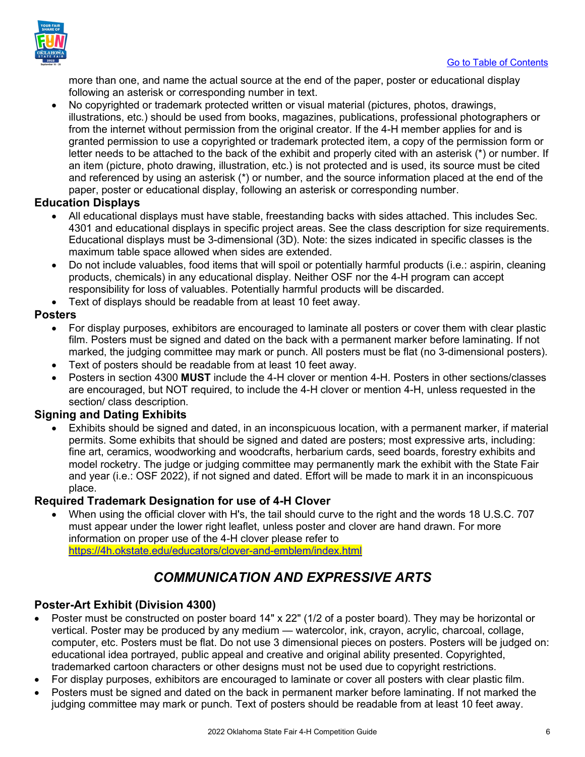more than one, and name the actual source at the end of the paper, poster or educational display following an asterisk or corresponding number in text.

- No copyrighted or trademark protected written or visual material (pictures, photos, drawings, illustrations, etc.) should be used from books, magazines, publications, professional photographers or from the internet without permission from the original creator. If the 4-H member applies for and is granted permission to use a copyrighted or trademark protected item, a copy of the permission form or letter needs to be attached to the back of the exhibit and properly cited with an asterisk (*) or number. If an item (picture, photo drawing, illustration, etc.) is not protected and is used, its source must be cited and referenced by using an asterisk (*) or number, and the source information placed at the end of the paper, poster or educational display, following an asterisk or corresponding number.

### Education Displays

- All educational displays must have stable, freestanding backs with sides attached. This includes Sec. 4301 and educational displays in specific project areas. See the class description for size requirements. Educational displays must be 3-dimensional (3D). Note: the sizes indicated in specific classes is the maximum table space allowed when sides are extended.
- Do not include valuables, food items that will spoil or potentially harmful products (i.e.: aspirin, cleaning products, chemicals) in any educational display. Neither OSF nor the 4-H program can accept responsibility for loss of valuables. Potentially harmful products will be discarded.
- Text of displays should be readable from at least 10 feet away.

### Posters

- For display purposes, exhibitors are encouraged to laminate all posters or cover them with clear plastic film. Posters must be signed and dated on the back with a permanent marker before laminating. If not marked, the judging committee may mark or punch. All posters must be flat (no 3-dimensional posters).
- Text of posters should be readable from at least 10 feet away.
- Posters in section 4300 **MUST** include the 4-H clover or mention 4-H. Posters in other sections/classes are encouraged, but NOT required, to include the 4-H clover or mention 4-H, unless requested in the section/ class description.

### Signing and Dating Exhibits

- Exhibits should be signed and dated, in an inconspicuous location, with a permanent marker, if material permits. Some exhibits that should be signed and dated are posters; most expressive arts, including: fine art, ceramics, woodworking and woodcrafts, herbarium cards, seed boards, forestry exhibits and model rocketry. The judge or judging committee may permanently mark the exhibit with the State Fair and year (i.e.: OSF 2022), if not signed and dated. Effort will be made to mark it in an inconspicuous place.

### Required Trademark Designation for use of 4-H Clover

- When using the official clover with H's, the tail should curve to the right and the words 18 U.S.C. 707 must appear under the lower right leaflet, unless poster and clover are hand drawn. For more information on proper use of the 4-H clover please refer to https://4h.okstate.edu/educators/clover-and-emblem/index.html

## *COMMUNICATION AND EXPRESSIVE ARTS*

### Poster-Art Exhibit (Division 4300)

- Poster must be constructed on poster board 14" x 22" (1/2 of a poster board). They may be horizontal or vertical. Poster may be produced by any medium — watercolor, ink, crayon, acrylic, charcoal, collage, computer, etc. Posters must be flat. Do not use 3 dimensional pieces on posters. Posters will be judged on: educational idea portrayed, public appeal and creative and original ability presented. Copyrighted, trademarked cartoon characters or other designs must not be used due to copyright restrictions.
- For display purposes, exhibitors are encouraged to laminate or cover all posters with clear plastic film.
- Posters must be signed and dated on the back in permanent marker before laminating. If not marked the judging committee may mark or punch. Text of posters should be readable from at least 10 feet away.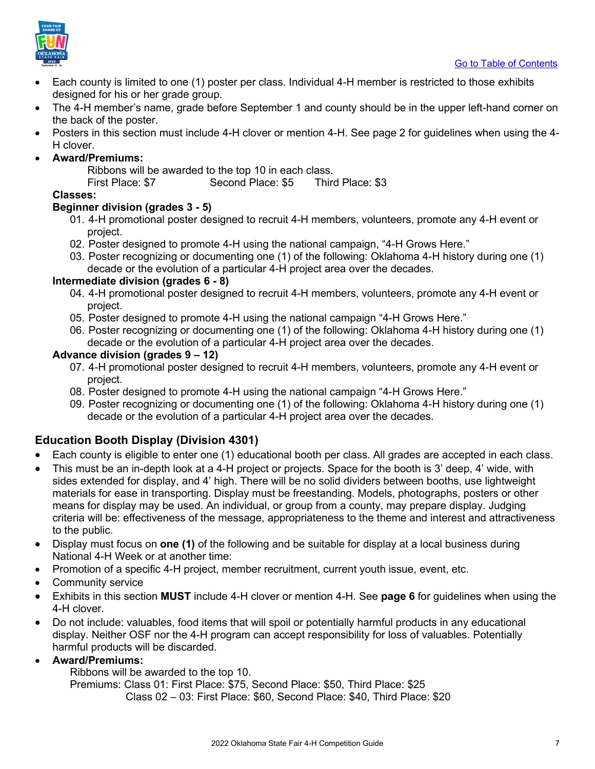[Go to Table of Contents](#)

- Each county is limited to one (1) poster per class. Individual 4-H member is restricted to those exhibits designed for his or her grade group.
- The 4-H member's name, grade before September 1 and county should be in the upper left-hand corner on the back of the poster.
- Posters in this section must include 4-H clover or mention 4-H. See page 2 for guidelines when using the 4-H clover.
- **Award/Premiums:**

  Ribbons will be awarded to the top 10 in each class.

  First Place: $7 Second Place: $5 Third Place: $3

**Classes:**

**Beginner division (grades 3 - 5)**

01. 4-H promotional poster designed to recruit 4-H members, volunteers, promote any 4-H event or project.
02. Poster designed to promote 4-H using the national campaign, "4-H Grows Here."
03. Poster recognizing or documenting one (1) of the following: Oklahoma 4-H history during one (1) decade or the evolution of a particular 4-H project area over the decades.

**Intermediate division (grades 6 - 8)**

04. 4-H promotional poster designed to recruit 4-H members, volunteers, promote any 4-H event or project.
05. Poster designed to promote 4-H using the national campaign "4-H Grows Here."
06. Poster recognizing or documenting one (1) of the following: Oklahoma 4-H history during one (1) decade or the evolution of a particular 4-H project area over the decades.

**Advance division (grades 9 – 12)**

07. 4-H promotional poster designed to recruit 4-H members, volunteers, promote any 4-H event or project.
08. Poster designed to promote 4-H using the national campaign "4-H Grows Here."
09. Poster recognizing or documenting one (1) of the following: Oklahoma 4-H history during one (1) decade or the evolution of a particular 4-H project area over the decades.

## Education Booth Display (Division 4301)

- Each county is eligible to enter one (1) educational booth per class. All grades are accepted in each class.
- This must be an in-depth look at a 4-H project or projects. Space for the booth is 3' deep, 4' wide, with sides extended for display, and 4' high. There will be no solid dividers between booths, use lightweight materials for ease in transporting. Display must be freestanding. Models, photographs, posters or other means for display may be used. An individual, or group from a county, may prepare display. Judging criteria will be: effectiveness of the message, appropriateness to the theme and interest and attractiveness to the public.
- Display must focus on **one (1)** of the following and be suitable for display at a local business during National 4-H Week or at another time:
- Promotion of a specific 4-H project, member recruitment, current youth issue, event, etc.
- Community service
- Exhibits in this section **MUST** include 4-H clover or mention 4-H. See **page 6** for guidelines when using the 4-H clover.
- Do not include: valuables, food items that will spoil or potentially harmful products in any educational display. Neither OSF nor the 4-H program can accept responsibility for loss of valuables. Potentially harmful products will be discarded.
- **Award/Premiums:**

  Ribbons will be awarded to the top 10.

  Premiums: Class 01: First Place: $75, Second Place: $50, Third Place: $25

  Class 02 – 03: First Place: $60, Second Place: $40, Third Place: $20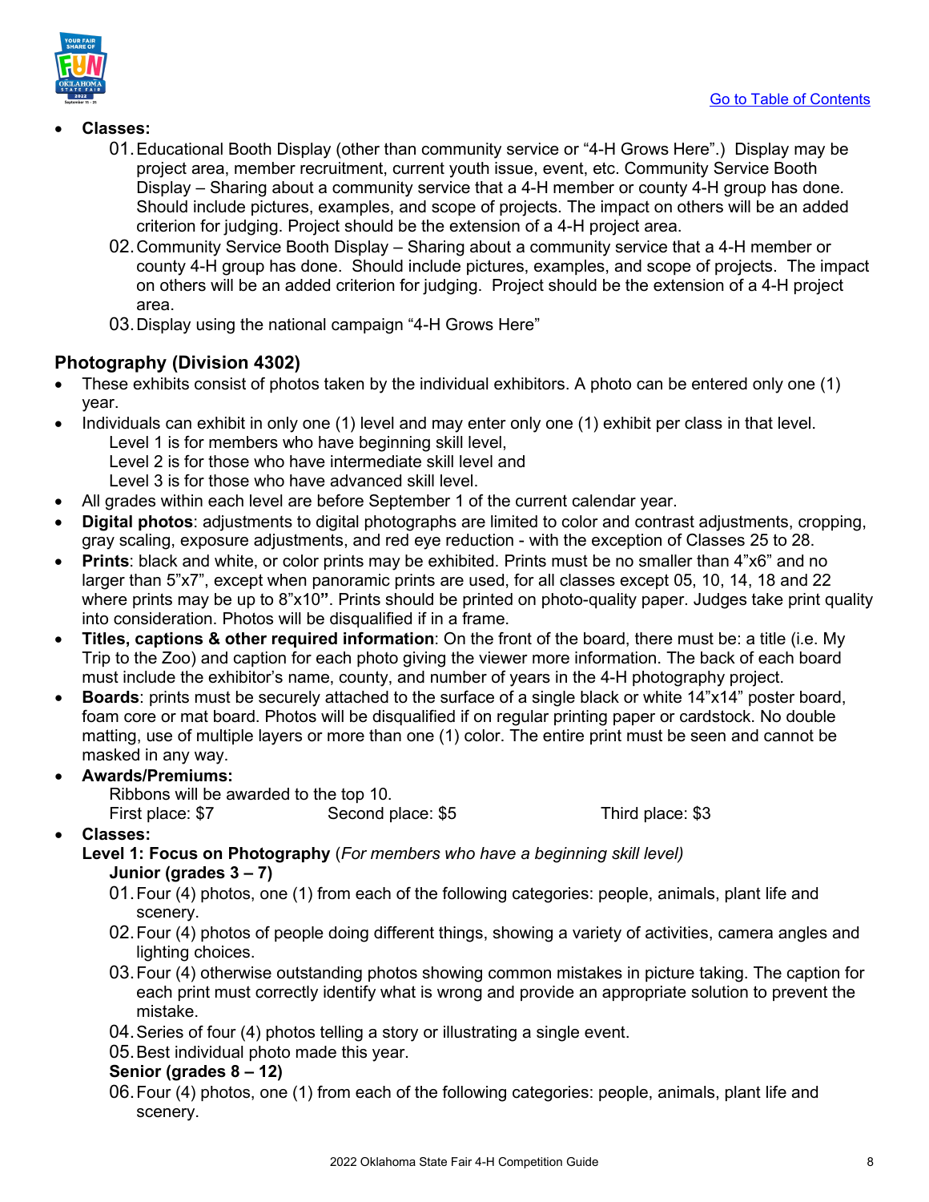[Go to Table of Contents]

- **Classes:**
  01. Educational Booth Display (other than community service or "4-H Grows Here".) Display may be project area, member recruitment, current youth issue, event, etc. Community Service Booth Display – Sharing about a community service that a 4-H member or county 4-H group has done. Should include pictures, examples, and scope of projects. The impact on others will be an added criterion for judging. Project should be the extension of a 4-H project area.
  02. Community Service Booth Display – Sharing about a community service that a 4-H member or county 4-H group has done. Should include pictures, examples, and scope of projects. The impact on others will be an added criterion for judging. Project should be the extension of a 4-H project area.
  03. Display using the national campaign "4-H Grows Here"

## Photography (Division 4302)

- These exhibits consist of photos taken by the individual exhibitors. A photo can be entered only one (1) year.
- Individuals can exhibit in only one (1) level and may enter only one (1) exhibit per class in that level.
  Level 1 is for members who have beginning skill level,
  Level 2 is for those who have intermediate skill level and
  Level 3 is for those who have advanced skill level.
- All grades within each level are before September 1 of the current calendar year.
- **Digital photos**: adjustments to digital photographs are limited to color and contrast adjustments, cropping, gray scaling, exposure adjustments, and red eye reduction - with the exception of Classes 25 to 28.
- **Prints**: black and white, or color prints may be exhibited. Prints must be no smaller than 4"x6" and no larger than 5"x7", except when panoramic prints are used, for all classes except 05, 10, 14, 18 and 22 where prints may be up to 8"x10**"**. Prints should be printed on photo-quality paper. Judges take print quality into consideration. Photos will be disqualified if in a frame.
- **Titles, captions & other required information**: On the front of the board, there must be: a title (i.e. My Trip to the Zoo) and caption for each photo giving the viewer more information. The back of each board must include the exhibitor's name, county, and number of years in the 4-H photography project.
- **Boards**: prints must be securely attached to the surface of a single black or white 14"x14" poster board, foam core or mat board. Photos will be disqualified if on regular printing paper or cardstock. No double matting, use of multiple layers or more than one (1) color. The entire print must be seen and cannot be masked in any way.
- **Awards/Premiums:**
  Ribbons will be awarded to the top 10.
  First place: $7 Second place: $5 Third place: $3
- **Classes:**

  **Level 1: Focus on Photography** (*For members who have a beginning skill level)*

  **Junior (grades 3 – 7)**
  01. Four (4) photos, one (1) from each of the following categories: people, animals, plant life and scenery.
  02. Four (4) photos of people doing different things, showing a variety of activities, camera angles and lighting choices.
  03. Four (4) otherwise outstanding photos showing common mistakes in picture taking. The caption for each print must correctly identify what is wrong and provide an appropriate solution to prevent the mistake.
  04. Series of four (4) photos telling a story or illustrating a single event.
  05. Best individual photo made this year.

  **Senior (grades 8 – 12)**
  06. Four (4) photos, one (1) from each of the following categories: people, animals, plant life and scenery.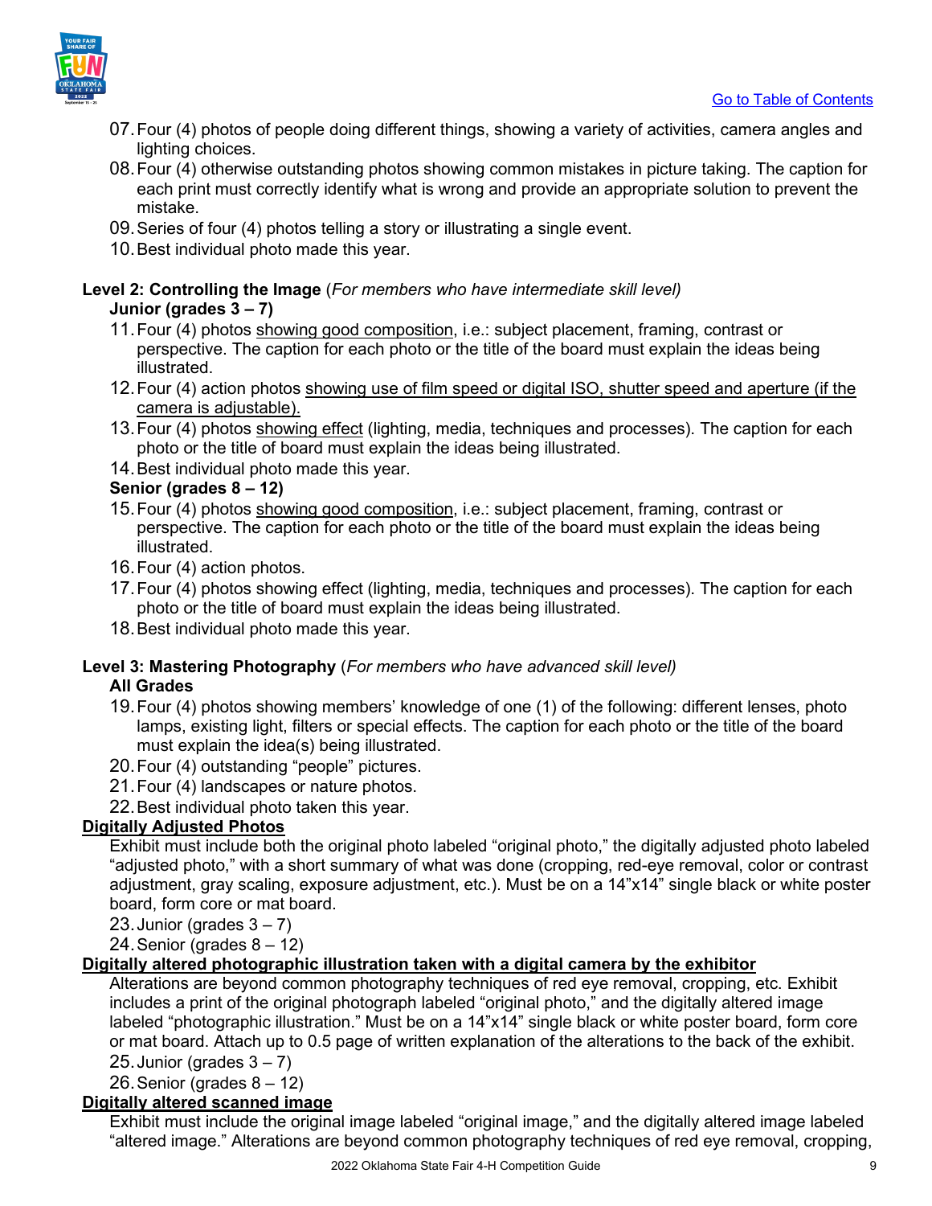07. Four (4) photos of people doing different things, showing a variety of activities, camera angles and lighting choices.
08. Four (4) otherwise outstanding photos showing common mistakes in picture taking. The caption for each print must correctly identify what is wrong and provide an appropriate solution to prevent the mistake.
09. Series of four (4) photos telling a story or illustrating a single event.
10. Best individual photo made this year.

**Level 2: Controlling the Image** (*For members who have intermediate skill level)*

**Junior (grades 3 – 7)**

11. Four (4) photos <u>showing good composition</u>, i.e.: subject placement, framing, contrast or perspective. The caption for each photo or the title of the board must explain the ideas being illustrated.
12. Four (4) action photos <u>showing use of film speed or digital ISO, shutter speed and aperture (if the camera is adjustable).</u>
13. Four (4) photos <u>showing effect</u> (lighting, media, techniques and processes). The caption for each photo or the title of board must explain the ideas being illustrated.
14. Best individual photo made this year.

**Senior (grades 8 – 12)**

15. Four (4) photos <u>showing good composition</u>, i.e.: subject placement, framing, contrast or perspective. The caption for each photo or the title of the board must explain the ideas being illustrated.
16. Four (4) action photos.
17. Four (4) photos showing effect (lighting, media, techniques and processes). The caption for each photo or the title of board must explain the ideas being illustrated.
18. Best individual photo made this year.

**Level 3: Mastering Photography** (*For members who have advanced skill level)*

**All Grades**

19. Four (4) photos showing members' knowledge of one (1) of the following: different lenses, photo lamps, existing light, filters or special effects. The caption for each photo or the title of the board must explain the idea(s) being illustrated.
20. Four (4) outstanding "people" pictures.
21. Four (4) landscapes or nature photos.
22. Best individual photo taken this year.

**<u>Digitally Adjusted Photos</u>**

Exhibit must include both the original photo labeled "original photo," the digitally adjusted photo labeled "adjusted photo," with a short summary of what was done (cropping, red-eye removal, color or contrast adjustment, gray scaling, exposure adjustment, etc.). Must be on a 14"x14" single black or white poster board, form core or mat board.

23. Junior (grades 3 – 7)
24. Senior (grades 8 – 12)

**<u>Digitally altered photographic illustration taken with a digital camera by the exhibitor</u>**

Alterations are beyond common photography techniques of red eye removal, cropping, etc. Exhibit includes a print of the original photograph labeled "original photo," and the digitally altered image labeled "photographic illustration." Must be on a 14"x14" single black or white poster board, form core or mat board. Attach up to 0.5 page of written explanation of the alterations to the back of the exhibit.

25. Junior (grades 3 – 7)
26. Senior (grades 8 – 12)

**<u>Digitally altered scanned image</u>**

Exhibit must include the original image labeled "original image," and the digitally altered image labeled "altered image." Alterations are beyond common photography techniques of red eye removal, cropping,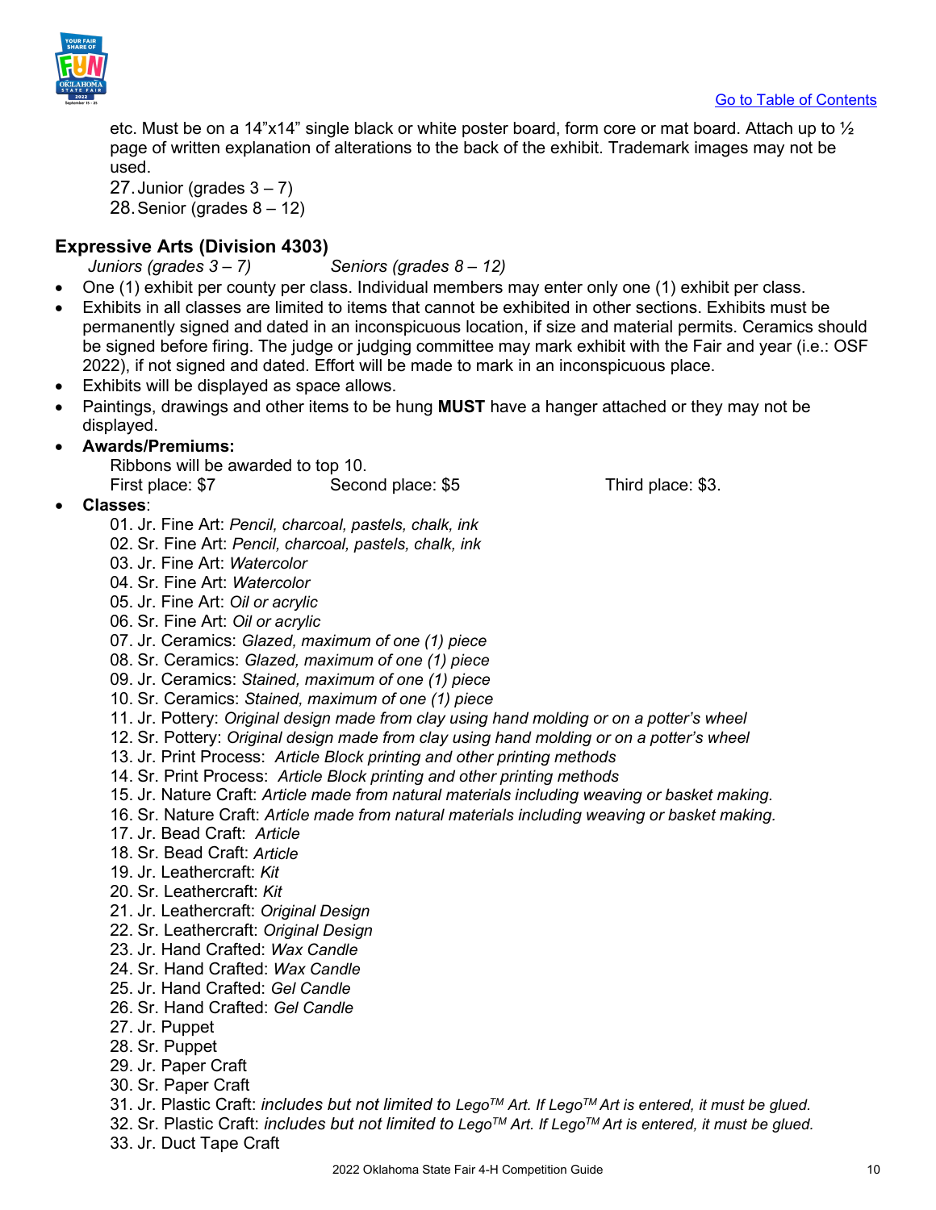etc. Must be on a 14"x14" single black or white poster board, form core or mat board. Attach up to ½ page of written explanation of alterations to the back of the exhibit. Trademark images may not be used.

27. Junior (grades 3 – 7)
28. Senior (grades 8 – 12)

## Expressive Arts (Division 4303)

*Juniors (grades 3 – 7)* *Seniors (grades 8 – 12)*

- One (1) exhibit per county per class. Individual members may enter only one (1) exhibit per class.
- Exhibits in all classes are limited to items that cannot be exhibited in other sections. Exhibits must be permanently signed and dated in an inconspicuous location, if size and material permits. Ceramics should be signed before firing. The judge or judging committee may mark exhibit with the Fair and year (i.e.: OSF 2022), if not signed and dated. Effort will be made to mark in an inconspicuous place.
- Exhibits will be displayed as space allows.
- Paintings, drawings and other items to be hung **MUST** have a hanger attached or they may not be displayed.
- **Awards/Premiums:**
  Ribbons will be awarded to top 10.
  First place: $7 Second place: $5 Third place: $3.
- **Classes**:
  01. Jr. Fine Art: *Pencil, charcoal, pastels, chalk, ink*
  02. Sr. Fine Art: *Pencil, charcoal, pastels, chalk, ink*
  03. Jr. Fine Art: *Watercolor*
  04. Sr. Fine Art: *Watercolor*
  05. Jr. Fine Art: *Oil or acrylic*
  06. Sr. Fine Art: *Oil or acrylic*
  07. Jr. Ceramics: *Glazed, maximum of one (1) piece*
  08. Sr. Ceramics: *Glazed, maximum of one (1) piece*
  09. Jr. Ceramics: *Stained, maximum of one (1) piece*
  10. Sr. Ceramics: *Stained, maximum of one (1) piece*
  11. Jr. Pottery: *Original design made from clay using hand molding or on a potter's wheel*
  12. Sr. Pottery: *Original design made from clay using hand molding or on a potter's wheel*
  13. Jr. Print Process: *Article Block printing and other printing methods*
  14. Sr. Print Process: *Article Block printing and other printing methods*
  15. Jr. Nature Craft: *Article made from natural materials including weaving or basket making.*
  16. Sr. Nature Craft: *Article made from natural materials including weaving or basket making.*
  17. Jr. Bead Craft: *Article*
  18. Sr. Bead Craft: *Article*
  19. Jr. Leathercraft: *Kit*
  20. Sr. Leathercraft: *Kit*
  21. Jr. Leathercraft: *Original Design*
  22. Sr. Leathercraft: *Original Design*
  23. Jr. Hand Crafted: *Wax Candle*
  24. Sr. Hand Crafted: *Wax Candle*
  25. Jr. Hand Crafted: *Gel Candle*
  26. Sr. Hand Crafted: *Gel Candle*
  27. Jr. Puppet
  28. Sr. Puppet
  29. Jr. Paper Craft
  30. Sr. Paper Craft
  31. Jr. Plastic Craft: *includes but not limited to Lego™ Art. If Lego™ Art is entered, it must be glued.*
  32. Sr. Plastic Craft: *includes but not limited to Lego™ Art. If Lego™ Art is entered, it must be glued.*
  33. Jr. Duct Tape Craft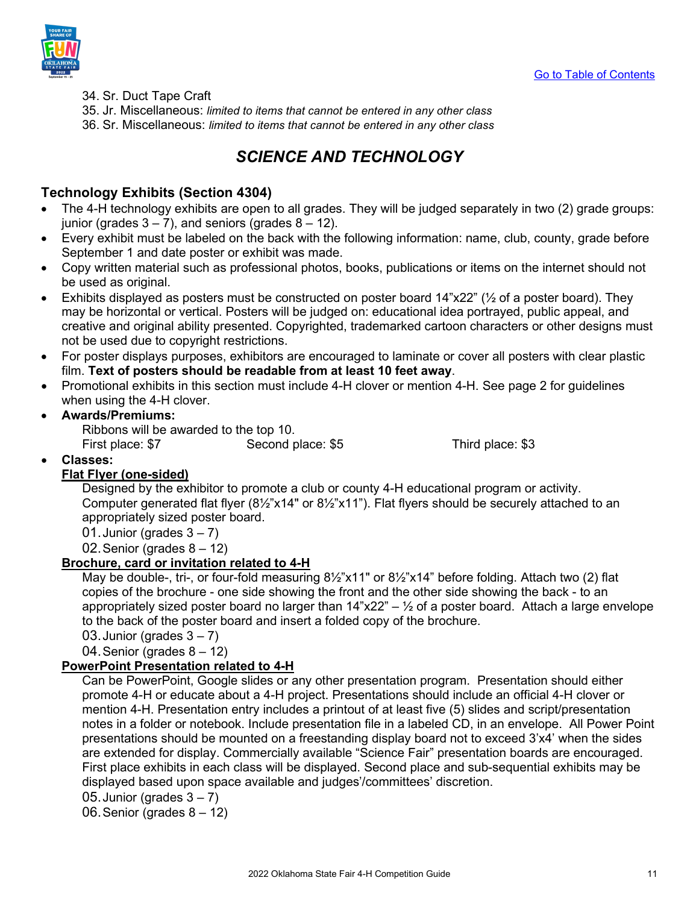34. Sr. Duct Tape Craft
35. Jr. Miscellaneous: *limited to items that cannot be entered in any other class*
36. Sr. Miscellaneous: *limited to items that cannot be entered in any other class*

## *SCIENCE AND TECHNOLOGY*

### Technology Exhibits (Section 4304)

- The 4-H technology exhibits are open to all grades. They will be judged separately in two (2) grade groups: junior (grades 3 – 7), and seniors (grades 8 – 12).
- Every exhibit must be labeled on the back with the following information: name, club, county, grade before September 1 and date poster or exhibit was made.
- Copy written material such as professional photos, books, publications or items on the internet should not be used as original.
- Exhibits displayed as posters must be constructed on poster board 14"x22" (½ of a poster board). They may be horizontal or vertical. Posters will be judged on: educational idea portrayed, public appeal, and creative and original ability presented. Copyrighted, trademarked cartoon characters or other designs must not be used due to copyright restrictions.
- For poster displays purposes, exhibitors are encouraged to laminate or cover all posters with clear plastic film. **Text of posters should be readable from at least 10 feet away**.
- Promotional exhibits in this section must include 4-H clover or mention 4-H. See page 2 for guidelines when using the 4-H clover.
- **Awards/Premiums:**

  Ribbons will be awarded to the top 10.

  First place: $7 Second place: $5 Third place: $3
- **Classes:**

  **Flat Flyer (one-sided)**

  Designed by the exhibitor to promote a club or county 4-H educational program or activity. Computer generated flat flyer (8½"x14" or 8½"x11"). Flat flyers should be securely attached to an appropriately sized poster board.

  01. Junior (grades 3 – 7)
  02. Senior (grades 8 – 12)

  **Brochure, card or invitation related to 4-H**

  May be double-, tri-, or four-fold measuring 8½"x11" or 8½"x14" before folding. Attach two (2) flat copies of the brochure - one side showing the front and the other side showing the back - to an appropriately sized poster board no larger than 14"x22" – ½ of a poster board. Attach a large envelope to the back of the poster board and insert a folded copy of the brochure.

  03. Junior (grades 3 – 7)
  04. Senior (grades 8 – 12)

  **PowerPoint Presentation related to 4-H**

  Can be PowerPoint, Google slides or any other presentation program. Presentation should either promote 4-H or educate about a 4-H project. Presentations should include an official 4-H clover or mention 4-H. Presentation entry includes a printout of at least five (5) slides and script/presentation notes in a folder or notebook. Include presentation file in a labeled CD, in an envelope. All Power Point presentations should be mounted on a freestanding display board not to exceed 3'x4' when the sides are extended for display. Commercially available "Science Fair" presentation boards are encouraged. First place exhibits in each class will be displayed. Second place and sub-sequential exhibits may be displayed based upon space available and judges'/committees' discretion.

  05. Junior (grades 3 – 7)
  06. Senior (grades 8 – 12)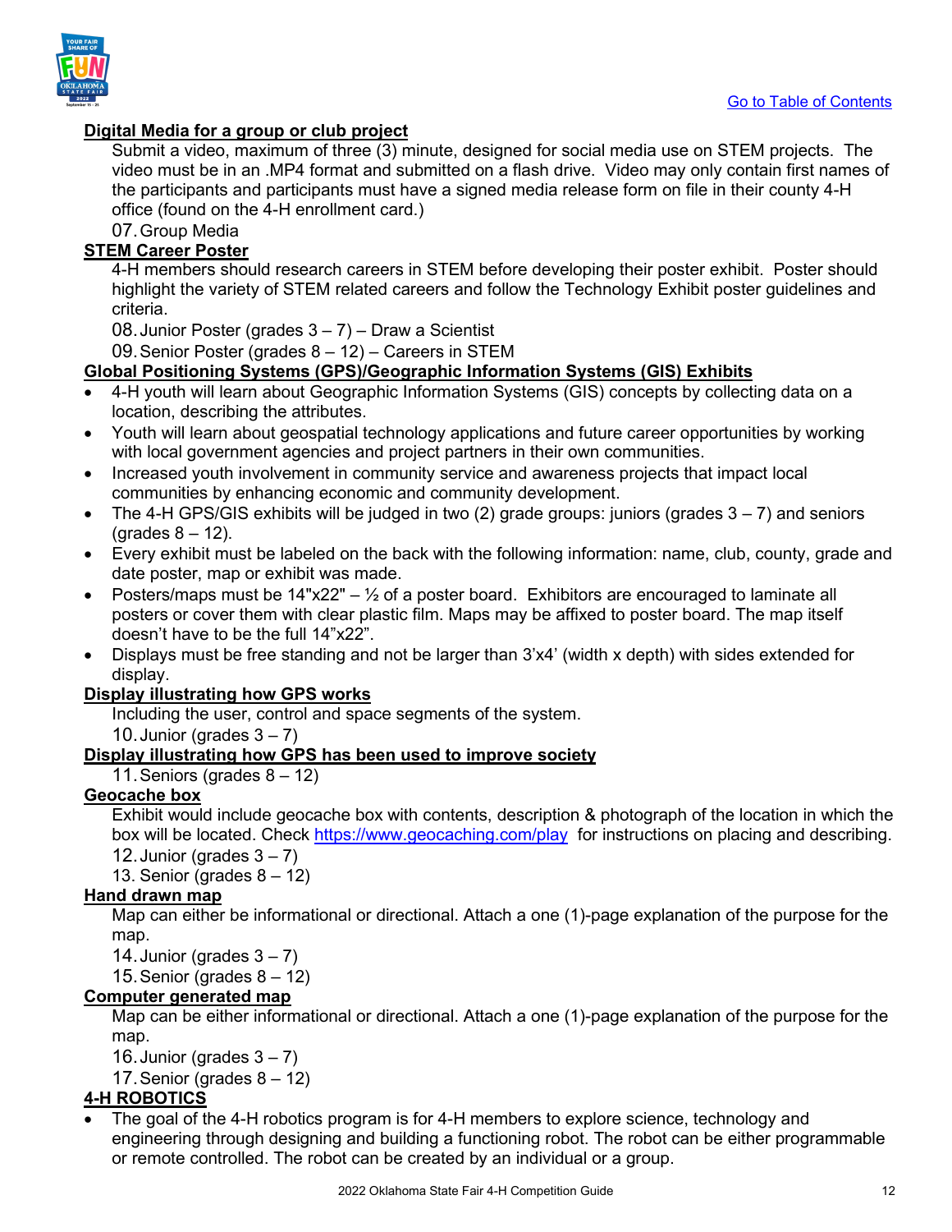Go to Table of Contents

**Digital Media for a group or club project**

Submit a video, maximum of three (3) minute, designed for social media use on STEM projects. The video must be in an .MP4 format and submitted on a flash drive. Video may only contain first names of the participants and participants must have a signed media release form on file in their county 4-H office (found on the 4-H enrollment card.)

07. Group Media

**STEM Career Poster**

4-H members should research careers in STEM before developing their poster exhibit. Poster should highlight the variety of STEM related careers and follow the Technology Exhibit poster guidelines and criteria.

08. Junior Poster (grades 3 – 7) – Draw a Scientist
09. Senior Poster (grades 8 – 12) – Careers in STEM

**Global Positioning Systems (GPS)/Geographic Information Systems (GIS) Exhibits**

- 4-H youth will learn about Geographic Information Systems (GIS) concepts by collecting data on a location, describing the attributes.
- Youth will learn about geospatial technology applications and future career opportunities by working with local government agencies and project partners in their own communities.
- Increased youth involvement in community service and awareness projects that impact local communities by enhancing economic and community development.
- The 4-H GPS/GIS exhibits will be judged in two (2) grade groups: juniors (grades 3 – 7) and seniors (grades 8 – 12).
- Every exhibit must be labeled on the back with the following information: name, club, county, grade and date poster, map or exhibit was made.
- Posters/maps must be 14"x22" – ½ of a poster board. Exhibitors are encouraged to laminate all posters or cover them with clear plastic film. Maps may be affixed to poster board. The map itself doesn't have to be the full 14"x22".
- Displays must be free standing and not be larger than 3'x4' (width x depth) with sides extended for display.

**Display illustrating how GPS works**

Including the user, control and space segments of the system.

10. Junior (grades 3 – 7)

**Display illustrating how GPS has been used to improve society**

11. Seniors (grades 8 – 12)

**Geocache box**

Exhibit would include geocache box with contents, description & photograph of the location in which the box will be located. Check https://www.geocaching.com/play for instructions on placing and describing.

12. Junior (grades 3 – 7)
13. Senior (grades 8 – 12)

**Hand drawn map**

Map can either be informational or directional. Attach a one (1)-page explanation of the purpose for the map.

14. Junior (grades 3 – 7)
15. Senior (grades 8 – 12)

**Computer generated map**

Map can be either informational or directional. Attach a one (1)-page explanation of the purpose for the map.

16. Junior (grades 3 – 7)
17. Senior (grades 8 – 12)

**4-H ROBOTICS**

- The goal of the 4-H robotics program is for 4-H members to explore science, technology and engineering through designing and building a functioning robot. The robot can be either programmable or remote controlled. The robot can be created by an individual or a group.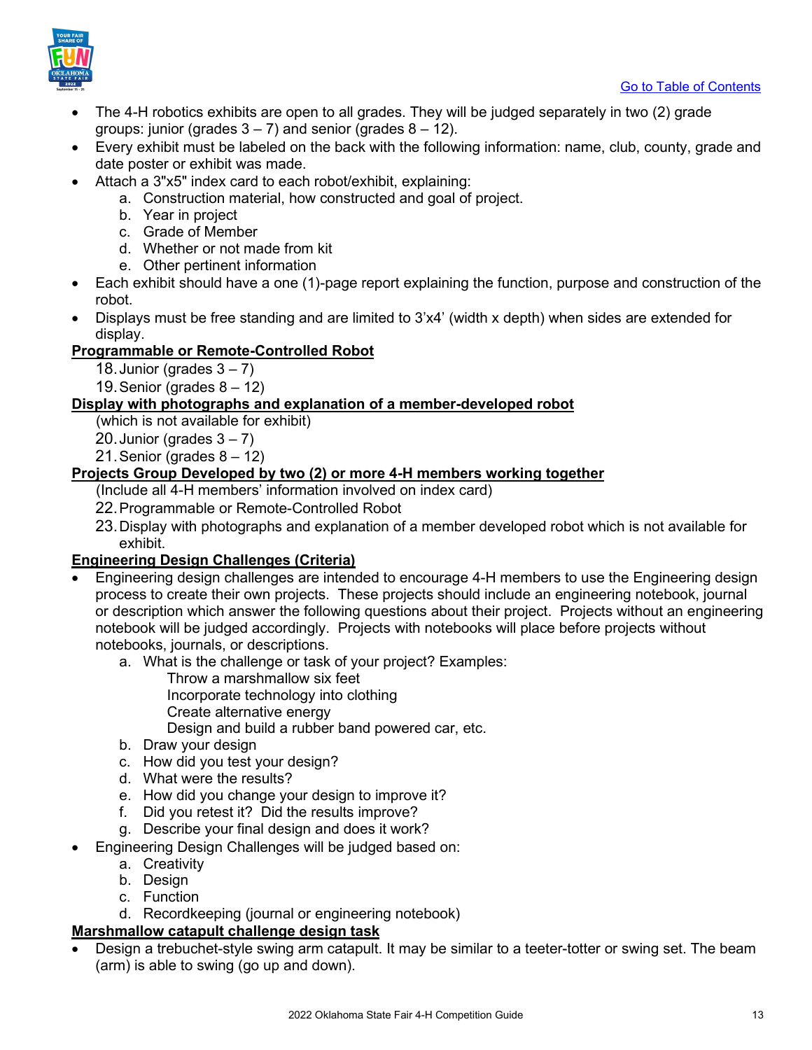[Go to Table of Contents]

- The 4-H robotics exhibits are open to all grades. They will be judged separately in two (2) grade groups: junior (grades 3 – 7) and senior (grades 8 – 12).
- Every exhibit must be labeled on the back with the following information: name, club, county, grade and date poster or exhibit was made.
- Attach a 3"x5" index card to each robot/exhibit, explaining:
    a. Construction material, how constructed and goal of project.
    b. Year in project
    c. Grade of Member
    d. Whether or not made from kit
    e. Other pertinent information
- Each exhibit should have a one (1)-page report explaining the function, purpose and construction of the robot.
- Displays must be free standing and are limited to 3'x4' (width x depth) when sides are extended for display.

**Programmable or Remote-Controlled Robot**

18. Junior (grades 3 – 7)
19. Senior (grades 8 – 12)

**Display with photographs and explanation of a member-developed robot**

(which is not available for exhibit)

20. Junior (grades 3 – 7)
21. Senior (grades 8 – 12)

**Projects Group Developed by two (2) or more 4-H members working together**

(Include all 4-H members' information involved on index card)

22. Programmable or Remote-Controlled Robot
23. Display with photographs and explanation of a member developed robot which is not available for exhibit.

**Engineering Design Challenges (Criteria)**

- Engineering design challenges are intended to encourage 4-H members to use the Engineering design process to create their own projects. These projects should include an engineering notebook, journal or description which answer the following questions about their project. Projects without an engineering notebook will be judged accordingly. Projects with notebooks will place before projects without notebooks, journals, or descriptions.
    a. What is the challenge or task of your project? Examples:
        Throw a marshmallow six feet
        Incorporate technology into clothing
        Create alternative energy
        Design and build a rubber band powered car, etc.
    b. Draw your design
    c. How did you test your design?
    d. What were the results?
    e. How did you change your design to improve it?
    f. Did you retest it? Did the results improve?
    g. Describe your final design and does it work?
- Engineering Design Challenges will be judged based on:
    a. Creativity
    b. Design
    c. Function
    d. Recordkeeping (journal or engineering notebook)

**Marshmallow catapult challenge design task**

- Design a trebuchet-style swing arm catapult. It may be similar to a teeter-totter or swing set. The beam (arm) is able to swing (go up and down).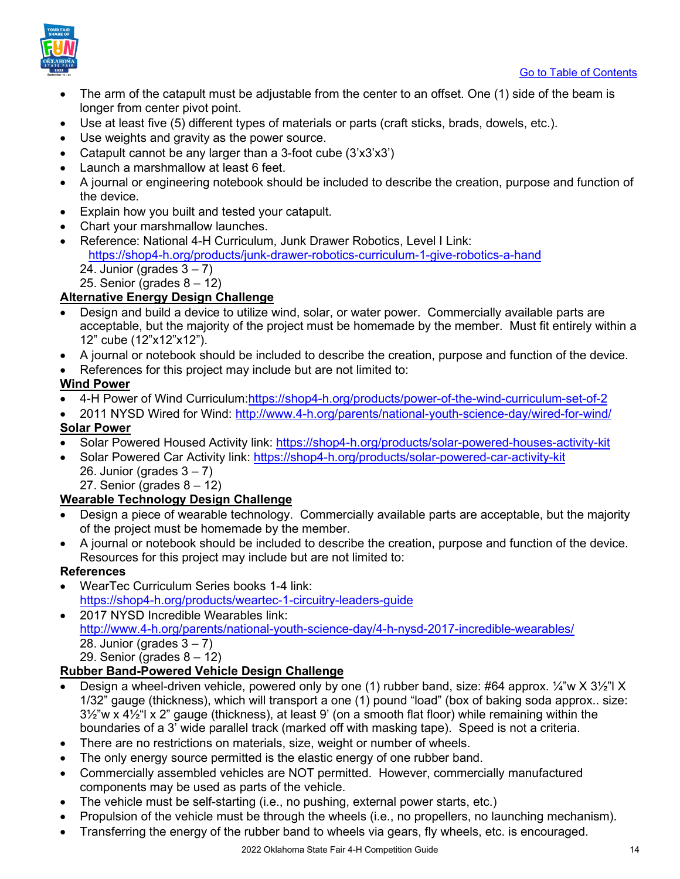- The arm of the catapult must be adjustable from the center to an offset. One (1) side of the beam is longer from center pivot point.
- Use at least five (5) different types of materials or parts (craft sticks, brads, dowels, etc.).
- Use weights and gravity as the power source.
- Catapult cannot be any larger than a 3-foot cube (3'x3'x3')
- Launch a marshmallow at least 6 feet.
- A journal or engineering notebook should be included to describe the creation, purpose and function of the device.
- Explain how you built and tested your catapult.
- Chart your marshmallow launches.
- Reference: National 4-H Curriculum, Junk Drawer Robotics, Level I Link: https://shop4-h.org/products/junk-drawer-robotics-curriculum-1-give-robotics-a-hand

24. Junior (grades 3 – 7)
25. Senior (grades 8 – 12)

**Alternative Energy Design Challenge**

- Design and build a device to utilize wind, solar, or water power. Commercially available parts are acceptable, but the majority of the project must be homemade by the member. Must fit entirely within a 12" cube (12"x12"x12").
- A journal or notebook should be included to describe the creation, purpose and function of the device.
- References for this project may include but are not limited to:

**Wind Power**

- 4-H Power of Wind Curriculum:https://shop4-h.org/products/power-of-the-wind-curriculum-set-of-2
- 2011 NYSD Wired for Wind: http://www.4-h.org/parents/national-youth-science-day/wired-for-wind/

**Solar Power**

- Solar Powered Housed Activity link: https://shop4-h.org/products/solar-powered-houses-activity-kit
- Solar Powered Car Activity link: https://shop4-h.org/products/solar-powered-car-activity-kit

26. Junior (grades 3 – 7)
27. Senior (grades 8 – 12)

**Wearable Technology Design Challenge**

- Design a piece of wearable technology. Commercially available parts are acceptable, but the majority of the project must be homemade by the member.
- A journal or notebook should be included to describe the creation, purpose and function of the device. Resources for this project may include but are not limited to:

**References**

- WearTec Curriculum Series books 1-4 link: https://shop4-h.org/products/weartec-1-circuitry-leaders-guide
- 2017 NYSD Incredible Wearables link: http://www.4-h.org/parents/national-youth-science-day/4-h-nysd-2017-incredible-wearables/

28. Junior (grades 3 – 7)
29. Senior (grades 8 – 12)

**Rubber Band-Powered Vehicle Design Challenge**

- Design a wheel-driven vehicle, powered only by one (1) rubber band, size: #64 approx. ¼"w X 3½"l X 1/32" gauge (thickness), which will transport a one (1) pound "load" (box of baking soda approx.. size: 3½"w x 4½"l x 2" gauge (thickness), at least 9' (on a smooth flat floor) while remaining within the boundaries of a 3' wide parallel track (marked off with masking tape). Speed is not a criteria.
- There are no restrictions on materials, size, weight or number of wheels.
- The only energy source permitted is the elastic energy of one rubber band.
- Commercially assembled vehicles are NOT permitted. However, commercially manufactured components may be used as parts of the vehicle.
- The vehicle must be self-starting (i.e., no pushing, external power starts, etc.)
- Propulsion of the vehicle must be through the wheels (i.e., no propellers, no launching mechanism).
- Transferring the energy of the rubber band to wheels via gears, fly wheels, etc. is encouraged.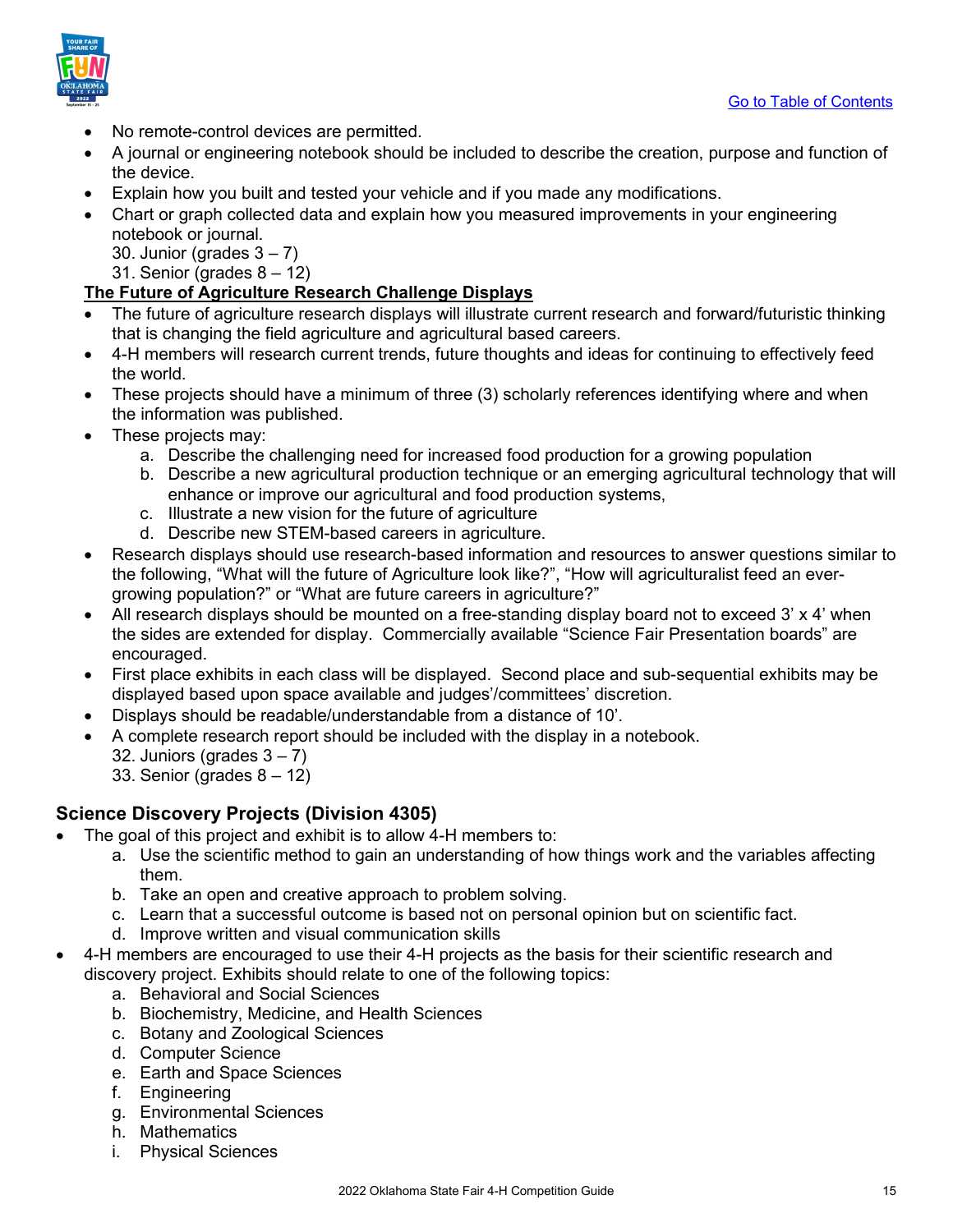- No remote-control devices are permitted.
- A journal or engineering notebook should be included to describe the creation, purpose and function of the device.
- Explain how you built and tested your vehicle and if you made any modifications.
- Chart or graph collected data and explain how you measured improvements in your engineering notebook or journal.
  30. Junior (grades 3 – 7)
  31. Senior (grades 8 – 12)

**The Future of Agriculture Research Challenge Displays**

- The future of agriculture research displays will illustrate current research and forward/futuristic thinking that is changing the field agriculture and agricultural based careers.
- 4-H members will research current trends, future thoughts and ideas for continuing to effectively feed the world.
- These projects should have a minimum of three (3) scholarly references identifying where and when the information was published.
- These projects may:
  a. Describe the challenging need for increased food production for a growing population
  b. Describe a new agricultural production technique or an emerging agricultural technology that will enhance or improve our agricultural and food production systems,
  c. Illustrate a new vision for the future of agriculture
  d. Describe new STEM-based careers in agriculture.
- Research displays should use research-based information and resources to answer questions similar to the following, "What will the future of Agriculture look like?", "How will agriculturalist feed an ever-growing population?" or "What are future careers in agriculture?"
- All research displays should be mounted on a free-standing display board not to exceed 3' x 4' when the sides are extended for display. Commercially available "Science Fair Presentation boards" are encouraged.
- First place exhibits in each class will be displayed. Second place and sub-sequential exhibits may be displayed based upon space available and judges'/committees' discretion.
- Displays should be readable/understandable from a distance of 10'.
- A complete research report should be included with the display in a notebook.
  32. Juniors (grades 3 – 7)
  33. Senior (grades 8 – 12)

## Science Discovery Projects (Division 4305)

- The goal of this project and exhibit is to allow 4-H members to:
  a. Use the scientific method to gain an understanding of how things work and the variables affecting them.
  b. Take an open and creative approach to problem solving.
  c. Learn that a successful outcome is based not on personal opinion but on scientific fact.
  d. Improve written and visual communication skills
- 4-H members are encouraged to use their 4-H projects as the basis for their scientific research and discovery project. Exhibits should relate to one of the following topics:
  a. Behavioral and Social Sciences
  b. Biochemistry, Medicine, and Health Sciences
  c. Botany and Zoological Sciences
  d. Computer Science
  e. Earth and Space Sciences
  f. Engineering
  g. Environmental Sciences
  h. Mathematics
  i. Physical Sciences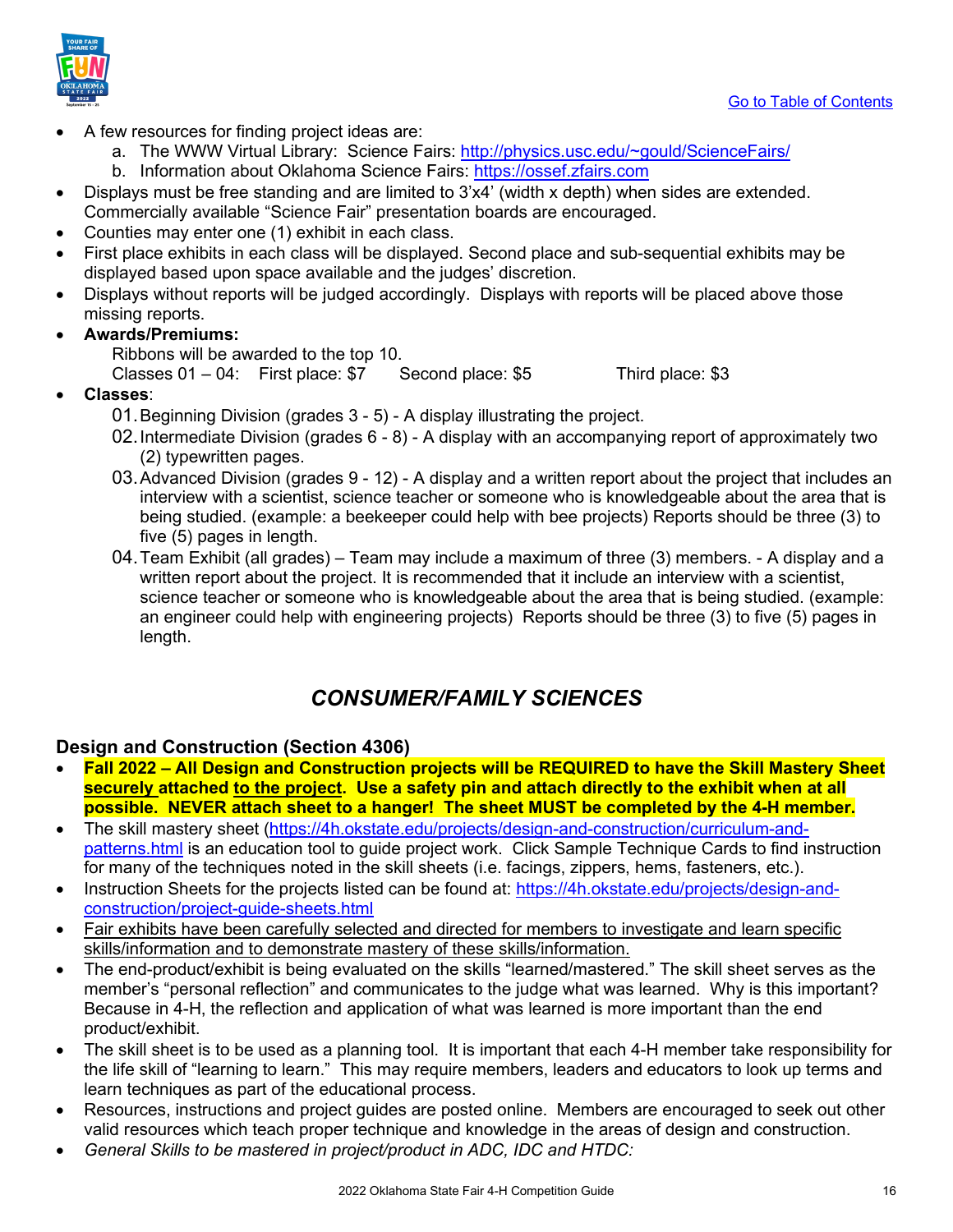[Go to Table of Contents]

- A few resources for finding project ideas are:
    a. The WWW Virtual Library: Science Fairs: http://physics.usc.edu/~gould/ScienceFairs/
    b. Information about Oklahoma Science Fairs: https://ossef.zfairs.com
- Displays must be free standing and are limited to 3'x4' (width x depth) when sides are extended. Commercially available "Science Fair" presentation boards are encouraged.
- Counties may enter one (1) exhibit in each class.
- First place exhibits in each class will be displayed. Second place and sub-sequential exhibits may be displayed based upon space available and the judges' discretion.
- Displays without reports will be judged accordingly. Displays with reports will be placed above those missing reports.
- **Awards/Premiums:**
  Ribbons will be awarded to the top 10.
  Classes 01 – 04: First place: $7 Second place: $5 Third place: $3
- **Classes**:
  01. Beginning Division (grades 3 - 5) - A display illustrating the project.
  02. Intermediate Division (grades 6 - 8) - A display with an accompanying report of approximately two (2) typewritten pages.
  03. Advanced Division (grades 9 - 12) - A display and a written report about the project that includes an interview with a scientist, science teacher or someone who is knowledgeable about the area that is being studied. (example: a beekeeper could help with bee projects) Reports should be three (3) to five (5) pages in length.
  04. Team Exhibit (all grades) – Team may include a maximum of three (3) members. - A display and a written report about the project. It is recommended that it include an interview with a scientist, science teacher or someone who is knowledgeable about the area that is being studied. (example: an engineer could help with engineering projects) Reports should be three (3) to five (5) pages in length.

## *CONSUMER/FAMILY SCIENCES*

### Design and Construction (Section 4306)

- **Fall 2022 – All Design and Construction projects will be REQUIRED to have the Skill Mastery Sheet <u>securely</u> attached <u>to the project</u>. Use a safety pin and attach directly to the exhibit when at all possible. NEVER attach sheet to a hanger! The sheet MUST be completed by the 4-H member.**
- The skill mastery sheet (https://4h.okstate.edu/projects/design-and-construction/curriculum-and-patterns.html is an education tool to guide project work. Click Sample Technique Cards to find instruction for many of the techniques noted in the skill sheets (i.e. facings, zippers, hems, fasteners, etc.).
- Instruction Sheets for the projects listed can be found at: https://4h.okstate.edu/projects/design-and-construction/project-guide-sheets.html
- <u>Fair exhibits have been carefully selected and directed for members to investigate and learn specific skills/information and to demonstrate mastery of these skills/information.</u>
- The end-product/exhibit is being evaluated on the skills "learned/mastered." The skill sheet serves as the member's "personal reflection" and communicates to the judge what was learned. Why is this important? Because in 4-H, the reflection and application of what was learned is more important than the end product/exhibit.
- The skill sheet is to be used as a planning tool. It is important that each 4-H member take responsibility for the life skill of "learning to learn." This may require members, leaders and educators to look up terms and learn techniques as part of the educational process.
- Resources, instructions and project guides are posted online. Members are encouraged to seek out other valid resources which teach proper technique and knowledge in the areas of design and construction.
- *General Skills to be mastered in project/product in ADC, IDC and HTDC:*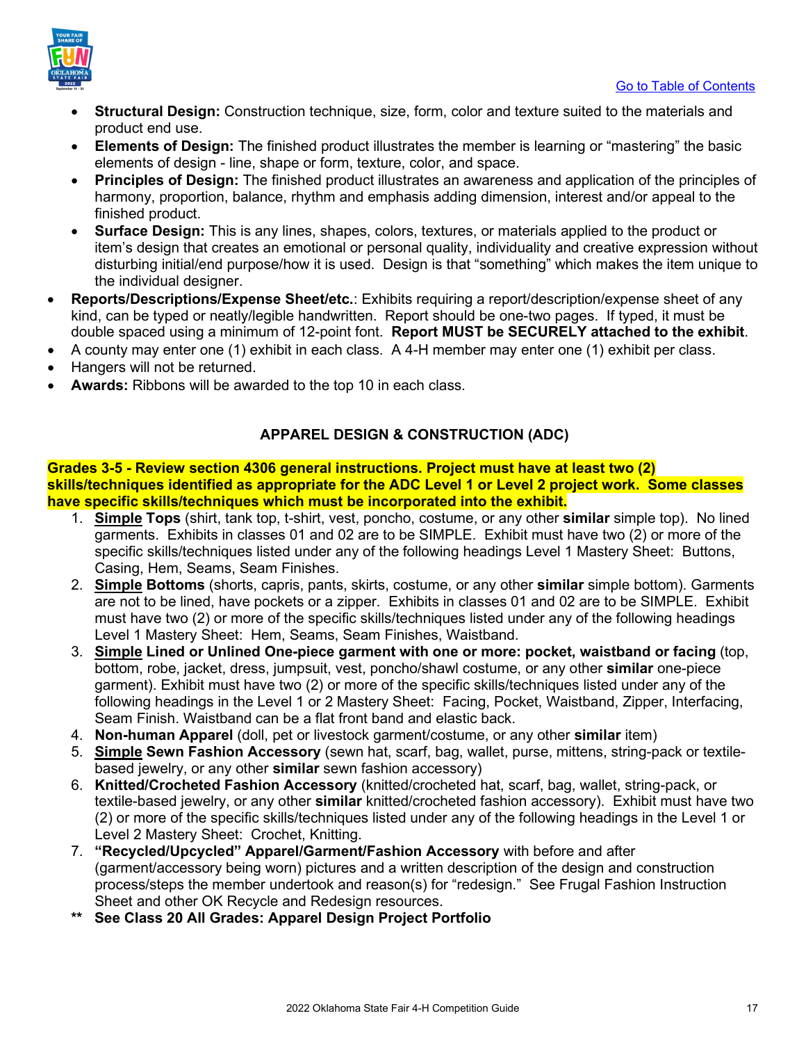- **Structural Design:** Construction technique, size, form, color and texture suited to the materials and product end use.
- **Elements of Design:** The finished product illustrates the member is learning or "mastering" the basic elements of design - line, shape or form, texture, color, and space.
- **Principles of Design:** The finished product illustrates an awareness and application of the principles of harmony, proportion, balance, rhythm and emphasis adding dimension, interest and/or appeal to the finished product.
- **Surface Design:** This is any lines, shapes, colors, textures, or materials applied to the product or item's design that creates an emotional or personal quality, individuality and creative expression without disturbing initial/end purpose/how it is used. Design is that "something" which makes the item unique to the individual designer.

- **Reports/Descriptions/Expense Sheet/etc.**: Exhibits requiring a report/description/expense sheet of any kind, can be typed or neatly/legible handwritten. Report should be one-two pages. If typed, it must be double spaced using a minimum of 12-point font. **Report MUST be SECURELY attached to the exhibit**.
- A county may enter one (1) exhibit in each class. A 4-H member may enter one (1) exhibit per class.
- Hangers will not be returned.
- **Awards:** Ribbons will be awarded to the top 10 in each class.

## APPAREL DESIGN & CONSTRUCTION (ADC)

**Grades 3-5 - Review section 4306 general instructions. Project must have at least two (2) skills/techniques identified as appropriate for the ADC Level 1 or Level 2 project work. Some classes have specific skills/techniques which must be incorporated into the exhibit.**

1. **Simple Tops** (shirt, tank top, t-shirt, vest, poncho, costume, or any other **similar** simple top). No lined garments. Exhibits in classes 01 and 02 are to be SIMPLE. Exhibit must have two (2) or more of the specific skills/techniques listed under any of the following headings Level 1 Mastery Sheet: Buttons, Casing, Hem, Seams, Seam Finishes.
2. **Simple Bottoms** (shorts, capris, pants, skirts, costume, or any other **similar** simple bottom). Garments are not to be lined, have pockets or a zipper. Exhibits in classes 01 and 02 are to be SIMPLE. Exhibit must have two (2) or more of the specific skills/techniques listed under any of the following headings Level 1 Mastery Sheet: Hem, Seams, Seam Finishes, Waistband.
3. **Simple Lined or Unlined One-piece garment with one or more: pocket, waistband or facing** (top, bottom, robe, jacket, dress, jumpsuit, vest, poncho/shawl costume, or any other **similar** one-piece garment). Exhibit must have two (2) or more of the specific skills/techniques listed under any of the following headings in the Level 1 or 2 Mastery Sheet: Facing, Pocket, Waistband, Zipper, Interfacing, Seam Finish. Waistband can be a flat front band and elastic back.
4. **Non-human Apparel** (doll, pet or livestock garment/costume, or any other **similar** item)
5. **Simple Sewn Fashion Accessory** (sewn hat, scarf, bag, wallet, purse, mittens, string-pack or textile-based jewelry, or any other **similar** sewn fashion accessory)
6. **Knitted/Crocheted Fashion Accessory** (knitted/crocheted hat, scarf, bag, wallet, string-pack, or textile-based jewelry, or any other **similar** knitted/crocheted fashion accessory). Exhibit must have two (2) or more of the specific skills/techniques listed under any of the following headings in the Level 1 or Level 2 Mastery Sheet: Crochet, Knitting.
7. **"Recycled/Upcycled" Apparel/Garment/Fashion Accessory** with before and after (garment/accessory being worn) pictures and a written description of the design and construction process/steps the member undertook and reason(s) for "redesign." See Frugal Fashion Instruction Sheet and other OK Recycle and Redesign resources.

\*\* **See Class 20 All Grades: Apparel Design Project Portfolio**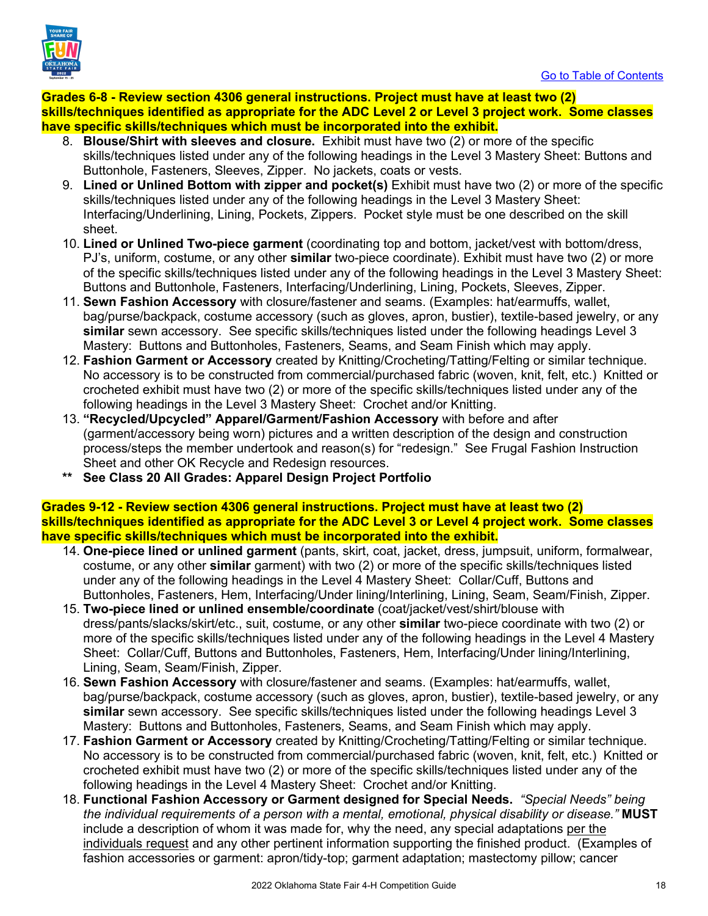Go to Table of Contents

**Grades 6-8 - Review section 4306 general instructions. Project must have at least two (2) skills/techniques identified as appropriate for the ADC Level 2 or Level 3 project work. Some classes have specific skills/techniques which must be incorporated into the exhibit.**

8. **Blouse/Shirt with sleeves and closure.** Exhibit must have two (2) or more of the specific skills/techniques listed under any of the following headings in the Level 3 Mastery Sheet: Buttons and Buttonhole, Fasteners, Sleeves, Zipper. No jackets, coats or vests.
9. **Lined or Unlined Bottom with zipper and pocket(s)** Exhibit must have two (2) or more of the specific skills/techniques listed under any of the following headings in the Level 3 Mastery Sheet: Interfacing/Underlining, Lining, Pockets, Zippers. Pocket style must be one described on the skill sheet.
10. **Lined or Unlined Two-piece garment** (coordinating top and bottom, jacket/vest with bottom/dress, PJ's, uniform, costume, or any other **similar** two-piece coordinate). Exhibit must have two (2) or more of the specific skills/techniques listed under any of the following headings in the Level 3 Mastery Sheet: Buttons and Buttonhole, Fasteners, Interfacing/Underlining, Lining, Pockets, Sleeves, Zipper.
11. **Sewn Fashion Accessory** with closure/fastener and seams. (Examples: hat/earmuffs, wallet, bag/purse/backpack, costume accessory (such as gloves, apron, bustier), textile-based jewelry, or any **similar** sewn accessory. See specific skills/techniques listed under the following headings Level 3 Mastery: Buttons and Buttonholes, Fasteners, Seams, and Seam Finish which may apply.
12. **Fashion Garment or Accessory** created by Knitting/Crocheting/Tatting/Felting or similar technique. No accessory is to be constructed from commercial/purchased fabric (woven, knit, felt, etc.) Knitted or crocheted exhibit must have two (2) or more of the specific skills/techniques listed under any of the following headings in the Level 3 Mastery Sheet: Crochet and/or Knitting.
13. **"Recycled/Upcycled" Apparel/Garment/Fashion Accessory** with before and after (garment/accessory being worn) pictures and a written description of the design and construction process/steps the member undertook and reason(s) for "redesign." See Frugal Fashion Instruction Sheet and other OK Recycle and Redesign resources.

\*\* **See Class 20 All Grades: Apparel Design Project Portfolio**

**Grades 9-12 - Review section 4306 general instructions. Project must have at least two (2) skills/techniques identified as appropriate for the ADC Level 3 or Level 4 project work. Some classes have specific skills/techniques which must be incorporated into the exhibit.**

14. **One-piece lined or unlined garment** (pants, skirt, coat, jacket, dress, jumpsuit, uniform, formalwear, costume, or any other **similar** garment) with two (2) or more of the specific skills/techniques listed under any of the following headings in the Level 4 Mastery Sheet: Collar/Cuff, Buttons and Buttonholes, Fasteners, Hem, Interfacing/Under lining/Interlining, Lining, Seam, Seam/Finish, Zipper.
15. **Two-piece lined or unlined ensemble/coordinate** (coat/jacket/vest/shirt/blouse with dress/pants/slacks/skirt/etc., suit, costume, or any other **similar** two-piece coordinate with two (2) or more of the specific skills/techniques listed under any of the following headings in the Level 4 Mastery Sheet: Collar/Cuff, Buttons and Buttonholes, Fasteners, Hem, Interfacing/Under lining/Interlining, Lining, Seam, Seam/Finish, Zipper.
16. **Sewn Fashion Accessory** with closure/fastener and seams. (Examples: hat/earmuffs, wallet, bag/purse/backpack, costume accessory (such as gloves, apron, bustier), textile-based jewelry, or any **similar** sewn accessory. See specific skills/techniques listed under the following headings Level 3 Mastery: Buttons and Buttonholes, Fasteners, Seams, and Seam Finish which may apply.
17. **Fashion Garment or Accessory** created by Knitting/Crocheting/Tatting/Felting or similar technique. No accessory is to be constructed from commercial/purchased fabric (woven, knit, felt, etc.) Knitted or crocheted exhibit must have two (2) or more of the specific skills/techniques listed under any of the following headings in the Level 4 Mastery Sheet: Crochet and/or Knitting.
18. **Functional Fashion Accessory or Garment designed for Special Needs.** *"Special Needs" being the individual requirements of a person with a mental, emotional, physical disability or disease."* **MUST** include a description of whom it was made for, why the need, any special adaptations per the individuals request and any other pertinent information supporting the finished product. (Examples of fashion accessories or garment: apron/tidy-top; garment adaptation; mastectomy pillow; cancer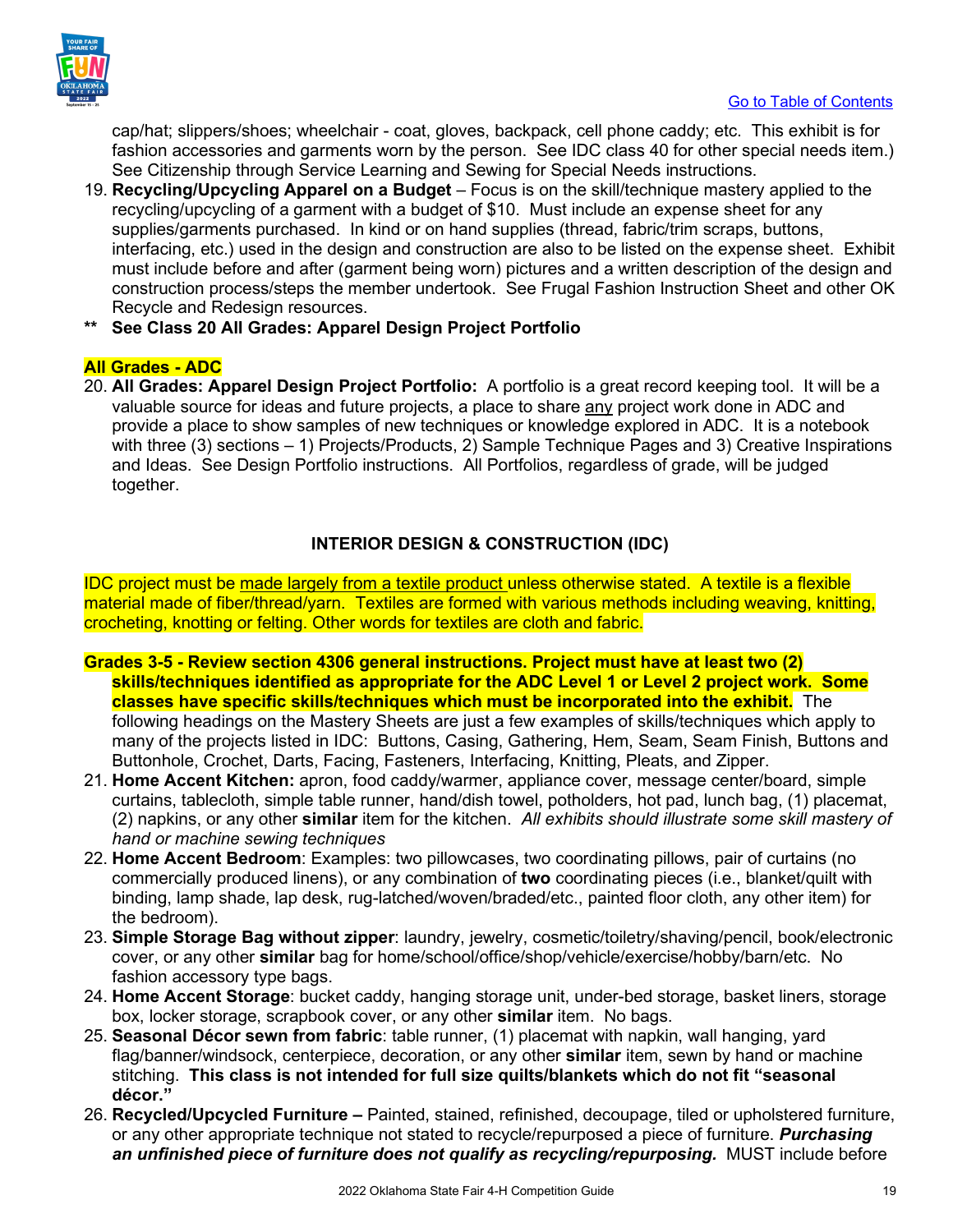cap/hat; slippers/shoes; wheelchair - coat, gloves, backpack, cell phone caddy; etc. This exhibit is for fashion accessories and garments worn by the person. See IDC class 40 for other special needs item.) See Citizenship through Service Learning and Sewing for Special Needs instructions.

19. **Recycling/Upcycling Apparel on a Budget** – Focus is on the skill/technique mastery applied to the recycling/upcycling of a garment with a budget of $10. Must include an expense sheet for any supplies/garments purchased. In kind or on hand supplies (thread, fabric/trim scraps, buttons, interfacing, etc.) used in the design and construction are also to be listed on the expense sheet. Exhibit must include before and after (garment being worn) pictures and a written description of the design and construction process/steps the member undertook. See Frugal Fashion Instruction Sheet and other OK Recycle and Redesign resources.

**\*\* See Class 20 All Grades: Apparel Design Project Portfolio**

**All Grades - ADC**

20. **All Grades: Apparel Design Project Portfolio:** A portfolio is a great record keeping tool. It will be a valuable source for ideas and future projects, a place to share any project work done in ADC and provide a place to show samples of new techniques or knowledge explored in ADC. It is a notebook with three (3) sections – 1) Projects/Products, 2) Sample Technique Pages and 3) Creative Inspirations and Ideas. See Design Portfolio instructions. All Portfolios, regardless of grade, will be judged together.

## INTERIOR DESIGN & CONSTRUCTION (IDC)

IDC project must be made largely from a textile product unless otherwise stated. A textile is a flexible material made of fiber/thread/yarn. Textiles are formed with various methods including weaving, knitting, crocheting, knotting or felting. Other words for textiles are cloth and fabric.

**Grades 3-5 - Review section 4306 general instructions. Project must have at least two (2) skills/techniques identified as appropriate for the ADC Level 1 or Level 2 project work. Some classes have specific skills/techniques which must be incorporated into the exhibit.** The following headings on the Mastery Sheets are just a few examples of skills/techniques which apply to many of the projects listed in IDC: Buttons, Casing, Gathering, Hem, Seam, Seam Finish, Buttons and Buttonhole, Crochet, Darts, Facing, Fasteners, Interfacing, Knitting, Pleats, and Zipper.

21. **Home Accent Kitchen:** apron, food caddy/warmer, appliance cover, message center/board, simple curtains, tablecloth, simple table runner, hand/dish towel, potholders, hot pad, lunch bag, (1) placemat, (2) napkins, or any other **similar** item for the kitchen. *All exhibits should illustrate some skill mastery of hand or machine sewing techniques*
22. **Home Accent Bedroom**: Examples: two pillowcases, two coordinating pillows, pair of curtains (no commercially produced linens), or any combination of **two** coordinating pieces (i.e., blanket/quilt with binding, lamp shade, lap desk, rug-latched/woven/braded/etc., painted floor cloth, any other item) for the bedroom).
23. **Simple Storage Bag without zipper**: laundry, jewelry, cosmetic/toiletry/shaving/pencil, book/electronic cover, or any other **similar** bag for home/school/office/shop/vehicle/exercise/hobby/barn/etc. No fashion accessory type bags.
24. **Home Accent Storage**: bucket caddy, hanging storage unit, under-bed storage, basket liners, storage box, locker storage, scrapbook cover, or any other **similar** item. No bags.
25. **Seasonal Décor sewn from fabric**: table runner, (1) placemat with napkin, wall hanging, yard flag/banner/windsock, centerpiece, decoration, or any other **similar** item, sewn by hand or machine stitching. **This class is not intended for full size quilts/blankets which do not fit "seasonal décor."**
26. **Recycled/Upcycled Furniture –** Painted, stained, refinished, decoupage, tiled or upholstered furniture, or any other appropriate technique not stated to recycle/repurposed a piece of furniture. ***Purchasing an unfinished piece of furniture does not qualify as recycling/repurposing.*** MUST include before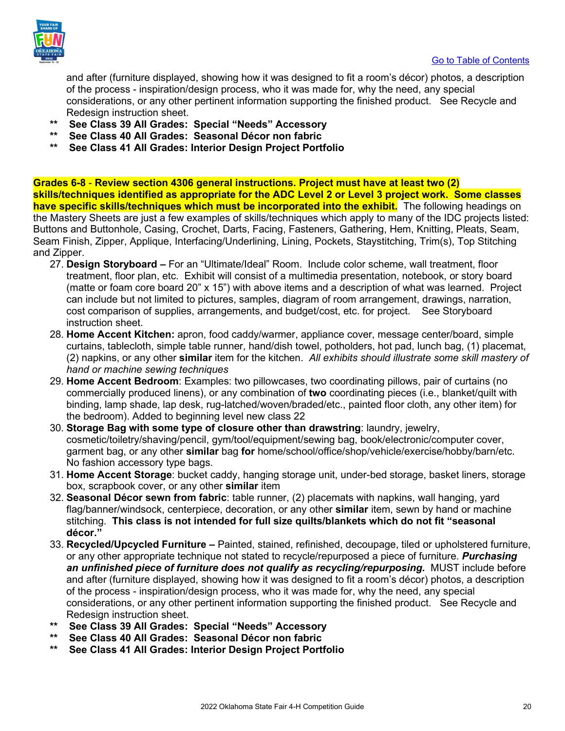and after (furniture displayed, showing how it was designed to fit a room's décor) photos, a description of the process - inspiration/design process, who it was made for, why the need, any special considerations, or any other pertinent information supporting the finished product. See Recycle and Redesign instruction sheet.

- ** **See Class 39 All Grades: Special "Needs" Accessory**
- ** **See Class 40 All Grades: Seasonal Décor non fabric**
- ** **See Class 41 All Grades: Interior Design Project Portfolio**

**Grades 6-8** - **Review section 4306 general instructions. Project must have at least two (2) skills/techniques identified as appropriate for the ADC Level 2 or Level 3 project work. Some classes have specific skills/techniques which must be incorporated into the exhibit.** The following headings on the Mastery Sheets are just a few examples of skills/techniques which apply to many of the IDC projects listed: Buttons and Buttonhole, Casing, Crochet, Darts, Facing, Fasteners, Gathering, Hem, Knitting, Pleats, Seam, Seam Finish, Zipper, Applique, Interfacing/Underlining, Lining, Pockets, Staystitching, Trim(s), Top Stitching and Zipper.

27. **Design Storyboard –** For an "Ultimate/Ideal" Room. Include color scheme, wall treatment, floor treatment, floor plan, etc. Exhibit will consist of a multimedia presentation, notebook, or story board (matte or foam core board 20" x 15") with above items and a description of what was learned. Project can include but not limited to pictures, samples, diagram of room arrangement, drawings, narration, cost comparison of supplies, arrangements, and budget/cost, etc. for project. See Storyboard instruction sheet.
28. **Home Accent Kitchen:** apron, food caddy/warmer, appliance cover, message center/board, simple curtains, tablecloth, simple table runner, hand/dish towel, potholders, hot pad, lunch bag, (1) placemat, (2) napkins, or any other **similar** item for the kitchen. *All exhibits should illustrate some skill mastery of hand or machine sewing techniques*
29. **Home Accent Bedroom**: Examples: two pillowcases, two coordinating pillows, pair of curtains (no commercially produced linens), or any combination of **two** coordinating pieces (i.e., blanket/quilt with binding, lamp shade, lap desk, rug-latched/woven/braded/etc., painted floor cloth, any other item) for the bedroom). Added to beginning level new class 22
30. **Storage Bag with some type of closure other than drawstring**: laundry, jewelry, cosmetic/toiletry/shaving/pencil, gym/tool/equipment/sewing bag, book/electronic/computer cover, garment bag, or any other **similar** bag **for** home/school/office/shop/vehicle/exercise/hobby/barn/etc. No fashion accessory type bags.
31. **Home Accent Storage**: bucket caddy, hanging storage unit, under-bed storage, basket liners, storage box, scrapbook cover, or any other **similar** item
32. **Seasonal Décor sewn from fabric**: table runner, (2) placemats with napkins, wall hanging, yard flag/banner/windsock, centerpiece, decoration, or any other **similar** item, sewn by hand or machine stitching. **This class is not intended for full size quilts/blankets which do not fit "seasonal décor."**
33. **Recycled/Upcycled Furniture –** Painted, stained, refinished, decoupage, tiled or upholstered furniture, or any other appropriate technique not stated to recycle/repurposed a piece of furniture. ***Purchasing an unfinished piece of furniture does not qualify as recycling/repurposing.*** MUST include before and after (furniture displayed, showing how it was designed to fit a room's décor) photos, a description of the process - inspiration/design process, who it was made for, why the need, any special considerations, or any other pertinent information supporting the finished product. See Recycle and Redesign instruction sheet.

- ** **See Class 39 All Grades: Special "Needs" Accessory**
- ** **See Class 40 All Grades: Seasonal Décor non fabric**
- ** **See Class 41 All Grades: Interior Design Project Portfolio**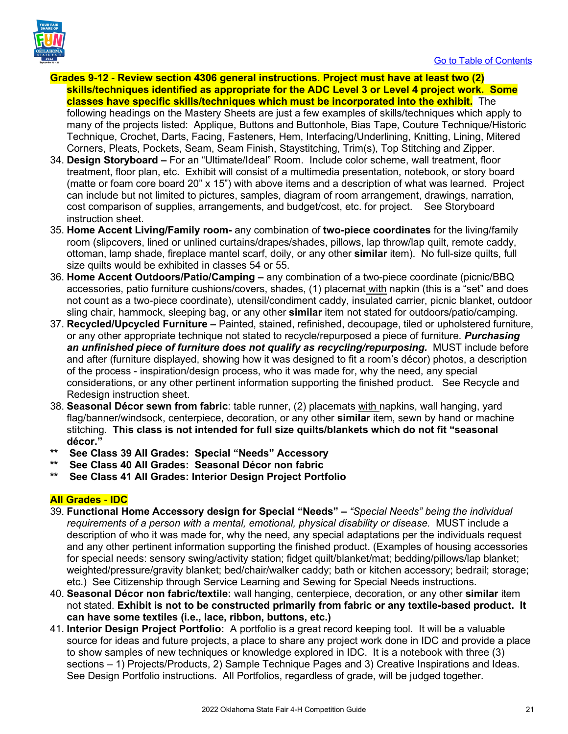**Grades 9-12 - Review section 4306 general instructions. Project must have at least two (2) skills/techniques identified as appropriate for the ADC Level 3 or Level 4 project work. Some classes have specific skills/techniques which must be incorporated into the exhibit.** The following headings on the Mastery Sheets are just a few examples of skills/techniques which apply to many of the projects listed: Applique, Buttons and Buttonhole, Bias Tape, Couture Technique/Historic Technique, Crochet, Darts, Facing, Fasteners, Hem, Interfacing/Underlining, Knitting, Lining, Mitered Corners, Pleats, Pockets, Seam, Seam Finish, Staystitching, Trim(s), Top Stitching and Zipper.

34. **Design Storyboard –** For an "Ultimate/Ideal" Room. Include color scheme, wall treatment, floor treatment, floor plan, etc. Exhibit will consist of a multimedia presentation, notebook, or story board (matte or foam core board 20" x 15") with above items and a description of what was learned. Project can include but not limited to pictures, samples, diagram of room arrangement, drawings, narration, cost comparison of supplies, arrangements, and budget/cost, etc. for project. See Storyboard instruction sheet.
35. **Home Accent Living/Family room-** any combination of **two-piece coordinates** for the living/family room (slipcovers, lined or unlined curtains/drapes/shades, pillows, lap throw/lap quilt, remote caddy, ottoman, lamp shade, fireplace mantel scarf, doily, or any other **similar** item). No full-size quilts, full size quilts would be exhibited in classes 54 or 55.
36. **Home Accent Outdoors/Patio/Camping –** any combination of a two-piece coordinate (picnic/BBQ accessories, patio furniture cushions/covers, shades, (1) placemat with napkin (this is a "set" and does not count as a two-piece coordinate), utensil/condiment caddy, insulated carrier, picnic blanket, outdoor sling chair, hammock, sleeping bag, or any other **similar** item not stated for outdoors/patio/camping.
37. **Recycled/Upcycled Furniture –** Painted, stained, refinished, decoupage, tiled or upholstered furniture, or any other appropriate technique not stated to recycle/repurposed a piece of furniture. ***Purchasing an unfinished piece of furniture does not qualify as recycling/repurposing.*** MUST include before and after (furniture displayed, showing how it was designed to fit a room's décor) photos, a description of the process - inspiration/design process, who it was made for, why the need, any special considerations, or any other pertinent information supporting the finished product. See Recycle and Redesign instruction sheet.
38. **Seasonal Décor sewn from fabric**: table runner, (2) placemats with napkins, wall hanging, yard flag/banner/windsock, centerpiece, decoration, or any other **similar** item, sewn by hand or machine stitching. **This class is not intended for full size quilts/blankets which do not fit "seasonal décor."**

** **See Class 39 All Grades: Special "Needs" Accessory**
** **See Class 40 All Grades: Seasonal Décor non fabric**
** **See Class 41 All Grades: Interior Design Project Portfolio**

**All Grades - IDC**

39. **Functional Home Accessory design for Special "Needs" –** *"Special Needs" being the individual requirements of a person with a mental, emotional, physical disability or disease.* MUST include a description of who it was made for, why the need, any special adaptations per the individuals request and any other pertinent information supporting the finished product. (Examples of housing accessories for special needs: sensory swing/activity station; fidget quilt/blanket/mat; bedding/pillows/lap blanket; weighted/pressure/gravity blanket; bed/chair/walker caddy; bath or kitchen accessory; bedrail; storage; etc.) See Citizenship through Service Learning and Sewing for Special Needs instructions.
40. **Seasonal Décor non fabric/textile:** wall hanging, centerpiece, decoration, or any other **similar** item not stated. **Exhibit is not to be constructed primarily from fabric or any textile-based product. It can have some textiles (i.e., lace, ribbon, buttons, etc.)**
41. **Interior Design Project Portfolio:** A portfolio is a great record keeping tool. It will be a valuable source for ideas and future projects, a place to share any project work done in IDC and provide a place to show samples of new techniques or knowledge explored in IDC. It is a notebook with three (3) sections – 1) Projects/Products, 2) Sample Technique Pages and 3) Creative Inspirations and Ideas. See Design Portfolio instructions. All Portfolios, regardless of grade, will be judged together.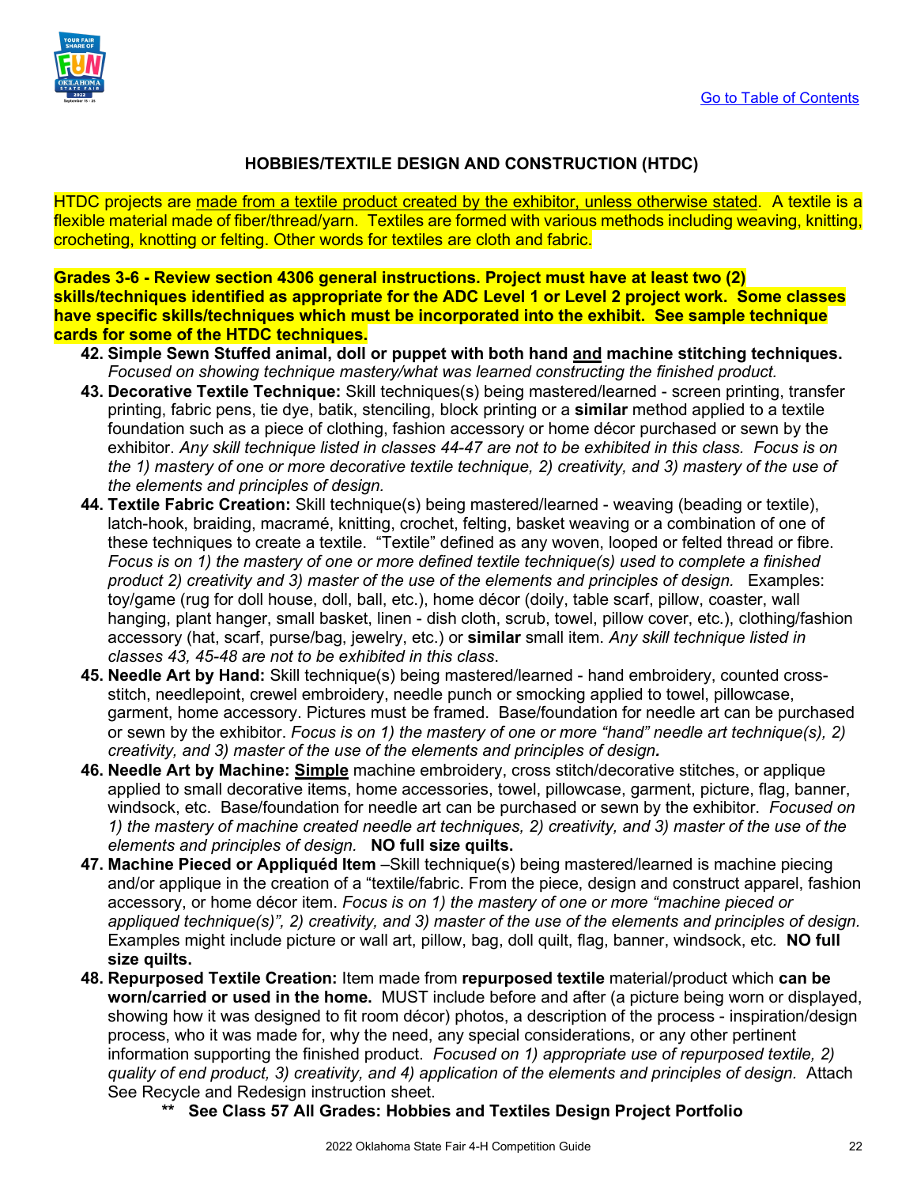## HOBBIES/TEXTILE DESIGN AND CONSTRUCTION (HTDC)

HTDC projects are made from a textile product created by the exhibitor, unless otherwise stated. A textile is a flexible material made of fiber/thread/yarn. Textiles are formed with various methods including weaving, knitting, crocheting, knotting or felting. Other words for textiles are cloth and fabric.

**Grades 3-6 - Review section 4306 general instructions. Project must have at least two (2) skills/techniques identified as appropriate for the ADC Level 1 or Level 2 project work. Some classes have specific skills/techniques which must be incorporated into the exhibit. See sample technique cards for some of the HTDC techniques.**

42. **Simple Sewn Stuffed animal, doll or puppet with both hand and machine stitching techniques.** *Focused on showing technique mastery/what was learned constructing the finished product.*
43. **Decorative Textile Technique:** Skill techniques(s) being mastered/learned - screen printing, transfer printing, fabric pens, tie dye, batik, stenciling, block printing or a **similar** method applied to a textile foundation such as a piece of clothing, fashion accessory or home décor purchased or sewn by the exhibitor. *Any skill technique listed in classes 44-47 are not to be exhibited in this class. Focus is on the 1) mastery of one or more decorative textile technique, 2) creativity, and 3) mastery of the use of the elements and principles of design.*
44. **Textile Fabric Creation:** Skill technique(s) being mastered/learned - weaving (beading or textile), latch-hook, braiding, macramé, knitting, crochet, felting, basket weaving or a combination of one of these techniques to create a textile. "Textile" defined as any woven, looped or felted thread or fibre. *Focus is on 1) the mastery of one or more defined textile technique(s) used to complete a finished product 2) creativity and 3) master of the use of the elements and principles of design.* Examples: toy/game (rug for doll house, doll, ball, etc.), home décor (doily, table scarf, pillow, coaster, wall hanging, plant hanger, small basket, linen - dish cloth, scrub, towel, pillow cover, etc.), clothing/fashion accessory (hat, scarf, purse/bag, jewelry, etc.) or **similar** small item. *Any skill technique listed in classes 43, 45-48 are not to be exhibited in this class.*
45. **Needle Art by Hand:** Skill technique(s) being mastered/learned - hand embroidery, counted cross-stitch, needlepoint, crewel embroidery, needle punch or smocking applied to towel, pillowcase, garment, home accessory. Pictures must be framed. Base/foundation for needle art can be purchased or sewn by the exhibitor. *Focus is on 1) the mastery of one or more "hand" needle art technique(s), 2) creativity, and 3) master of the use of the elements and principles of design.*
46. **Needle Art by Machine: Simple** machine embroidery, cross stitch/decorative stitches, or applique applied to small decorative items, home accessories, towel, pillowcase, garment, picture, flag, banner, windsock, etc. Base/foundation for needle art can be purchased or sewn by the exhibitor. *Focused on 1) the mastery of machine created needle art techniques, 2) creativity, and 3) master of the use of the elements and principles of design.* **NO full size quilts.**
47. **Machine Pieced or Appliquéd Item** –Skill technique(s) being mastered/learned is machine piecing and/or applique in the creation of a "textile/fabric. From the piece, design and construct apparel, fashion accessory, or home décor item. *Focus is on 1) the mastery of one or more "machine pieced or appliqued technique(s)", 2) creativity, and 3) master of the use of the elements and principles of design.* Examples might include picture or wall art, pillow, bag, doll quilt, flag, banner, windsock, etc. **NO full size quilts.**
48. **Repurposed Textile Creation:** Item made from **repurposed textile** material/product which **can be worn/carried or used in the home.** MUST include before and after (a picture being worn or displayed, showing how it was designed to fit room décor) photos, a description of the process - inspiration/design process, who it was made for, why the need, any special considerations, or any other pertinent information supporting the finished product. *Focused on 1) appropriate use of repurposed textile, 2) quality of end product, 3) creativity, and 4) application of the elements and principles of design.* Attach See Recycle and Redesign instruction sheet.

**\*\* See Class 57 All Grades: Hobbies and Textiles Design Project Portfolio**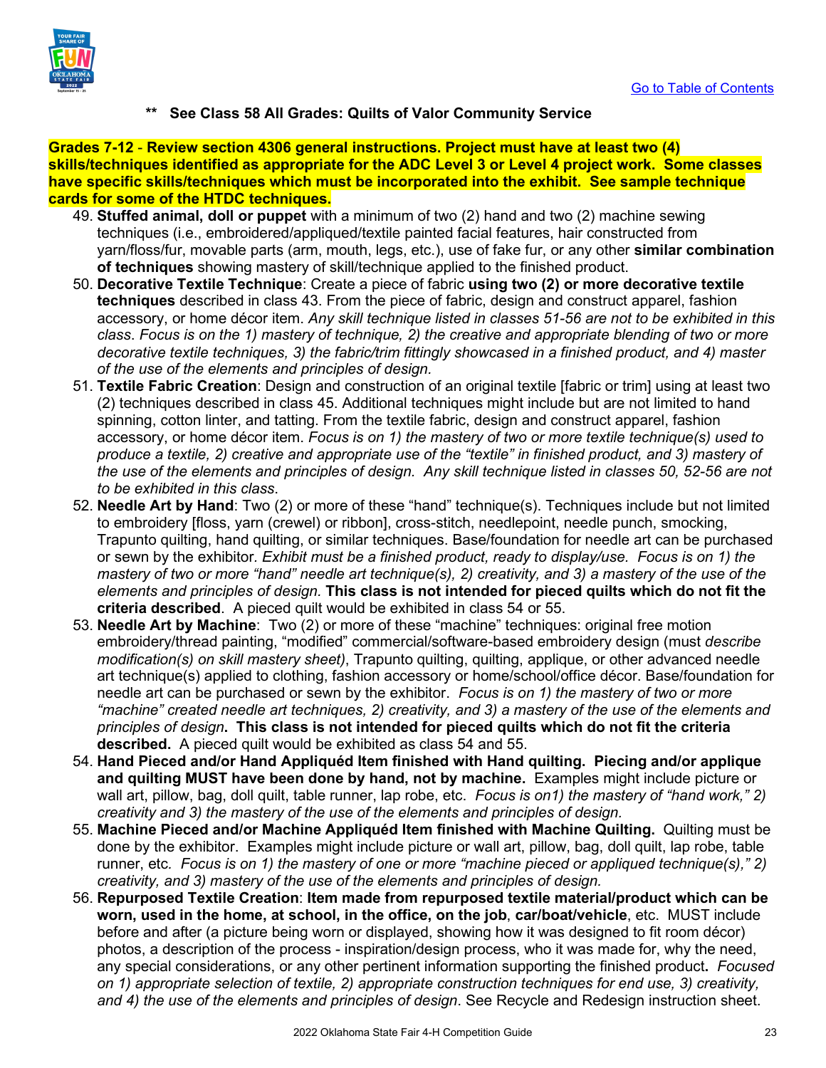**\*\*   See Class 58 All Grades: Quilts of Valor Community Service**

**Grades 7-12 - Review section 4306 general instructions. Project must have at least two (4) skills/techniques identified as appropriate for the ADC Level 3 or Level 4 project work. Some classes have specific skills/techniques which must be incorporated into the exhibit. See sample technique cards for some of the HTDC techniques.**

49. **Stuffed animal, doll or puppet** with a minimum of two (2) hand and two (2) machine sewing techniques (i.e., embroidered/appliqued/textile painted facial features, hair constructed from yarn/floss/fur, movable parts (arm, mouth, legs, etc.), use of fake fur, or any other **similar combination of techniques** showing mastery of skill/technique applied to the finished product.
50. **Decorative Textile Technique**: Create a piece of fabric **using two (2) or more decorative textile techniques** described in class 43. From the piece of fabric, design and construct apparel, fashion accessory, or home décor item. *Any skill technique listed in classes 51-56 are not to be exhibited in this class. Focus is on the 1) mastery of technique, 2) the creative and appropriate blending of two or more decorative textile techniques, 3) the fabric/trim fittingly showcased in a finished product, and 4) master of the use of the elements and principles of design.*
51. **Textile Fabric Creation**: Design and construction of an original textile [fabric or trim] using at least two (2) techniques described in class 45. Additional techniques might include but are not limited to hand spinning, cotton linter, and tatting. From the textile fabric, design and construct apparel, fashion accessory, or home décor item. *Focus is on 1) the mastery of two or more textile technique(s) used to produce a textile, 2) creative and appropriate use of the "textile" in finished product, and 3) mastery of the use of the elements and principles of design. Any skill technique listed in classes 50, 52-56 are not to be exhibited in this class*.
52. **Needle Art by Hand**: Two (2) or more of these "hand" technique(s). Techniques include but not limited to embroidery [floss, yarn (crewel) or ribbon], cross-stitch, needlepoint, needle punch, smocking, Trapunto quilting, hand quilting, or similar techniques. Base/foundation for needle art can be purchased or sewn by the exhibitor. *Exhibit must be a finished product, ready to display/use. Focus is on 1) the mastery of two or more "hand" needle art technique(s), 2) creativity, and 3) a mastery of the use of the elements and principles of design.* **This class is not intended for pieced quilts which do not fit the criteria described**. A pieced quilt would be exhibited in class 54 or 55.
53. **Needle Art by Machine**: Two (2) or more of these "machine" techniques: original free motion embroidery/thread painting, "modified" commercial/software-based embroidery design (must *describe modification(s) on skill mastery sheet)*, Trapunto quilting, quilting, applique, or other advanced needle art technique(s) applied to clothing, fashion accessory or home/school/office décor. Base/foundation for needle art can be purchased or sewn by the exhibitor. *Focus is on 1) the mastery of two or more "machine" created needle art techniques, 2) creativity, and 3) a mastery of the use of the elements and principles of design*. **This class is not intended for pieced quilts which do not fit the criteria described.** A pieced quilt would be exhibited as class 54 and 55.
54. **Hand Pieced and/or Hand Appliquéd Item finished with Hand quilting. Piecing and/or applique and quilting MUST have been done by hand, not by machine.** Examples might include picture or wall art, pillow, bag, doll quilt, table runner, lap robe, etc. *Focus is on1) the mastery of "hand work," 2) creativity and 3) the mastery of the use of the elements and principles of design.*
55. **Machine Pieced and/or Machine Appliquéd Item finished with Machine Quilting.** Quilting must be done by the exhibitor. Examples might include picture or wall art, pillow, bag, doll quilt, lap robe, table runner, etc. *Focus is on 1) the mastery of one or more "machine pieced or appliqued technique(s)," 2) creativity, and 3) mastery of the use of the elements and principles of design.*
56. **Repurposed Textile Creation**: **Item made from repurposed textile material/product which can be worn, used in the home, at school, in the office, on the job**, **car/boat/vehicle**, etc. MUST include before and after (a picture being worn or displayed, showing how it was designed to fit room décor) photos, a description of the process - inspiration/design process, who it was made for, why the need, any special considerations, or any other pertinent information supporting the finished product**.** *Focused on 1) appropriate selection of textile, 2) appropriate construction techniques for end use, 3) creativity, and 4) the use of the elements and principles of design*. See Recycle and Redesign instruction sheet.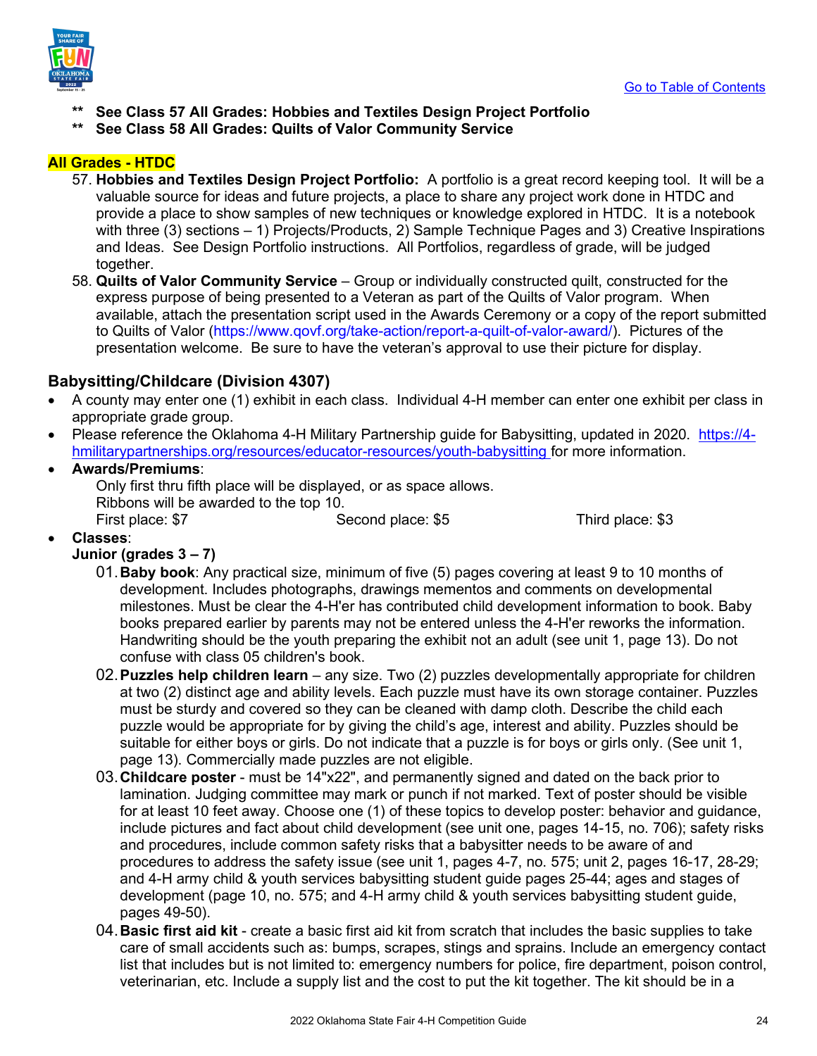- ** **See Class 57 All Grades: Hobbies and Textiles Design Project Portfolio**
- ** **See Class 58 All Grades: Quilts of Valor Community Service**

**All Grades - HTDC**

57. **Hobbies and Textiles Design Project Portfolio:** A portfolio is a great record keeping tool. It will be a valuable source for ideas and future projects, a place to share any project work done in HTDC and provide a place to show samples of new techniques or knowledge explored in HTDC. It is a notebook with three (3) sections – 1) Projects/Products, 2) Sample Technique Pages and 3) Creative Inspirations and Ideas. See Design Portfolio instructions. All Portfolios, regardless of grade, will be judged together.
58. **Quilts of Valor Community Service** – Group or individually constructed quilt, constructed for the express purpose of being presented to a Veteran as part of the Quilts of Valor program. When available, attach the presentation script used in the Awards Ceremony or a copy of the report submitted to Quilts of Valor (https://www.qovf.org/take-action/report-a-quilt-of-valor-award/). Pictures of the presentation welcome. Be sure to have the veteran's approval to use their picture for display.

## Babysitting/Childcare (Division 4307)

- A county may enter one (1) exhibit in each class. Individual 4-H member can enter one exhibit per class in appropriate grade group.
- Please reference the Oklahoma 4-H Military Partnership guide for Babysitting, updated in 2020. https://4-hmilitarypartnerships.org/resources/educator-resources/youth-babysitting for more information.
- **Awards/Premiums**:
  Only first thru fifth place will be displayed, or as space allows.
  Ribbons will be awarded to the top 10.
  First place: $7 Second place: $5 Third place: $3
- **Classes**:
  **Junior (grades 3 – 7)**
  01. **Baby book**: Any practical size, minimum of five (5) pages covering at least 9 to 10 months of development. Includes photographs, drawings mementos and comments on developmental milestones. Must be clear the 4-H'er has contributed child development information to book. Baby books prepared earlier by parents may not be entered unless the 4-H'er reworks the information. Handwriting should be the youth preparing the exhibit not an adult (see unit 1, page 13). Do not confuse with class 05 children's book.
  02. **Puzzles help children learn** – any size. Two (2) puzzles developmentally appropriate for children at two (2) distinct age and ability levels. Each puzzle must have its own storage container. Puzzles must be sturdy and covered so they can be cleaned with damp cloth. Describe the child each puzzle would be appropriate for by giving the child's age, interest and ability. Puzzles should be suitable for either boys or girls. Do not indicate that a puzzle is for boys or girls only. (See unit 1, page 13). Commercially made puzzles are not eligible.
  03. **Childcare poster** - must be 14"x22", and permanently signed and dated on the back prior to lamination. Judging committee may mark or punch if not marked. Text of poster should be visible for at least 10 feet away. Choose one (1) of these topics to develop poster: behavior and guidance, include pictures and fact about child development (see unit one, pages 14-15, no. 706); safety risks and procedures, include common safety risks that a babysitter needs to be aware of and procedures to address the safety issue (see unit 1, pages 4-7, no. 575; unit 2, pages 16-17, 28-29; and 4-H army child & youth services babysitting student guide pages 25-44; ages and stages of development (page 10, no. 575; and 4-H army child & youth services babysitting student guide, pages 49-50).
  04. **Basic first aid kit** - create a basic first aid kit from scratch that includes the basic supplies to take care of small accidents such as: bumps, scrapes, stings and sprains. Include an emergency contact list that includes but is not limited to: emergency numbers for police, fire department, poison control, veterinarian, etc. Include a supply list and the cost to put the kit together. The kit should be in a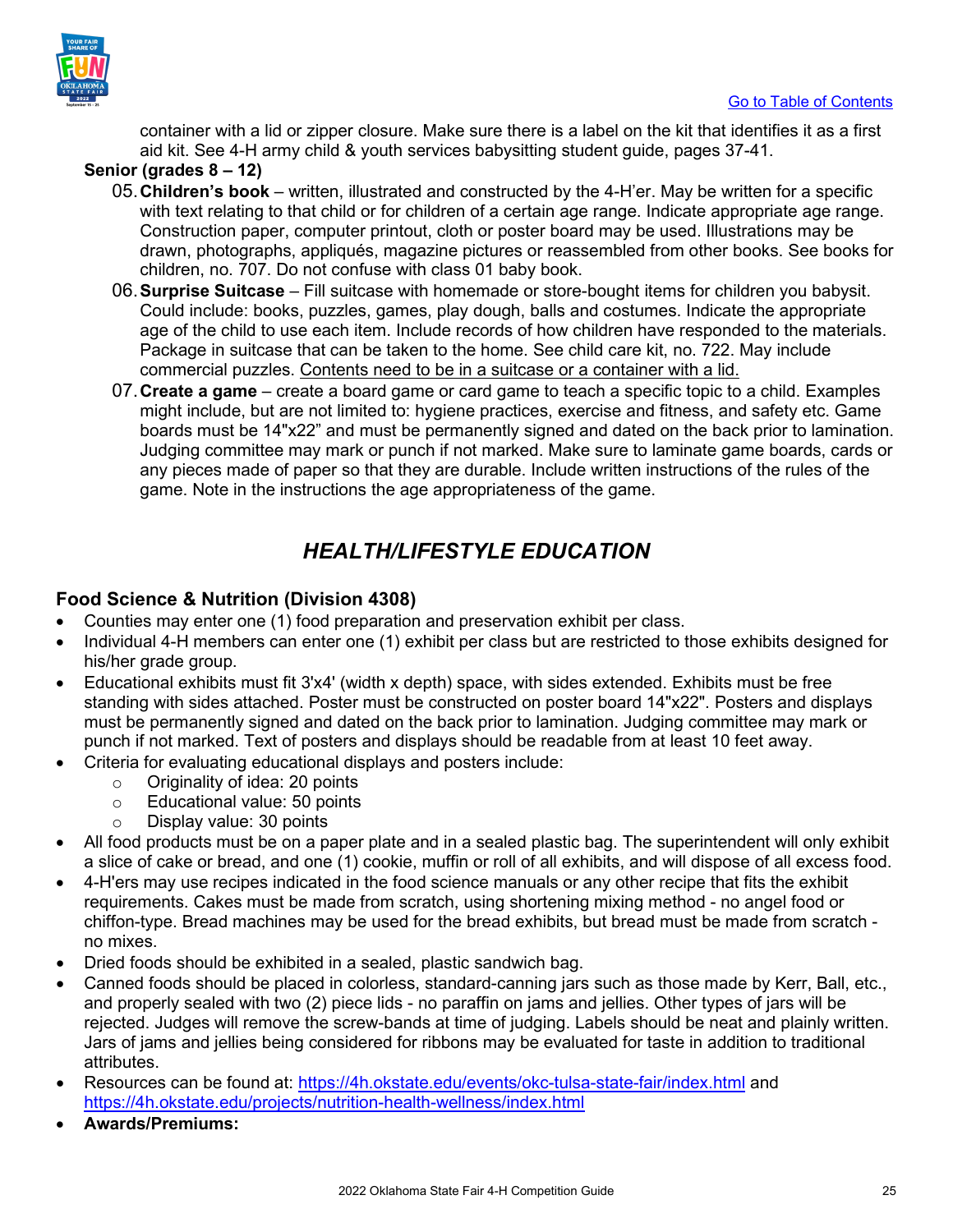[Go to Table of Contents]

container with a lid or zipper closure. Make sure there is a label on the kit that identifies it as a first aid kit. See 4-H army child & youth services babysitting student guide, pages 37-41.

**Senior (grades 8 – 12)**

05. **Children's book** – written, illustrated and constructed by the 4-H'er. May be written for a specific with text relating to that child or for children of a certain age range. Indicate appropriate age range. Construction paper, computer printout, cloth or poster board may be used. Illustrations may be drawn, photographs, appliqués, magazine pictures or reassembled from other books. See books for children, no. 707. Do not confuse with class 01 baby book.

06. **Surprise Suitcase** – Fill suitcase with homemade or store-bought items for children you babysit. Could include: books, puzzles, games, play dough, balls and costumes. Indicate the appropriate age of the child to use each item. Include records of how children have responded to the materials. Package in suitcase that can be taken to the home. See child care kit, no. 722. May include commercial puzzles. Contents need to be in a suitcase or a container with a lid.

07. **Create a game** – create a board game or card game to teach a specific topic to a child. Examples might include, but are not limited to: hygiene practices, exercise and fitness, and safety etc. Game boards must be 14"x22" and must be permanently signed and dated on the back prior to lamination. Judging committee may mark or punch if not marked. Make sure to laminate game boards, cards or any pieces made of paper so that they are durable. Include written instructions of the rules of the game. Note in the instructions the age appropriateness of the game.

## *HEALTH/LIFESTYLE EDUCATION*

### Food Science & Nutrition (Division 4308)

- Counties may enter one (1) food preparation and preservation exhibit per class.
- Individual 4-H members can enter one (1) exhibit per class but are restricted to those exhibits designed for his/her grade group.
- Educational exhibits must fit 3'x4' (width x depth) space, with sides extended. Exhibits must be free standing with sides attached. Poster must be constructed on poster board 14"x22". Posters and displays must be permanently signed and dated on the back prior to lamination. Judging committee may mark or punch if not marked. Text of posters and displays should be readable from at least 10 feet away.
- Criteria for evaluating educational displays and posters include:
  - Originality of idea: 20 points
  - Educational value: 50 points
  - Display value: 30 points
- All food products must be on a paper plate and in a sealed plastic bag. The superintendent will only exhibit a slice of cake or bread, and one (1) cookie, muffin or roll of all exhibits, and will dispose of all excess food.
- 4-H'ers may use recipes indicated in the food science manuals or any other recipe that fits the exhibit requirements. Cakes must be made from scratch, using shortening mixing method - no angel food or chiffon-type. Bread machines may be used for the bread exhibits, but bread must be made from scratch - no mixes.
- Dried foods should be exhibited in a sealed, plastic sandwich bag.
- Canned foods should be placed in colorless, standard-canning jars such as those made by Kerr, Ball, etc., and properly sealed with two (2) piece lids - no paraffin on jams and jellies. Other types of jars will be rejected. Judges will remove the screw-bands at time of judging. Labels should be neat and plainly written. Jars of jams and jellies being considered for ribbons may be evaluated for taste in addition to traditional attributes.
- Resources can be found at: https://4h.okstate.edu/events/okc-tulsa-state-fair/index.html and https://4h.okstate.edu/projects/nutrition-health-wellness/index.html
- **Awards/Premiums:**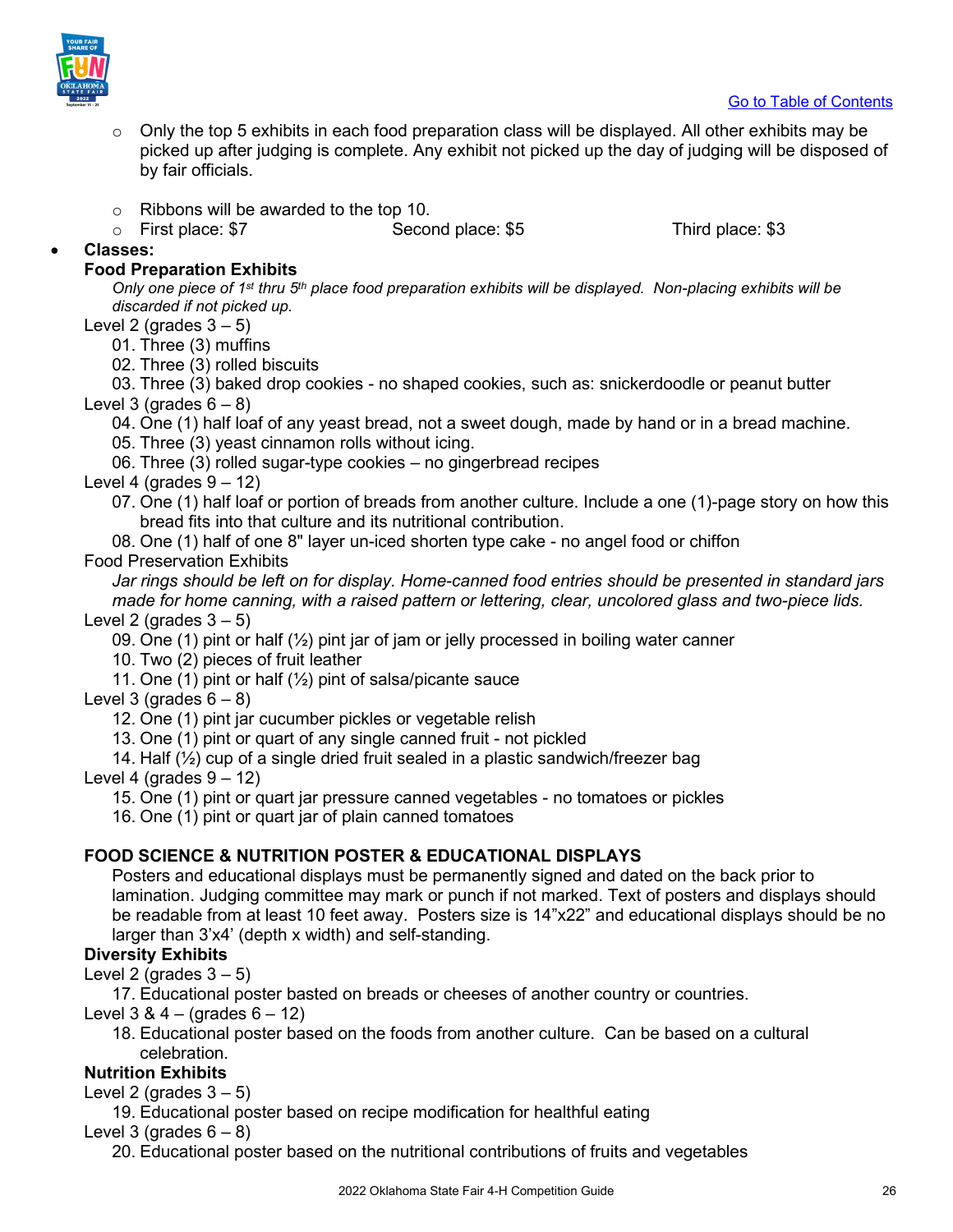[Go to Table of Contents](#)

- Only the top 5 exhibits in each food preparation class will be displayed. All other exhibits may be picked up after judging is complete. Any exhibit not picked up the day of judging will be disposed of by fair officials.

- Ribbons will be awarded to the top 10.
- First place: $7 Second place: $5 Third place: $3

- **Classes:**

**Food Preparation Exhibits**

*Only one piece of 1st thru 5th place food preparation exhibits will be displayed. Non-placing exhibits will be discarded if not picked up.*

Level 2 (grades 3 – 5)

01. Three (3) muffins
02. Three (3) rolled biscuits
03. Three (3) baked drop cookies - no shaped cookies, such as: snickerdoodle or peanut butter

Level 3 (grades 6 – 8)

04. One (1) half loaf of any yeast bread, not a sweet dough, made by hand or in a bread machine.
05. Three (3) yeast cinnamon rolls without icing.
06. Three (3) rolled sugar-type cookies – no gingerbread recipes

Level 4 (grades 9 – 12)

07. One (1) half loaf or portion of breads from another culture. Include a one (1)-page story on how this bread fits into that culture and its nutritional contribution.
08. One (1) half of one 8" layer un-iced shorten type cake - no angel food or chiffon

Food Preservation Exhibits

*Jar rings should be left on for display. Home-canned food entries should be presented in standard jars made for home canning, with a raised pattern or lettering, clear, uncolored glass and two-piece lids.*

Level 2 (grades 3 – 5)

09. One (1) pint or half (½) pint jar of jam or jelly processed in boiling water canner
10. Two (2) pieces of fruit leather
11. One (1) pint or half (½) pint of salsa/picante sauce

Level 3 (grades 6 – 8)

12. One (1) pint jar cucumber pickles or vegetable relish
13. One (1) pint or quart of any single canned fruit - not pickled
14. Half (½) cup of a single dried fruit sealed in a plastic sandwich/freezer bag

Level 4 (grades 9 – 12)

15. One (1) pint or quart jar pressure canned vegetables - no tomatoes or pickles
16. One (1) pint or quart jar of plain canned tomatoes

**FOOD SCIENCE & NUTRITION POSTER & EDUCATIONAL DISPLAYS**

Posters and educational displays must be permanently signed and dated on the back prior to lamination. Judging committee may mark or punch if not marked. Text of posters and displays should be readable from at least 10 feet away. Posters size is 14"x22" and educational displays should be no larger than 3'x4' (depth x width) and self-standing.

**Diversity Exhibits**

Level 2 (grades 3 – 5)

17. Educational poster basted on breads or cheeses of another country or countries.

Level 3 & 4 – (grades 6 – 12)

18. Educational poster based on the foods from another culture. Can be based on a cultural celebration.

**Nutrition Exhibits**

Level 2 (grades 3 – 5)

19. Educational poster based on recipe modification for healthful eating

Level 3 (grades 6 – 8)

20. Educational poster based on the nutritional contributions of fruits and vegetables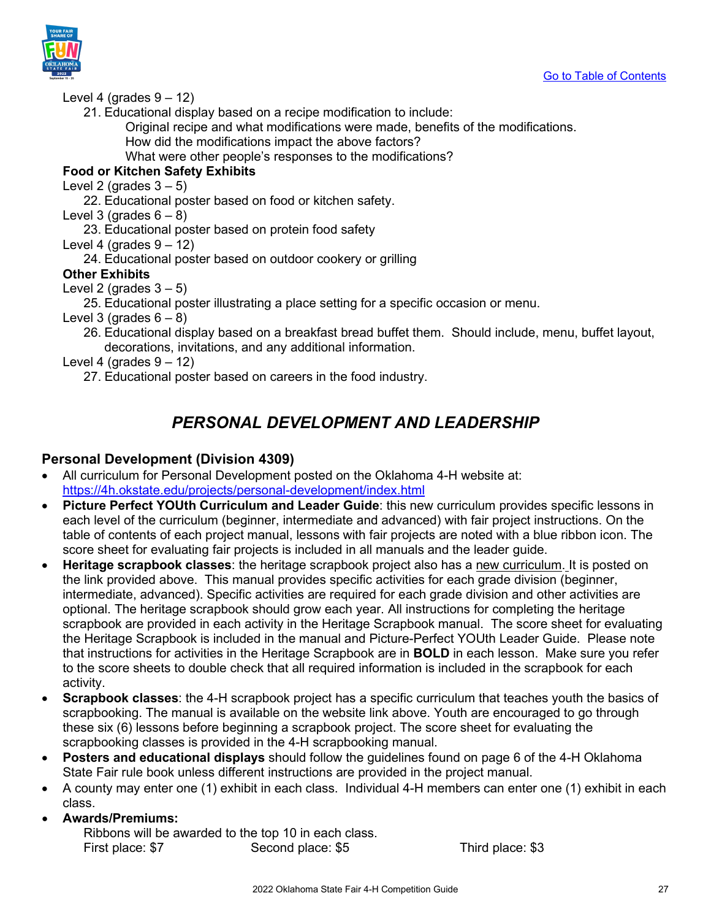[Go to Table of Contents](#)

Level 4 (grades 9 – 12)

21. Educational display based on a recipe modification to include:
    - Original recipe and what modifications were made, benefits of the modifications.
    - How did the modifications impact the above factors?
    - What were other people's responses to the modifications?

**Food or Kitchen Safety Exhibits**

Level 2 (grades 3 – 5)

22. Educational poster based on food or kitchen safety.

Level 3 (grades 6 – 8)

23. Educational poster based on protein food safety

Level 4 (grades 9 – 12)

24. Educational poster based on outdoor cookery or grilling

**Other Exhibits**

Level 2 (grades 3 – 5)

25. Educational poster illustrating a place setting for a specific occasion or menu.

Level 3 (grades 6 – 8)

26. Educational display based on a breakfast bread buffet them. Should include, menu, buffet layout, decorations, invitations, and any additional information.

Level 4 (grades 9 – 12)

27. Educational poster based on careers in the food industry.

## *PERSONAL DEVELOPMENT AND LEADERSHIP*

### Personal Development (Division 4309)

- All curriculum for Personal Development posted on the Oklahoma 4-H website at: https://4h.okstate.edu/projects/personal-development/index.html
- **Picture Perfect YOUth Curriculum and Leader Guide**: this new curriculum provides specific lessons in each level of the curriculum (beginner, intermediate and advanced) with fair project instructions. On the table of contents of each project manual, lessons with fair projects are noted with a blue ribbon icon. The score sheet for evaluating fair projects is included in all manuals and the leader guide.
- **Heritage scrapbook classes**: the heritage scrapbook project also has a new curriculum. It is posted on the link provided above. This manual provides specific activities for each grade division (beginner, intermediate, advanced). Specific activities are required for each grade division and other activities are optional. The heritage scrapbook should grow each year. All instructions for completing the heritage scrapbook are provided in each activity in the Heritage Scrapbook manual. The score sheet for evaluating the Heritage Scrapbook is included in the manual and Picture-Perfect YOUth Leader Guide. Please note that instructions for activities in the Heritage Scrapbook are in **BOLD** in each lesson. Make sure you refer to the score sheets to double check that all required information is included in the scrapbook for each activity.
- **Scrapbook classes**: the 4-H scrapbook project has a specific curriculum that teaches youth the basics of scrapbooking. The manual is available on the website link above. Youth are encouraged to go through these six (6) lessons before beginning a scrapbook project. The score sheet for evaluating the scrapbooking classes is provided in the 4-H scrapbooking manual.
- **Posters and educational displays** should follow the guidelines found on page 6 of the 4-H Oklahoma State Fair rule book unless different instructions are provided in the project manual.
- A county may enter one (1) exhibit in each class. Individual 4-H members can enter one (1) exhibit in each class.
- **Awards/Premiums:**
  
  Ribbons will be awarded to the top 10 in each class.
  
  First place: $7 Second place: $5 Third place: $3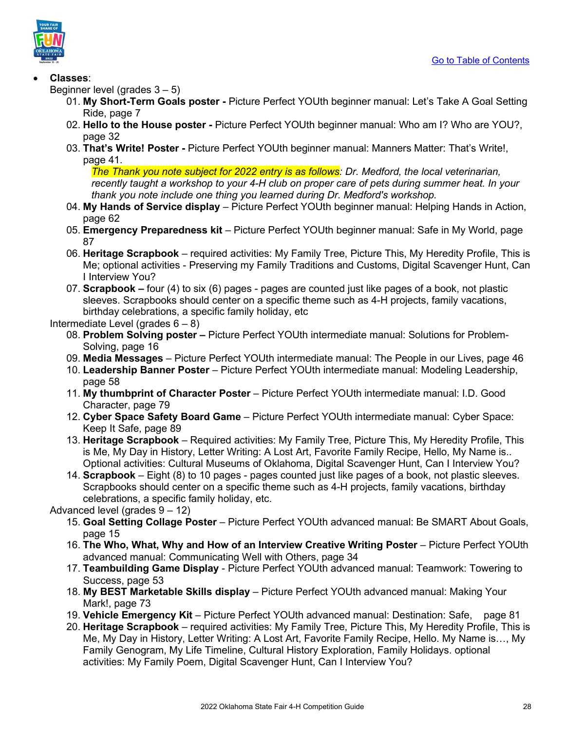- **Classes**:

  Beginner level (grades 3 – 5)

  01. **My Short-Term Goals poster -** Picture Perfect YOUth beginner manual: Let's Take A Goal Setting Ride, page 7
  02. **Hello to the House poster -** Picture Perfect YOUth beginner manual: Who am I? Who are YOU?, page 32
  03. **That's Write! Poster -** Picture Perfect YOUth beginner manual: Manners Matter: That's Write!, page 41.

      *The Thank you note subject for 2022 entry is as follows: Dr. Medford, the local veterinarian, recently taught a workshop to your 4-H club on proper care of pets during summer heat. In your thank you note include one thing you learned during Dr. Medford's workshop.*
  04. **My Hands of Service display** – Picture Perfect YOUth beginner manual: Helping Hands in Action, page 62
  05. **Emergency Preparedness kit** – Picture Perfect YOUth beginner manual: Safe in My World, page 87
  06. **Heritage Scrapbook** – required activities: My Family Tree, Picture This, My Heredity Profile, This is Me; optional activities - Preserving my Family Traditions and Customs, Digital Scavenger Hunt, Can I Interview You?
  07. **Scrapbook –** four (4) to six (6) pages - pages are counted just like pages of a book, not plastic sleeves. Scrapbooks should center on a specific theme such as 4-H projects, family vacations, birthday celebrations, a specific family holiday, etc

  Intermediate Level (grades 6 – 8)

  08. **Problem Solving poster –** Picture Perfect YOUth intermediate manual: Solutions for Problem-Solving, page 16
  09. **Media Messages** – Picture Perfect YOUth intermediate manual: The People in our Lives, page 46
  10. **Leadership Banner Poster** – Picture Perfect YOUth intermediate manual: Modeling Leadership, page 58
  11. **My thumbprint of Character Poster** – Picture Perfect YOUth intermediate manual: I.D. Good Character, page 79
  12. **Cyber Space Safety Board Game** – Picture Perfect YOUth intermediate manual: Cyber Space: Keep It Safe, page 89
  13. **Heritage Scrapbook** – Required activities: My Family Tree, Picture This, My Heredity Profile, This is Me, My Day in History, Letter Writing: A Lost Art, Favorite Family Recipe, Hello, My Name is.. Optional activities: Cultural Museums of Oklahoma, Digital Scavenger Hunt, Can I Interview You?
  14. **Scrapbook** – Eight (8) to 10 pages - pages counted just like pages of a book, not plastic sleeves. Scrapbooks should center on a specific theme such as 4-H projects, family vacations, birthday celebrations, a specific family holiday, etc.

  Advanced level (grades 9 – 12)

  15. **Goal Setting Collage Poster** – Picture Perfect YOUth advanced manual: Be SMART About Goals, page 15
  16. **The Who, What, Why and How of an Interview Creative Writing Poster** – Picture Perfect YOUth advanced manual: Communicating Well with Others, page 34
  17. **Teambuilding Game Display** - Picture Perfect YOUth advanced manual: Teamwork: Towering to Success, page 53
  18. **My BEST Marketable Skills display** – Picture Perfect YOUth advanced manual: Making Your Mark!, page 73
  19. **Vehicle Emergency Kit** – Picture Perfect YOUth advanced manual: Destination: Safe, page 81
  20. **Heritage Scrapbook** – required activities: My Family Tree, Picture This, My Heredity Profile, This is Me, My Day in History, Letter Writing: A Lost Art, Favorite Family Recipe, Hello. My Name is…, My Family Genogram, My Life Timeline, Cultural History Exploration, Family Holidays. optional activities: My Family Poem, Digital Scavenger Hunt, Can I Interview You?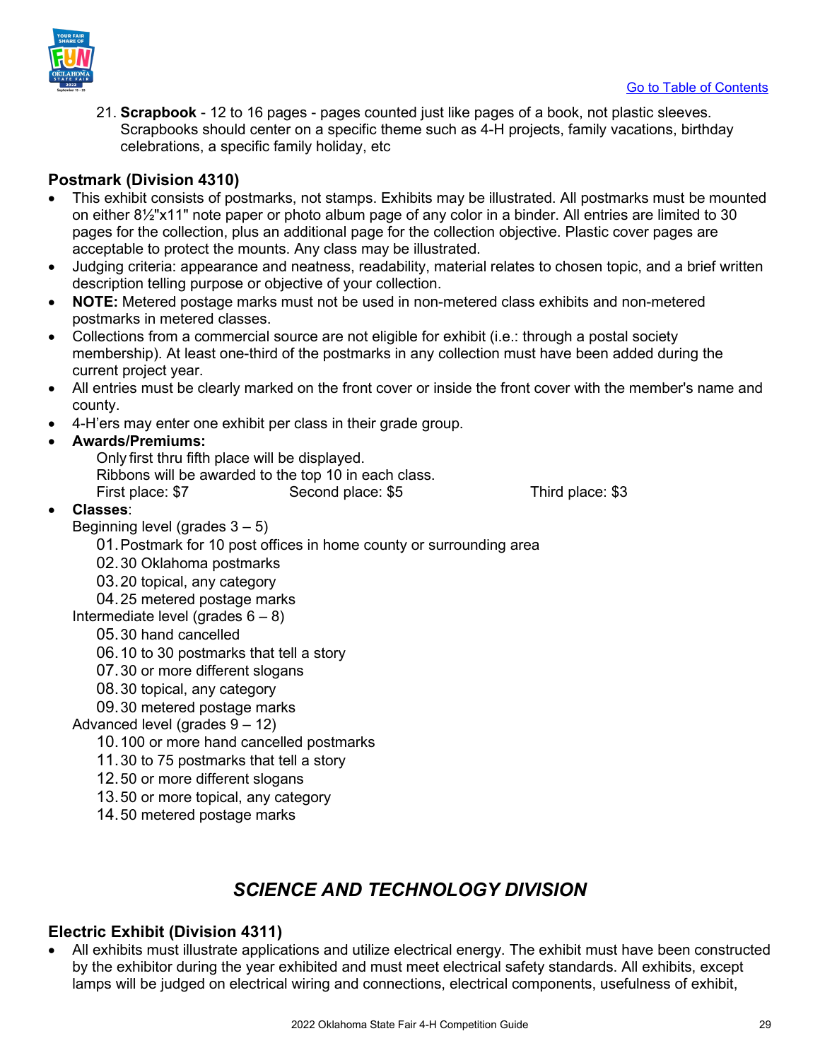21. **Scrapbook** - 12 to 16 pages - pages counted just like pages of a book, not plastic sleeves. Scrapbooks should center on a specific theme such as 4-H projects, family vacations, birthday celebrations, a specific family holiday, etc

## Postmark (Division 4310)

- This exhibit consists of postmarks, not stamps. Exhibits may be illustrated. All postmarks must be mounted on either 8½"x11" note paper or photo album page of any color in a binder. All entries are limited to 30 pages for the collection, plus an additional page for the collection objective. Plastic cover pages are acceptable to protect the mounts. Any class may be illustrated.
- Judging criteria: appearance and neatness, readability, material relates to chosen topic, and a brief written description telling purpose or objective of your collection.
- **NOTE:** Metered postage marks must not be used in non-metered class exhibits and non-metered postmarks in metered classes.
- Collections from a commercial source are not eligible for exhibit (i.e.: through a postal society membership). At least one-third of the postmarks in any collection must have been added during the current project year.
- All entries must be clearly marked on the front cover or inside the front cover with the member's name and county.
- 4-H'ers may enter one exhibit per class in their grade group.
- **Awards/Premiums:**
  - Only first thru fifth place will be displayed.
  - Ribbons will be awarded to the top 10 in each class.
  - First place: $7 Second place: $5 Third place: $3
- **Classes**:
  - Beginning level (grades 3 – 5)
    - 01. Postmark for 10 post offices in home county or surrounding area
    - 02. 30 Oklahoma postmarks
    - 03. 20 topical, any category
    - 04. 25 metered postage marks
  - Intermediate level (grades 6 – 8)
    - 05. 30 hand cancelled
    - 06. 10 to 30 postmarks that tell a story
    - 07. 30 or more different slogans
    - 08. 30 topical, any category
    - 09. 30 metered postage marks
  - Advanced level (grades 9 – 12)
    - 10. 100 or more hand cancelled postmarks
    - 11. 30 to 75 postmarks that tell a story
    - 12. 50 or more different slogans
    - 13. 50 or more topical, any category
    - 14. 50 metered postage marks

# *SCIENCE AND TECHNOLOGY DIVISION*

## Electric Exhibit (Division 4311)

- All exhibits must illustrate applications and utilize electrical energy. The exhibit must have been constructed by the exhibitor during the year exhibited and must meet electrical safety standards. All exhibits, except lamps will be judged on electrical wiring and connections, electrical components, usefulness of exhibit,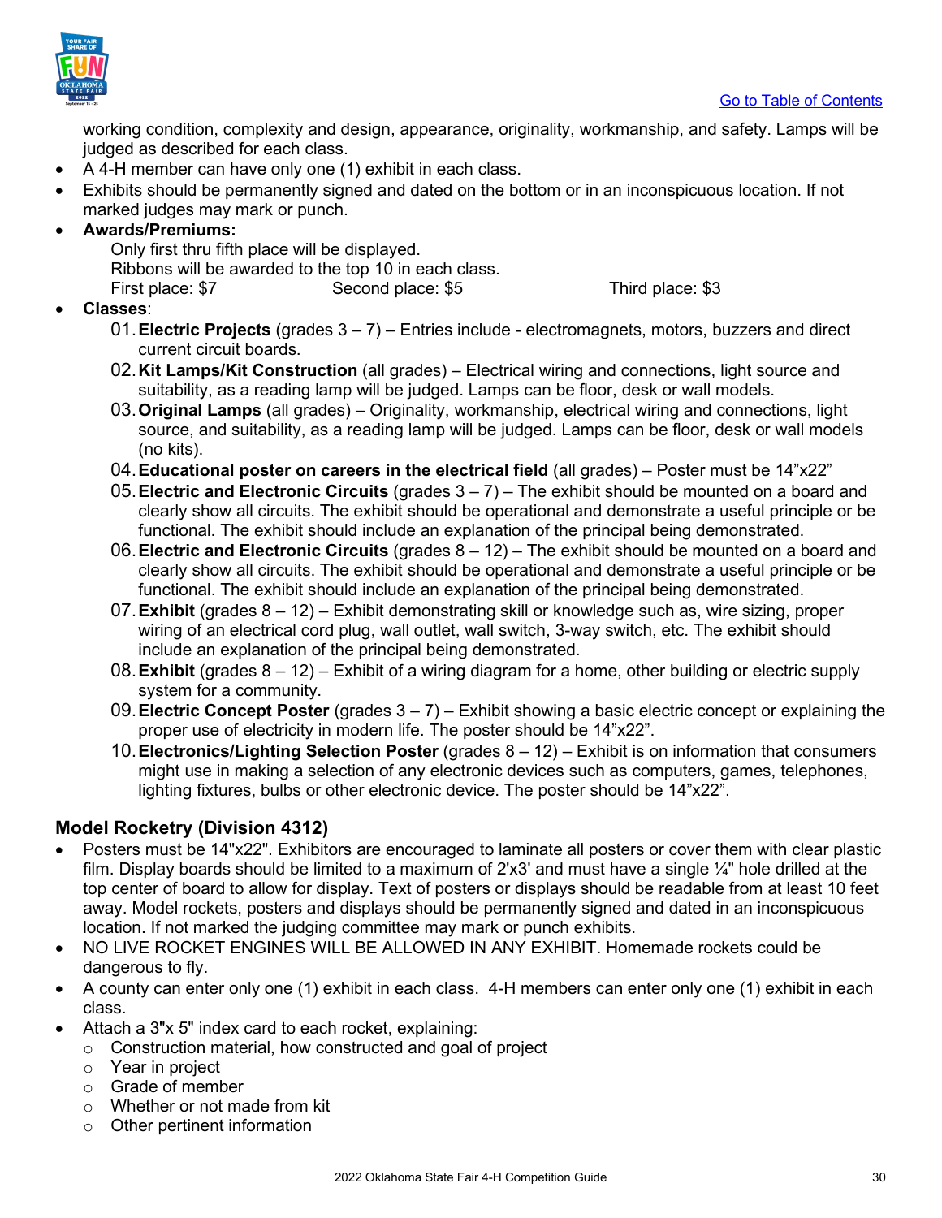working condition, complexity and design, appearance, originality, workmanship, and safety. Lamps will be judged as described for each class.

- A 4-H member can have only one (1) exhibit in each class.
- Exhibits should be permanently signed and dated on the bottom or in an inconspicuous location. If not marked judges may mark or punch.
- **Awards/Premiums:**
  Only first thru fifth place will be displayed.
  Ribbons will be awarded to the top 10 in each class.
  First place: $7 Second place: $5 Third place: $3
- **Classes**:
  01. **Electric Projects** (grades 3 – 7) – Entries include - electromagnets, motors, buzzers and direct current circuit boards.
  02. **Kit Lamps/Kit Construction** (all grades) – Electrical wiring and connections, light source and suitability, as a reading lamp will be judged. Lamps can be floor, desk or wall models.
  03. **Original Lamps** (all grades) – Originality, workmanship, electrical wiring and connections, light source, and suitability, as a reading lamp will be judged. Lamps can be floor, desk or wall models (no kits).
  04. **Educational poster on careers in the electrical field** (all grades) – Poster must be 14"x22"
  05. **Electric and Electronic Circuits** (grades 3 – 7) – The exhibit should be mounted on a board and clearly show all circuits. The exhibit should be operational and demonstrate a useful principle or be functional. The exhibit should include an explanation of the principal being demonstrated.
  06. **Electric and Electronic Circuits** (grades 8 – 12) – The exhibit should be mounted on a board and clearly show all circuits. The exhibit should be operational and demonstrate a useful principle or be functional. The exhibit should include an explanation of the principal being demonstrated.
  07. **Exhibit** (grades 8 – 12) – Exhibit demonstrating skill or knowledge such as, wire sizing, proper wiring of an electrical cord plug, wall outlet, wall switch, 3-way switch, etc. The exhibit should include an explanation of the principal being demonstrated.
  08. **Exhibit** (grades 8 – 12) – Exhibit of a wiring diagram for a home, other building or electric supply system for a community.
  09. **Electric Concept Poster** (grades 3 – 7) – Exhibit showing a basic electric concept or explaining the proper use of electricity in modern life. The poster should be 14"x22".
  10. **Electronics/Lighting Selection Poster** (grades 8 – 12) – Exhibit is on information that consumers might use in making a selection of any electronic devices such as computers, games, telephones, lighting fixtures, bulbs or other electronic device. The poster should be 14"x22".

### Model Rocketry (Division 4312)

- Posters must be 14"x22". Exhibitors are encouraged to laminate all posters or cover them with clear plastic film. Display boards should be limited to a maximum of 2'x3' and must have a single ¼" hole drilled at the top center of board to allow for display. Text of posters or displays should be readable from at least 10 feet away. Model rockets, posters and displays should be permanently signed and dated in an inconspicuous location. If not marked the judging committee may mark or punch exhibits.
- NO LIVE ROCKET ENGINES WILL BE ALLOWED IN ANY EXHIBIT. Homemade rockets could be dangerous to fly.
- A county can enter only one (1) exhibit in each class. 4-H members can enter only one (1) exhibit in each class.
- Attach a 3"x 5" index card to each rocket, explaining:
  - Construction material, how constructed and goal of project
  - Year in project
  - Grade of member
  - Whether or not made from kit
  - Other pertinent information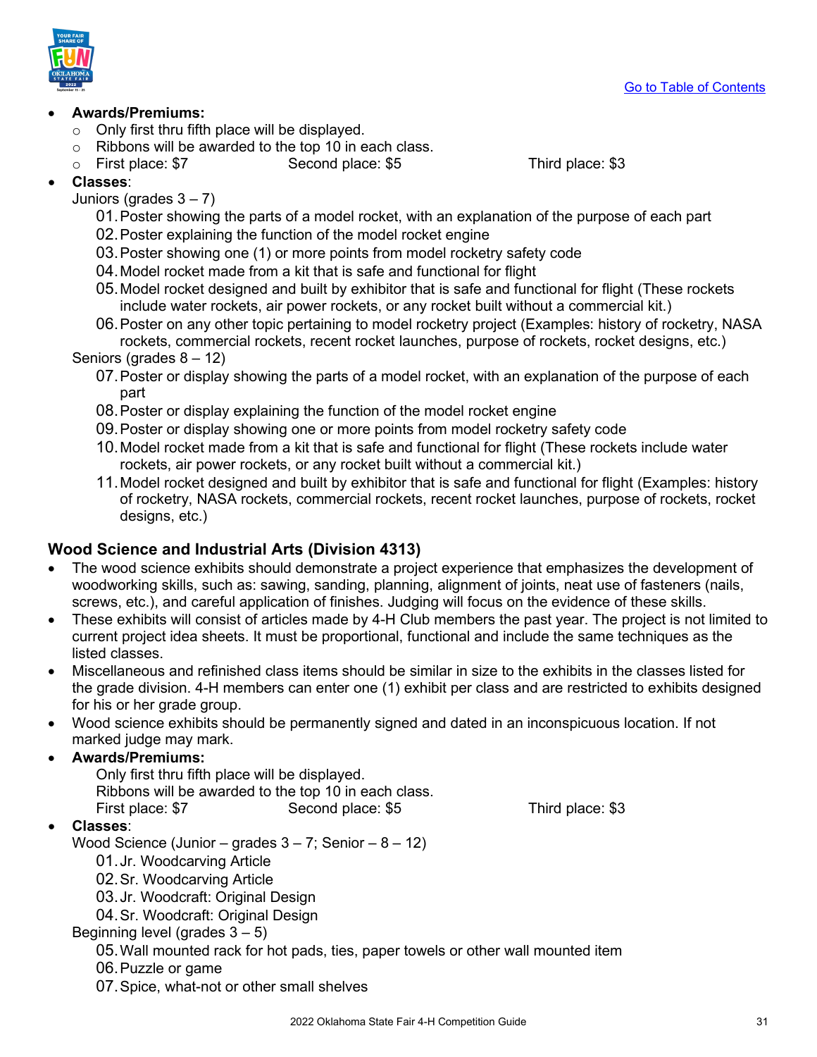- **Awards/Premiums:**
  - Only first thru fifth place will be displayed.
  - Ribbons will be awarded to the top 10 in each class.
  - First place: $7 Second place: $5 Third place: $3
- **Classes**:

  Juniors (grades 3 – 7)

  01. Poster showing the parts of a model rocket, with an explanation of the purpose of each part
  02. Poster explaining the function of the model rocket engine
  03. Poster showing one (1) or more points from model rocketry safety code
  04. Model rocket made from a kit that is safe and functional for flight
  05. Model rocket designed and built by exhibitor that is safe and functional for flight (These rockets include water rockets, air power rockets, or any rocket built without a commercial kit.)
  06. Poster on any other topic pertaining to model rocketry project (Examples: history of rocketry, NASA rockets, commercial rockets, recent rocket launches, purpose of rockets, rocket designs, etc.)

  Seniors (grades 8 – 12)

  07. Poster or display showing the parts of a model rocket, with an explanation of the purpose of each part
  08. Poster or display explaining the function of the model rocket engine
  09. Poster or display showing one or more points from model rocketry safety code
  10. Model rocket made from a kit that is safe and functional for flight (These rockets include water rockets, air power rockets, or any rocket built without a commercial kit.)
  11. Model rocket designed and built by exhibitor that is safe and functional for flight (Examples: history of rocketry, NASA rockets, commercial rockets, recent rocket launches, purpose of rockets, rocket designs, etc.)

### Wood Science and Industrial Arts (Division 4313)

- The wood science exhibits should demonstrate a project experience that emphasizes the development of woodworking skills, such as: sawing, sanding, planning, alignment of joints, neat use of fasteners (nails, screws, etc.), and careful application of finishes. Judging will focus on the evidence of these skills.
- These exhibits will consist of articles made by 4-H Club members the past year. The project is not limited to current project idea sheets. It must be proportional, functional and include the same techniques as the listed classes.
- Miscellaneous and refinished class items should be similar in size to the exhibits in the classes listed for the grade division. 4-H members can enter one (1) exhibit per class and are restricted to exhibits designed for his or her grade group.
- Wood science exhibits should be permanently signed and dated in an inconspicuous location. If not marked judge may mark.
- **Awards/Premiums:**

  Only first thru fifth place will be displayed.

  Ribbons will be awarded to the top 10 in each class.

  First place: $7 Second place: $5 Third place: $3
- **Classes**:

  Wood Science (Junior – grades 3 – 7; Senior – 8 – 12)

  01. Jr. Woodcarving Article
  02. Sr. Woodcarving Article
  03. Jr. Woodcraft: Original Design
  04. Sr. Woodcraft: Original Design

  Beginning level (grades 3 – 5)

  05. Wall mounted rack for hot pads, ties, paper towels or other wall mounted item
  06. Puzzle or game
  07. Spice, what-not or other small shelves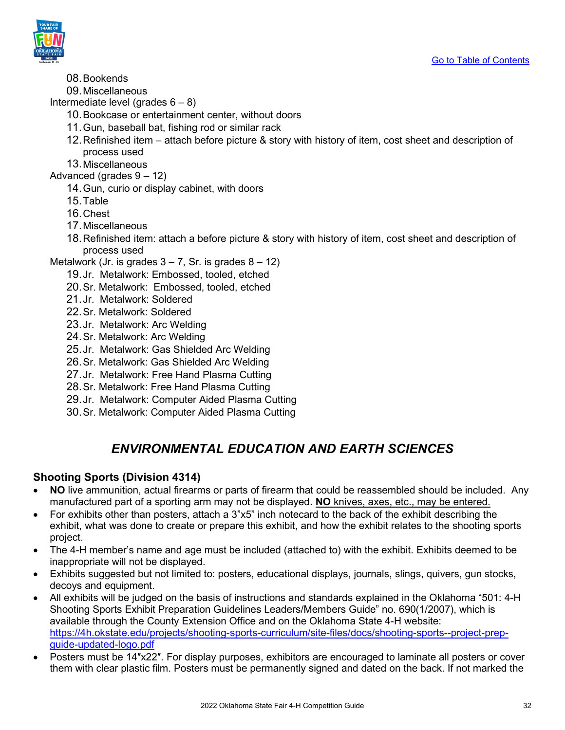08. Bookends
09. Miscellaneous

Intermediate level (grades 6 – 8)

10. Bookcase or entertainment center, without doors
11. Gun, baseball bat, fishing rod or similar rack
12. Refinished item – attach before picture & story with history of item, cost sheet and description of process used
13. Miscellaneous

Advanced (grades 9 – 12)

14. Gun, curio or display cabinet, with doors
15. Table
16. Chest
17. Miscellaneous
18. Refinished item: attach a before picture & story with history of item, cost sheet and description of process used

Metalwork (Jr. is grades 3 – 7, Sr. is grades 8 – 12)

19. Jr. Metalwork: Embossed, tooled, etched
20. Sr. Metalwork: Embossed, tooled, etched
21. Jr. Metalwork: Soldered
22. Sr. Metalwork: Soldered
23. Jr. Metalwork: Arc Welding
24. Sr. Metalwork: Arc Welding
25. Jr. Metalwork: Gas Shielded Arc Welding
26. Sr. Metalwork: Gas Shielded Arc Welding
27. Jr. Metalwork: Free Hand Plasma Cutting
28. Sr. Metalwork: Free Hand Plasma Cutting
29. Jr. Metalwork: Computer Aided Plasma Cutting
30. Sr. Metalwork: Computer Aided Plasma Cutting

## *ENVIRONMENTAL EDUCATION AND EARTH SCIENCES*

### Shooting Sports (Division 4314)

- **NO** live ammunition, actual firearms or parts of firearm that could be reassembled should be included. Any manufactured part of a sporting arm may not be displayed. **NO** knives, axes, etc., may be entered.
- For exhibits other than posters, attach a 3"x5" inch notecard to the back of the exhibit describing the exhibit, what was done to create or prepare this exhibit, and how the exhibit relates to the shooting sports project.
- The 4-H member's name and age must be included (attached to) with the exhibit. Exhibits deemed to be inappropriate will not be displayed.
- Exhibits suggested but not limited to: posters, educational displays, journals, slings, quivers, gun stocks, decoys and equipment.
- All exhibits will be judged on the basis of instructions and standards explained in the Oklahoma "501: 4-H Shooting Sports Exhibit Preparation Guidelines Leaders/Members Guide" no. 690(1/2007), which is available through the County Extension Office and on the Oklahoma State 4-H website: https://4h.okstate.edu/projects/shooting-sports-curriculum/site-files/docs/shooting-sports--project-prep-guide-updated-logo.pdf
- Posters must be 14″x22″. For display purposes, exhibitors are encouraged to laminate all posters or cover them with clear plastic film. Posters must be permanently signed and dated on the back. If not marked the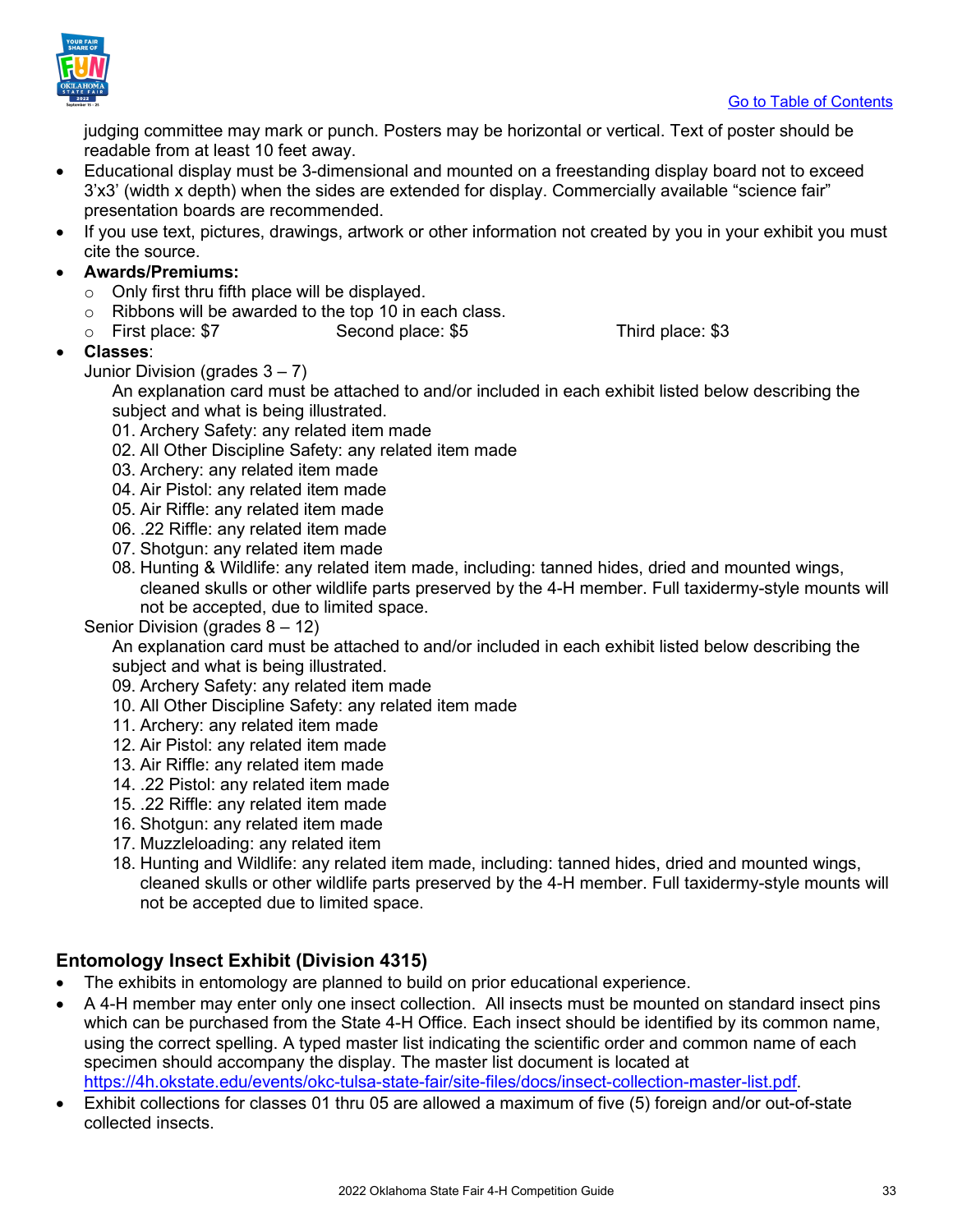judging committee may mark or punch. Posters may be horizontal or vertical. Text of poster should be readable from at least 10 feet away.

- Educational display must be 3-dimensional and mounted on a freestanding display board not to exceed 3'x3' (width x depth) when the sides are extended for display. Commercially available "science fair" presentation boards are recommended.
- If you use text, pictures, drawings, artwork or other information not created by you in your exhibit you must cite the source.
- **Awards/Premiums:**
  - Only first thru fifth place will be displayed.
  - Ribbons will be awarded to the top 10 in each class.
  - First place: $7 Second place: $5 Third place: $3
- **Classes**:

  Junior Division (grades 3 – 7)

  An explanation card must be attached to and/or included in each exhibit listed below describing the subject and what is being illustrated.

  01. Archery Safety: any related item made
  02. All Other Discipline Safety: any related item made
  03. Archery: any related item made
  04. Air Pistol: any related item made
  05. Air Riffle: any related item made
  06. .22 Riffle: any related item made
  07. Shotgun: any related item made
  08. Hunting & Wildlife: any related item made, including: tanned hides, dried and mounted wings, cleaned skulls or other wildlife parts preserved by the 4-H member. Full taxidermy-style mounts will not be accepted, due to limited space.

  Senior Division (grades 8 – 12)

  An explanation card must be attached to and/or included in each exhibit listed below describing the subject and what is being illustrated.

  09. Archery Safety: any related item made
  10. All Other Discipline Safety: any related item made
  11. Archery: any related item made
  12. Air Pistol: any related item made
  13. Air Riffle: any related item made
  14. .22 Pistol: any related item made
  15. .22 Riffle: any related item made
  16. Shotgun: any related item made
  17. Muzzleloading: any related item
  18. Hunting and Wildlife: any related item made, including: tanned hides, dried and mounted wings, cleaned skulls or other wildlife parts preserved by the 4-H member. Full taxidermy-style mounts will not be accepted due to limited space.

## Entomology Insect Exhibit (Division 4315)

- The exhibits in entomology are planned to build on prior educational experience.
- A 4-H member may enter only one insect collection. All insects must be mounted on standard insect pins which can be purchased from the State 4-H Office. Each insect should be identified by its common name, using the correct spelling. A typed master list indicating the scientific order and common name of each specimen should accompany the display. The master list document is located at https://4h.okstate.edu/events/okc-tulsa-state-fair/site-files/docs/insect-collection-master-list.pdf.
- Exhibit collections for classes 01 thru 05 are allowed a maximum of five (5) foreign and/or out-of-state collected insects.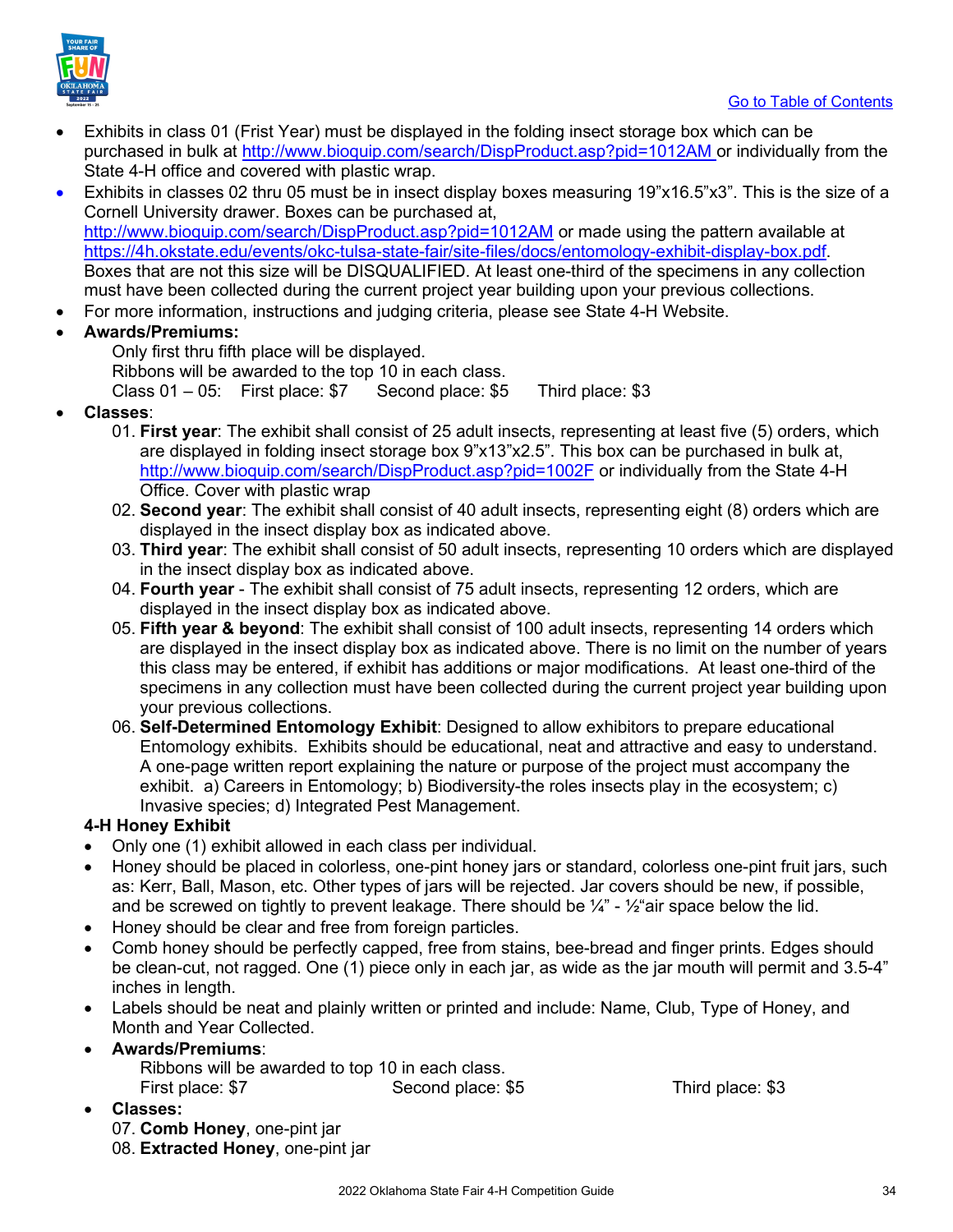[Go to Table of Contents]

- Exhibits in class 01 (Frist Year) must be displayed in the folding insect storage box which can be purchased in bulk at http://www.bioquip.com/search/DispProduct.asp?pid=1012AM or individually from the State 4-H office and covered with plastic wrap.
- Exhibits in classes 02 thru 05 must be in insect display boxes measuring 19"x16.5"x3". This is the size of a Cornell University drawer. Boxes can be purchased at, http://www.bioquip.com/search/DispProduct.asp?pid=1012AM or made using the pattern available at https://4h.okstate.edu/events/okc-tulsa-state-fair/site-files/docs/entomology-exhibit-display-box.pdf. Boxes that are not this size will be DISQUALIFIED. At least one-third of the specimens in any collection must have been collected during the current project year building upon your previous collections.
- For more information, instructions and judging criteria, please see State 4-H Website.
- **Awards/Premiums:**
  Only first thru fifth place will be displayed.
  Ribbons will be awarded to the top 10 in each class.
  Class 01 – 05: First place: $7 Second place: $5 Third place: $3
- **Classes**:
  01. **First year**: The exhibit shall consist of 25 adult insects, representing at least five (5) orders, which are displayed in folding insect storage box 9"x13"x2.5". This box can be purchased in bulk at, http://www.bioquip.com/search/DispProduct.asp?pid=1002F or individually from the State 4-H Office. Cover with plastic wrap
  02. **Second year**: The exhibit shall consist of 40 adult insects, representing eight (8) orders which are displayed in the insect display box as indicated above.
  03. **Third year**: The exhibit shall consist of 50 adult insects, representing 10 orders which are displayed in the insect display box as indicated above.
  04. **Fourth year** - The exhibit shall consist of 75 adult insects, representing 12 orders, which are displayed in the insect display box as indicated above.
  05. **Fifth year & beyond**: The exhibit shall consist of 100 adult insects, representing 14 orders which are displayed in the insect display box as indicated above. There is no limit on the number of years this class may be entered, if exhibit has additions or major modifications. At least one-third of the specimens in any collection must have been collected during the current project year building upon your previous collections.
  06. **Self-Determined Entomology Exhibit**: Designed to allow exhibitors to prepare educational Entomology exhibits. Exhibits should be educational, neat and attractive and easy to understand. A one-page written report explaining the nature or purpose of the project must accompany the exhibit. a) Careers in Entomology; b) Biodiversity-the roles insects play in the ecosystem; c) Invasive species; d) Integrated Pest Management.

**4-H Honey Exhibit**

- Only one (1) exhibit allowed in each class per individual.
- Honey should be placed in colorless, one-pint honey jars or standard, colorless one-pint fruit jars, such as: Kerr, Ball, Mason, etc. Other types of jars will be rejected. Jar covers should be new, if possible, and be screwed on tightly to prevent leakage. There should be ¼" - ½"air space below the lid.
- Honey should be clear and free from foreign particles.
- Comb honey should be perfectly capped, free from stains, bee-bread and finger prints. Edges should be clean-cut, not ragged. One (1) piece only in each jar, as wide as the jar mouth will permit and 3.5-4" inches in length.
- Labels should be neat and plainly written or printed and include: Name, Club, Type of Honey, and Month and Year Collected.
- **Awards/Premiums**:
  Ribbons will be awarded to top 10 in each class.
  First place: $7 Second place: $5 Third place: $3
- **Classes:**
  07. **Comb Honey**, one-pint jar
  08. **Extracted Honey**, one-pint jar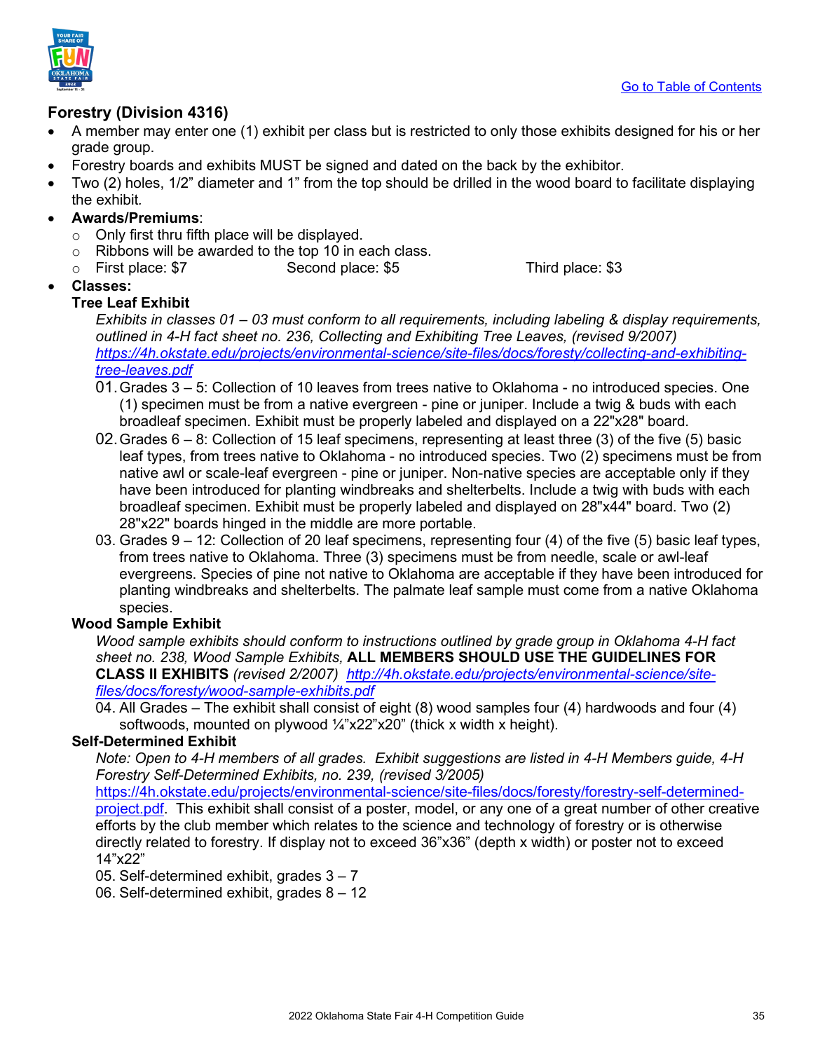Go to Table of Contents

## Forestry (Division 4316)

- A member may enter one (1) exhibit per class but is restricted to only those exhibits designed for his or her grade group.
- Forestry boards and exhibits MUST be signed and dated on the back by the exhibitor.
- Two (2) holes, 1/2" diameter and 1" from the top should be drilled in the wood board to facilitate displaying the exhibit.
- **Awards/Premiums**:
  - Only first thru fifth place will be displayed.
  - Ribbons will be awarded to the top 10 in each class.
  - First place: $7 Second place: $5 Third place: $3
- **Classes:**

  **Tree Leaf Exhibit**

  *Exhibits in classes 01 – 03 must conform to all requirements, including labeling & display requirements, outlined in 4-H fact sheet no. 236, Collecting and Exhibiting Tree Leaves, (revised 9/2007)* *https://4h.okstate.edu/projects/environmental-science/site-files/docs/foresty/collecting-and-exhibiting-tree-leaves.pdf*

  01. Grades 3 – 5: Collection of 10 leaves from trees native to Oklahoma - no introduced species. One (1) specimen must be from a native evergreen - pine or juniper. Include a twig & buds with each broadleaf specimen. Exhibit must be properly labeled and displayed on a 22"x28" board.
  02. Grades 6 – 8: Collection of 15 leaf specimens, representing at least three (3) of the five (5) basic leaf types, from trees native to Oklahoma - no introduced species. Two (2) specimens must be from native awl or scale-leaf evergreen - pine or juniper. Non-native species are acceptable only if they have been introduced for planting windbreaks and shelterbelts. Include a twig with buds with each broadleaf specimen. Exhibit must be properly labeled and displayed on 28"x44" board. Two (2) 28"x22" boards hinged in the middle are more portable.
  03. Grades 9 – 12: Collection of 20 leaf specimens, representing four (4) of the five (5) basic leaf types, from trees native to Oklahoma. Three (3) specimens must be from needle, scale or awl-leaf evergreens. Species of pine not native to Oklahoma are acceptable if they have been introduced for planting windbreaks and shelterbelts. The palmate leaf sample must come from a native Oklahoma species.

  **Wood Sample Exhibit**

  *Wood sample exhibits should conform to instructions outlined by grade group in Oklahoma 4-H fact sheet no. 238, Wood Sample Exhibits,* **ALL MEMBERS SHOULD USE THE GUIDELINES FOR CLASS II EXHIBITS** *(revised 2/2007) http://4h.okstate.edu/projects/environmental-science/site-files/docs/foresty/wood-sample-exhibits.pdf*

  04. All Grades – The exhibit shall consist of eight (8) wood samples four (4) hardwoods and four (4) softwoods, mounted on plywood ¼"x22"x20" (thick x width x height).

  **Self-Determined Exhibit**

  *Note: Open to 4-H members of all grades. Exhibit suggestions are listed in 4-H Members guide, 4-H Forestry Self-Determined Exhibits, no. 239, (revised 3/2005)* https://4h.okstate.edu/projects/environmental-science/site-files/docs/foresty/forestry-self-determined-project.pdf. This exhibit shall consist of a poster, model, or any one of a great number of other creative efforts by the club member which relates to the science and technology of forestry or is otherwise directly related to forestry. If display not to exceed 36"x36" (depth x width) or poster not to exceed 14"x22"

  05. Self-determined exhibit, grades 3 – 7
  06. Self-determined exhibit, grades 8 – 12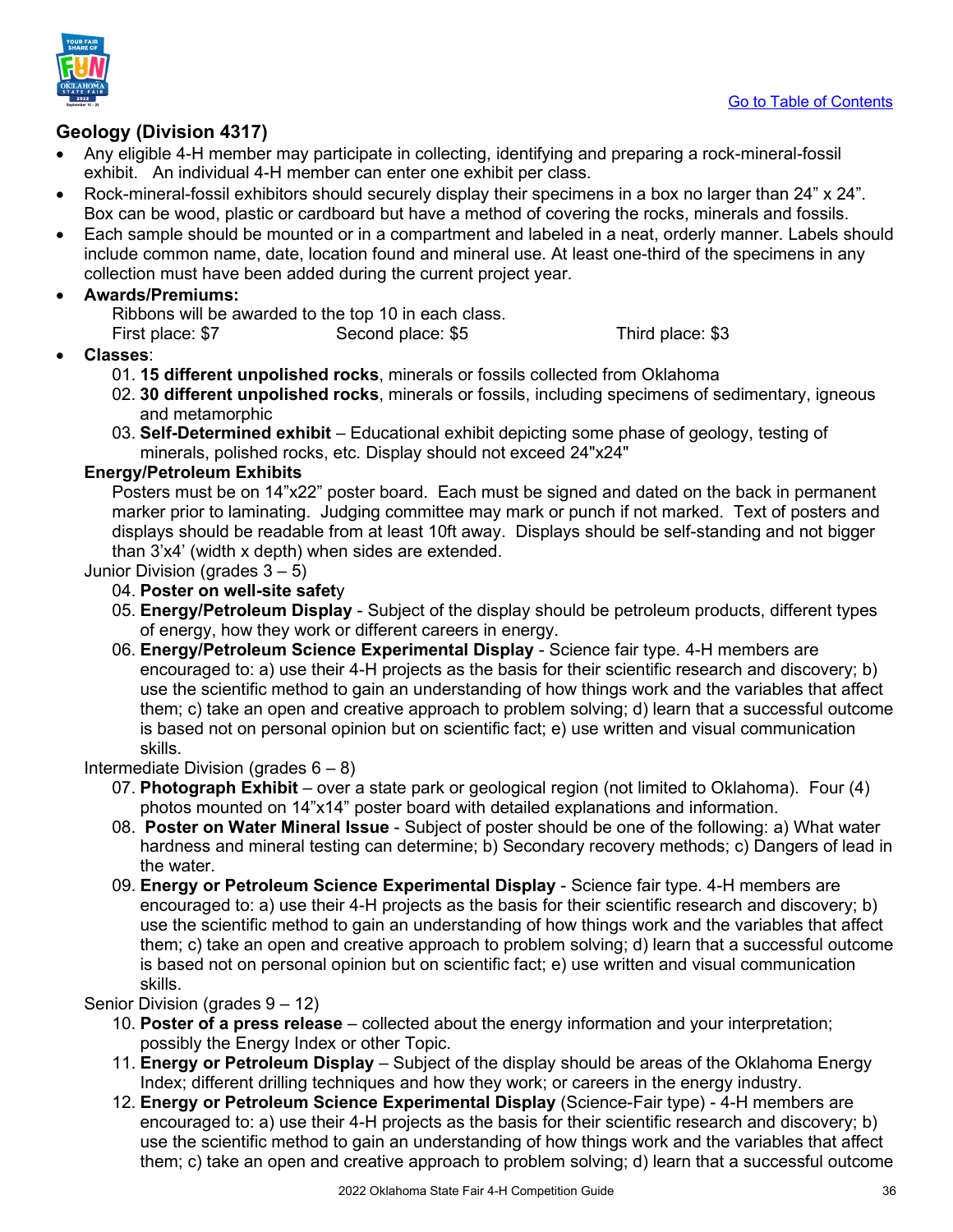## Geology (Division 4317)

- Any eligible 4-H member may participate in collecting, identifying and preparing a rock-mineral-fossil exhibit. An individual 4-H member can enter one exhibit per class.
- Rock-mineral-fossil exhibitors should securely display their specimens in a box no larger than 24" x 24". Box can be wood, plastic or cardboard but have a method of covering the rocks, minerals and fossils.
- Each sample should be mounted or in a compartment and labeled in a neat, orderly manner. Labels should include common name, date, location found and mineral use. At least one-third of the specimens in any collection must have been added during the current project year.
- **Awards/Premiums:**
  Ribbons will be awarded to the top 10 in each class.
  First place: $7 Second place: $5 Third place: $3
- **Classes**:
  01. **15 different unpolished rocks**, minerals or fossils collected from Oklahoma
  02. **30 different unpolished rocks**, minerals or fossils, including specimens of sedimentary, igneous and metamorphic
  03. **Self-Determined exhibit** – Educational exhibit depicting some phase of geology, testing of minerals, polished rocks, etc. Display should not exceed 24"x24"

  **Energy/Petroleum Exhibits**

  Posters must be on 14"x22" poster board. Each must be signed and dated on the back in permanent marker prior to laminating. Judging committee may mark or punch if not marked. Text of posters and displays should be readable from at least 10ft away. Displays should be self-standing and not bigger than 3'x4' (width x depth) when sides are extended.

  Junior Division (grades 3 – 5)

  04. **Poster on well-site safet**y
  05. **Energy/Petroleum Display** - Subject of the display should be petroleum products, different types of energy, how they work or different careers in energy.
  06. **Energy/Petroleum Science Experimental Display** - Science fair type. 4-H members are encouraged to: a) use their 4-H projects as the basis for their scientific research and discovery; b) use the scientific method to gain an understanding of how things work and the variables that affect them; c) take an open and creative approach to problem solving; d) learn that a successful outcome is based not on personal opinion but on scientific fact; e) use written and visual communication skills.

  Intermediate Division (grades 6 – 8)

  07. **Photograph Exhibit** – over a state park or geological region (not limited to Oklahoma). Four (4) photos mounted on 14"x14" poster board with detailed explanations and information.
  08. **Poster on Water Mineral Issue** - Subject of poster should be one of the following: a) What water hardness and mineral testing can determine; b) Secondary recovery methods; c) Dangers of lead in the water.
  09. **Energy or Petroleum Science Experimental Display** - Science fair type. 4-H members are encouraged to: a) use their 4-H projects as the basis for their scientific research and discovery; b) use the scientific method to gain an understanding of how things work and the variables that affect them; c) take an open and creative approach to problem solving; d) learn that a successful outcome is based not on personal opinion but on scientific fact; e) use written and visual communication skills.

  Senior Division (grades 9 – 12)

  10. **Poster of a press release** – collected about the energy information and your interpretation; possibly the Energy Index or other Topic.
  11. **Energy or Petroleum Display** – Subject of the display should be areas of the Oklahoma Energy Index; different drilling techniques and how they work; or careers in the energy industry.
  12. **Energy or Petroleum Science Experimental Display** (Science-Fair type) - 4-H members are encouraged to: a) use their 4-H projects as the basis for their scientific research and discovery; b) use the scientific method to gain an understanding of how things work and the variables that affect them; c) take an open and creative approach to problem solving; d) learn that a successful outcome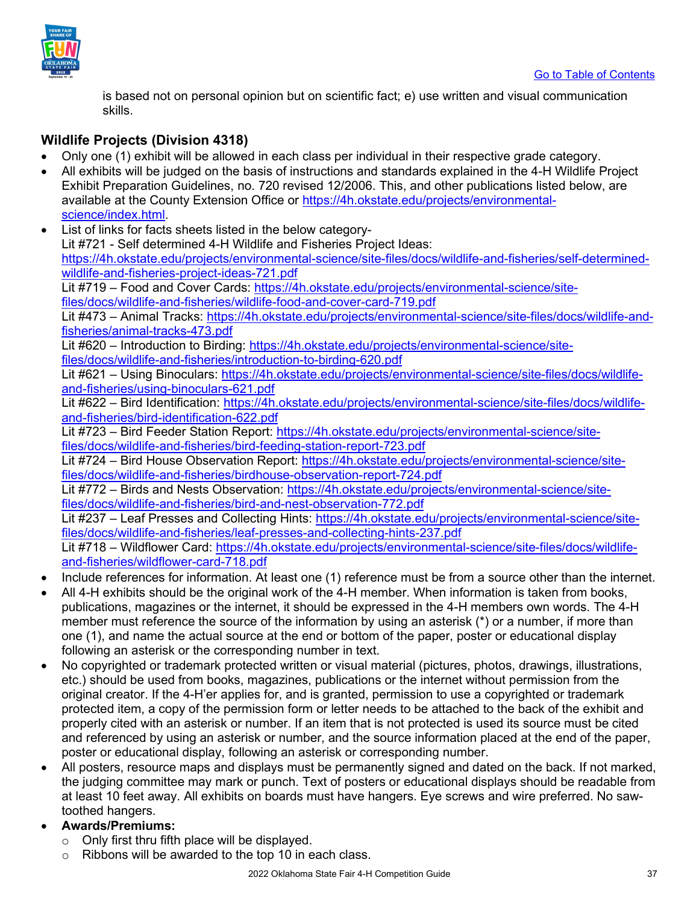is based not on personal opinion but on scientific fact; e) use written and visual communication skills.

### Wildlife Projects (Division 4318)

- Only one (1) exhibit will be allowed in each class per individual in their respective grade category.
- All exhibits will be judged on the basis of instructions and standards explained in the 4-H Wildlife Project Exhibit Preparation Guidelines, no. 720 revised 12/2006. This, and other publications listed below, are available at the County Extension Office or https://4h.okstate.edu/projects/environmental-science/index.html.
- List of links for facts sheets listed in the below category-
  Lit #721 - Self determined 4-H Wildlife and Fisheries Project Ideas: https://4h.okstate.edu/projects/environmental-science/site-files/docs/wildlife-and-fisheries/self-determined-wildlife-and-fisheries-project-ideas-721.pdf
  Lit #719 – Food and Cover Cards: https://4h.okstate.edu/projects/environmental-science/site-files/docs/wildlife-and-fisheries/wildlife-food-and-cover-card-719.pdf
  Lit #473 – Animal Tracks: https://4h.okstate.edu/projects/environmental-science/site-files/docs/wildlife-and-fisheries/animal-tracks-473.pdf
  Lit #620 – Introduction to Birding: https://4h.okstate.edu/projects/environmental-science/site-files/docs/wildlife-and-fisheries/introduction-to-birding-620.pdf
  Lit #621 – Using Binoculars: https://4h.okstate.edu/projects/environmental-science/site-files/docs/wildlife-and-fisheries/using-binoculars-621.pdf
  Lit #622 – Bird Identification: https://4h.okstate.edu/projects/environmental-science/site-files/docs/wildlife-and-fisheries/bird-identification-622.pdf
  Lit #723 – Bird Feeder Station Report: https://4h.okstate.edu/projects/environmental-science/site-files/docs/wildlife-and-fisheries/bird-feeding-station-report-723.pdf
  Lit #724 – Bird House Observation Report: https://4h.okstate.edu/projects/environmental-science/site-files/docs/wildlife-and-fisheries/birdhouse-observation-report-724.pdf
  Lit #772 – Birds and Nests Observation: https://4h.okstate.edu/projects/environmental-science/site-files/docs/wildlife-and-fisheries/bird-and-nest-observation-772.pdf
  Lit #237 – Leaf Presses and Collecting Hints: https://4h.okstate.edu/projects/environmental-science/site-files/docs/wildlife-and-fisheries/leaf-presses-and-collecting-hints-237.pdf
  Lit #718 – Wildflower Card: https://4h.okstate.edu/projects/environmental-science/site-files/docs/wildlife-and-fisheries/wildflower-card-718.pdf
- Include references for information. At least one (1) reference must be from a source other than the internet.
- All 4-H exhibits should be the original work of the 4-H member. When information is taken from books, publications, magazines or the internet, it should be expressed in the 4-H members own words. The 4-H member must reference the source of the information by using an asterisk (*) or a number, if more than one (1), and name the actual source at the end or bottom of the paper, poster or educational display following an asterisk or the corresponding number in text.
- No copyrighted or trademark protected written or visual material (pictures, photos, drawings, illustrations, etc.) should be used from books, magazines, publications or the internet without permission from the original creator. If the 4-H'er applies for, and is granted, permission to use a copyrighted or trademark protected item, a copy of the permission form or letter needs to be attached to the back of the exhibit and properly cited with an asterisk or number. If an item that is not protected is used its source must be cited and referenced by using an asterisk or number, and the source information placed at the end of the paper, poster or educational display, following an asterisk or corresponding number.
- All posters, resource maps and displays must be permanently signed and dated on the back. If not marked, the judging committee may mark or punch. Text of posters or educational displays should be readable from at least 10 feet away. All exhibits on boards must have hangers. Eye screws and wire preferred. No saw-toothed hangers.
- **Awards/Premiums:**
  - Only first thru fifth place will be displayed.
  - Ribbons will be awarded to the top 10 in each class.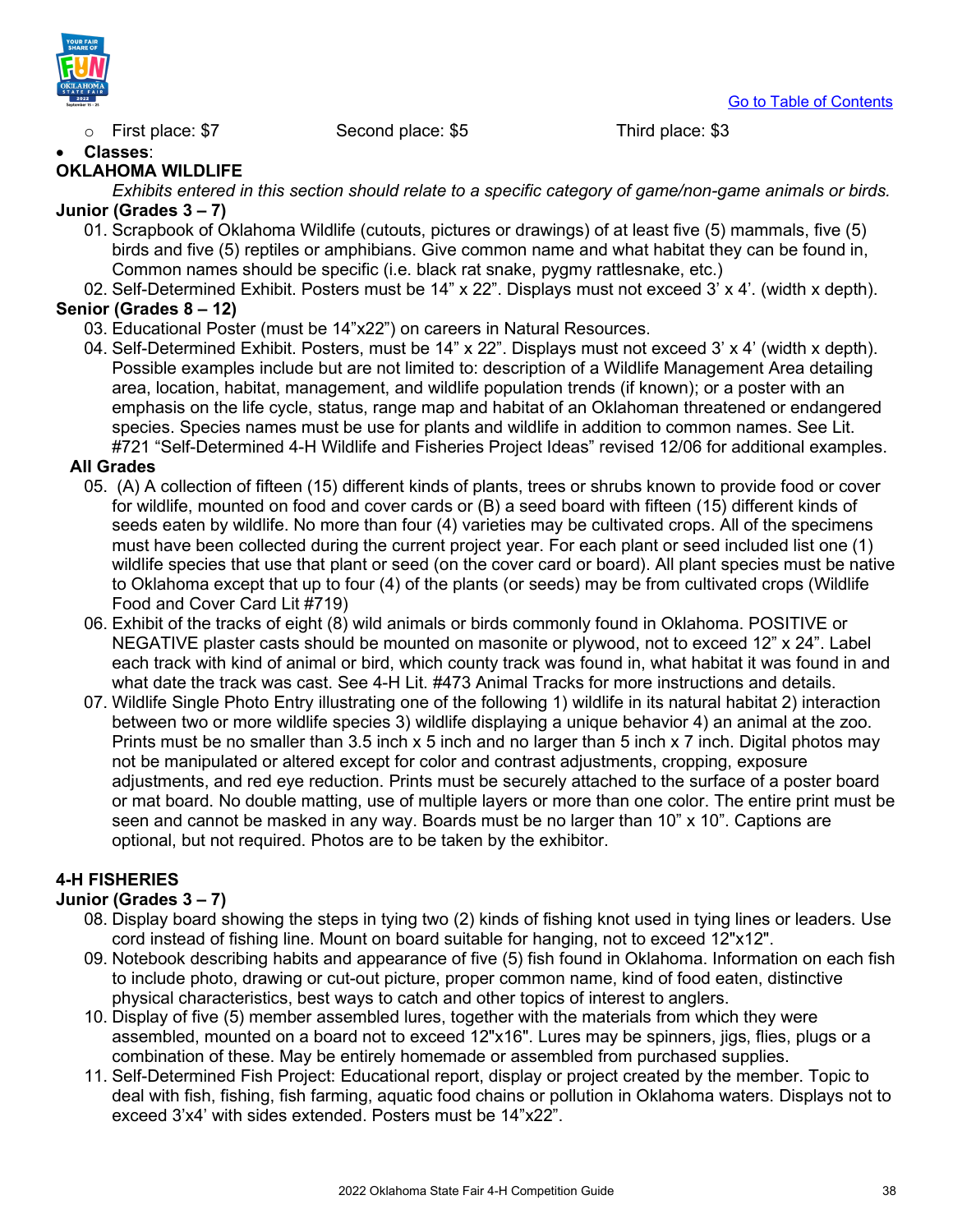[Go to Table of Contents]

- First place: $7 Second place: $5 Third place: $3

- **Classes**:

**OKLAHOMA WILDLIFE**

*Exhibits entered in this section should relate to a specific category of game/non-game animals or birds.*

**Junior (Grades 3 – 7)**

01. Scrapbook of Oklahoma Wildlife (cutouts, pictures or drawings) of at least five (5) mammals, five (5) birds and five (5) reptiles or amphibians. Give common name and what habitat they can be found in, Common names should be specific (i.e. black rat snake, pygmy rattlesnake, etc.)
02. Self-Determined Exhibit. Posters must be 14" x 22". Displays must not exceed 3' x 4'. (width x depth).

**Senior (Grades 8 – 12)**

03. Educational Poster (must be 14"x22") on careers in Natural Resources.
04. Self-Determined Exhibit. Posters, must be 14" x 22". Displays must not exceed 3' x 4' (width x depth). Possible examples include but are not limited to: description of a Wildlife Management Area detailing area, location, habitat, management, and wildlife population trends (if known); or a poster with an emphasis on the life cycle, status, range map and habitat of an Oklahoman threatened or endangered species. Species names must be use for plants and wildlife in addition to common names. See Lit. #721 "Self-Determined 4-H Wildlife and Fisheries Project Ideas" revised 12/06 for additional examples.

**All Grades**

05. (A) A collection of fifteen (15) different kinds of plants, trees or shrubs known to provide food or cover for wildlife, mounted on food and cover cards or (B) a seed board with fifteen (15) different kinds of seeds eaten by wildlife. No more than four (4) varieties may be cultivated crops. All of the specimens must have been collected during the current project year. For each plant or seed included list one (1) wildlife species that use that plant or seed (on the cover card or board). All plant species must be native to Oklahoma except that up to four (4) of the plants (or seeds) may be from cultivated crops (Wildlife Food and Cover Card Lit #719)
06. Exhibit of the tracks of eight (8) wild animals or birds commonly found in Oklahoma. POSITIVE or NEGATIVE plaster casts should be mounted on masonite or plywood, not to exceed 12" x 24". Label each track with kind of animal or bird, which county track was found in, what habitat it was found in and what date the track was cast. See 4-H Lit. #473 Animal Tracks for more instructions and details.
07. Wildlife Single Photo Entry illustrating one of the following 1) wildlife in its natural habitat 2) interaction between two or more wildlife species 3) wildlife displaying a unique behavior 4) an animal at the zoo. Prints must be no smaller than 3.5 inch x 5 inch and no larger than 5 inch x 7 inch. Digital photos may not be manipulated or altered except for color and contrast adjustments, cropping, exposure adjustments, and red eye reduction. Prints must be securely attached to the surface of a poster board or mat board. No double matting, use of multiple layers or more than one color. The entire print must be seen and cannot be masked in any way. Boards must be no larger than 10" x 10". Captions are optional, but not required. Photos are to be taken by the exhibitor.

**4-H FISHERIES**

**Junior (Grades 3 – 7)**

08. Display board showing the steps in tying two (2) kinds of fishing knot used in tying lines or leaders. Use cord instead of fishing line. Mount on board suitable for hanging, not to exceed 12"x12".
09. Notebook describing habits and appearance of five (5) fish found in Oklahoma. Information on each fish to include photo, drawing or cut-out picture, proper common name, kind of food eaten, distinctive physical characteristics, best ways to catch and other topics of interest to anglers.
10. Display of five (5) member assembled lures, together with the materials from which they were assembled, mounted on a board not to exceed 12"x16". Lures may be spinners, jigs, flies, plugs or a combination of these. May be entirely homemade or assembled from purchased supplies.
11. Self-Determined Fish Project: Educational report, display or project created by the member. Topic to deal with fish, fishing, fish farming, aquatic food chains or pollution in Oklahoma waters. Displays not to exceed 3'x4' with sides extended. Posters must be 14"x22".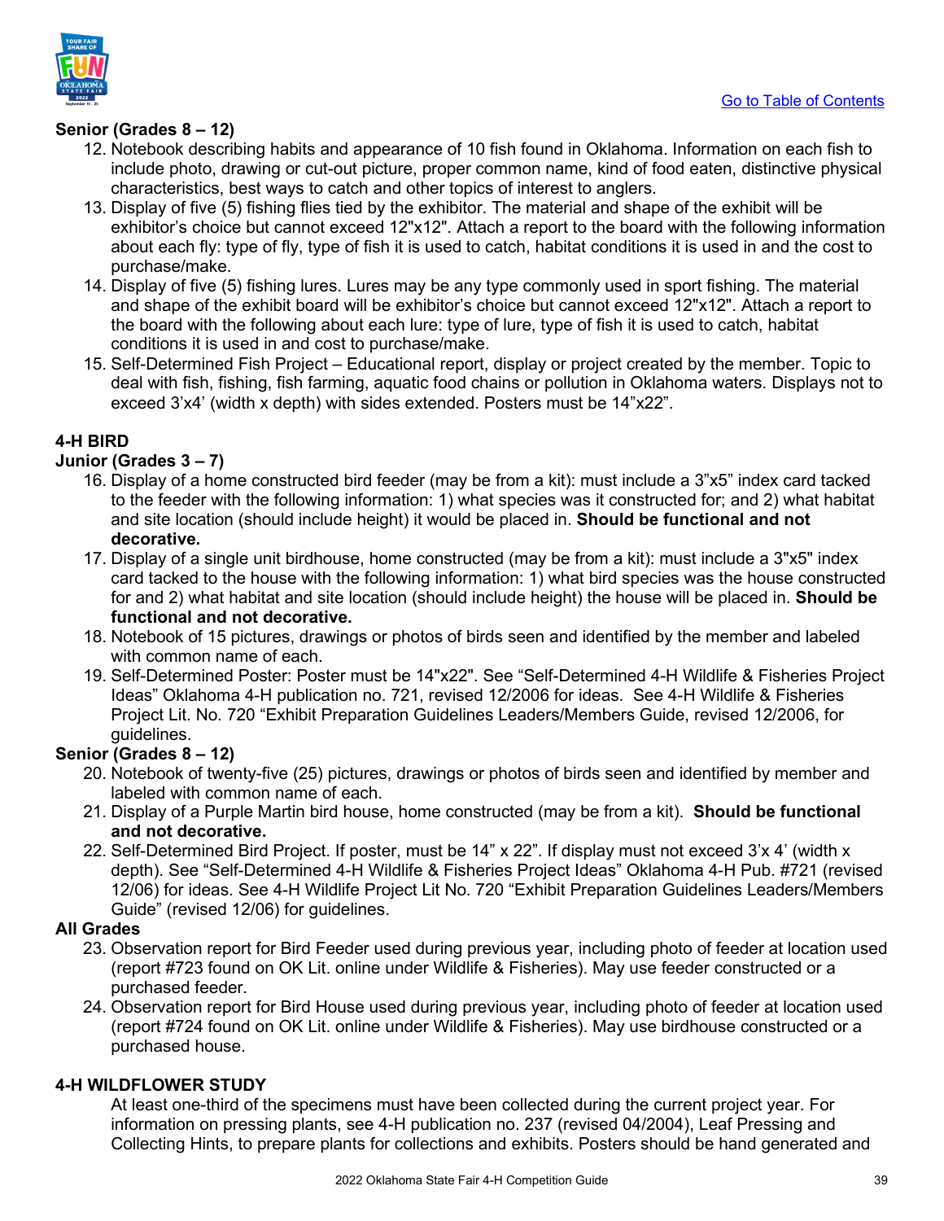Go to Table of Contents

**Senior (Grades 8 – 12)**

12. Notebook describing habits and appearance of 10 fish found in Oklahoma. Information on each fish to include photo, drawing or cut-out picture, proper common name, kind of food eaten, distinctive physical characteristics, best ways to catch and other topics of interest to anglers.
13. Display of five (5) fishing flies tied by the exhibitor. The material and shape of the exhibit will be exhibitor's choice but cannot exceed 12"x12". Attach a report to the board with the following information about each fly: type of fly, type of fish it is used to catch, habitat conditions it is used in and the cost to purchase/make.
14. Display of five (5) fishing lures. Lures may be any type commonly used in sport fishing. The material and shape of the exhibit board will be exhibitor's choice but cannot exceed 12"x12". Attach a report to the board with the following about each lure: type of lure, type of fish it is used to catch, habitat conditions it is used in and cost to purchase/make.
15. Self-Determined Fish Project – Educational report, display or project created by the member. Topic to deal with fish, fishing, fish farming, aquatic food chains or pollution in Oklahoma waters. Displays not to exceed 3'x4' (width x depth) with sides extended. Posters must be 14"x22".

## 4-H BIRD

**Junior (Grades 3 – 7)**

16. Display of a home constructed bird feeder (may be from a kit): must include a 3"x5" index card tacked to the feeder with the following information: 1) what species was it constructed for; and 2) what habitat and site location (should include height) it would be placed in. **Should be functional and not decorative.**
17. Display of a single unit birdhouse, home constructed (may be from a kit): must include a 3"x5" index card tacked to the house with the following information: 1) what bird species was the house constructed for and 2) what habitat and site location (should include height) the house will be placed in. **Should be functional and not decorative.**
18. Notebook of 15 pictures, drawings or photos of birds seen and identified by the member and labeled with common name of each.
19. Self-Determined Poster: Poster must be 14"x22". See "Self-Determined 4-H Wildlife & Fisheries Project Ideas" Oklahoma 4-H publication no. 721, revised 12/2006 for ideas. See 4-H Wildlife & Fisheries Project Lit. No. 720 "Exhibit Preparation Guidelines Leaders/Members Guide, revised 12/2006, for guidelines.

**Senior (Grades 8 – 12)**

20. Notebook of twenty-five (25) pictures, drawings or photos of birds seen and identified by member and labeled with common name of each.
21. Display of a Purple Martin bird house, home constructed (may be from a kit). **Should be functional and not decorative.**
22. Self-Determined Bird Project. If poster, must be 14" x 22". If display must not exceed 3'x 4' (width x depth). See "Self-Determined 4-H Wildlife & Fisheries Project Ideas" Oklahoma 4-H Pub. #721 (revised 12/06) for ideas. See 4-H Wildlife Project Lit No. 720 "Exhibit Preparation Guidelines Leaders/Members Guide" (revised 12/06) for guidelines.

**All Grades**

23. Observation report for Bird Feeder used during previous year, including photo of feeder at location used (report #723 found on OK Lit. online under Wildlife & Fisheries). May use feeder constructed or a purchased feeder.
24. Observation report for Bird House used during previous year, including photo of feeder at location used (report #724 found on OK Lit. online under Wildlife & Fisheries). May use birdhouse constructed or a purchased house.

## 4-H WILDFLOWER STUDY

At least one-third of the specimens must have been collected during the current project year. For information on pressing plants, see 4-H publication no. 237 (revised 04/2004), Leaf Pressing and Collecting Hints, to prepare plants for collections and exhibits. Posters should be hand generated and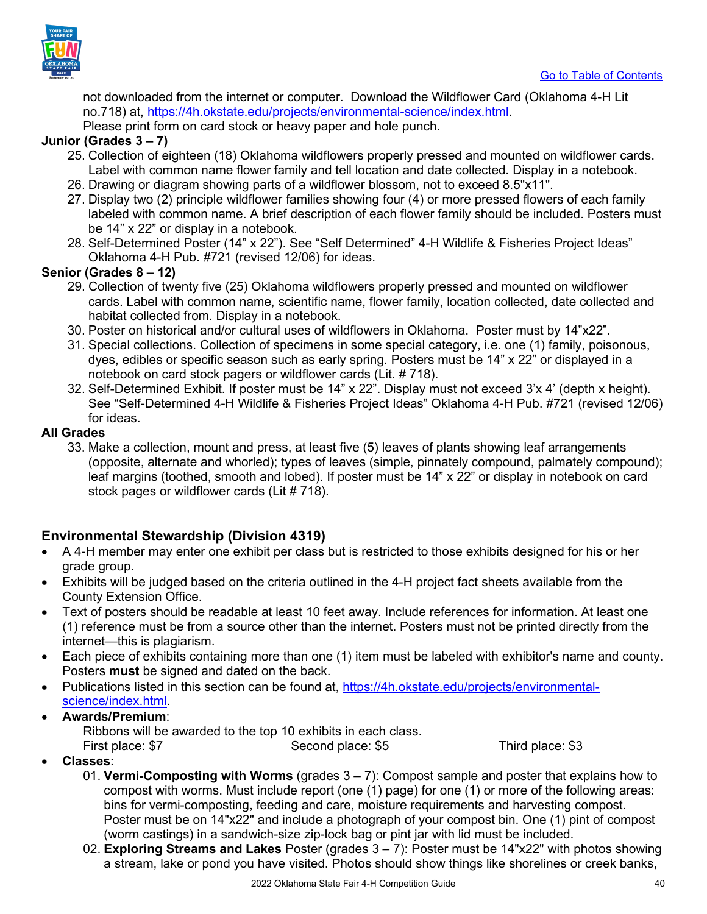not downloaded from the internet or computer. Download the Wildflower Card (Oklahoma 4-H Lit no.718) at, https://4h.okstate.edu/projects/environmental-science/index.html. Please print form on card stock or heavy paper and hole punch.

**Junior (Grades 3 – 7)**

25. Collection of eighteen (18) Oklahoma wildflowers properly pressed and mounted on wildflower cards. Label with common name flower family and tell location and date collected. Display in a notebook.
26. Drawing or diagram showing parts of a wildflower blossom, not to exceed 8.5"x11".
27. Display two (2) principle wildflower families showing four (4) or more pressed flowers of each family labeled with common name. A brief description of each flower family should be included. Posters must be 14" x 22" or display in a notebook.
28. Self-Determined Poster (14" x 22"). See "Self Determined" 4-H Wildlife & Fisheries Project Ideas" Oklahoma 4-H Pub. #721 (revised 12/06) for ideas.

**Senior (Grades 8 – 12)**

29. Collection of twenty five (25) Oklahoma wildflowers properly pressed and mounted on wildflower cards. Label with common name, scientific name, flower family, location collected, date collected and habitat collected from. Display in a notebook.
30. Poster on historical and/or cultural uses of wildflowers in Oklahoma. Poster must by 14"x22".
31. Special collections. Collection of specimens in some special category, i.e. one (1) family, poisonous, dyes, edibles or specific season such as early spring. Posters must be 14" x 22" or displayed in a notebook on card stock pagers or wildflower cards (Lit. # 718).
32. Self-Determined Exhibit. If poster must be 14" x 22". Display must not exceed 3'x 4' (depth x height). See "Self-Determined 4-H Wildlife & Fisheries Project Ideas" Oklahoma 4-H Pub. #721 (revised 12/06) for ideas.

**All Grades**

33. Make a collection, mount and press, at least five (5) leaves of plants showing leaf arrangements (opposite, alternate and whorled); types of leaves (simple, pinnately compound, palmately compound); leaf margins (toothed, smooth and lobed). If poster must be 14" x 22" or display in notebook on card stock pages or wildflower cards (Lit # 718).

## Environmental Stewardship (Division 4319)

- A 4-H member may enter one exhibit per class but is restricted to those exhibits designed for his or her grade group.
- Exhibits will be judged based on the criteria outlined in the 4-H project fact sheets available from the County Extension Office.
- Text of posters should be readable at least 10 feet away. Include references for information. At least one (1) reference must be from a source other than the internet. Posters must not be printed directly from the internet—this is plagiarism.
- Each piece of exhibits containing more than one (1) item must be labeled with exhibitor's name and county. Posters **must** be signed and dated on the back.
- Publications listed in this section can be found at, https://4h.okstate.edu/projects/environmental-science/index.html.
- **Awards/Premium**:
  Ribbons will be awarded to the top 10 exhibits in each class.
  First place: $7 Second place: $5 Third place: $3
- **Classes**:
  01. **Vermi-Composting with Worms** (grades 3 – 7): Compost sample and poster that explains how to compost with worms. Must include report (one (1) page) for one (1) or more of the following areas: bins for vermi-composting, feeding and care, moisture requirements and harvesting compost. Poster must be on 14"x22" and include a photograph of your compost bin. One (1) pint of compost (worm castings) in a sandwich-size zip-lock bag or pint jar with lid must be included.
  02. **Exploring Streams and Lakes** Poster (grades 3 – 7): Poster must be 14"x22" with photos showing a stream, lake or pond you have visited. Photos should show things like shorelines or creek banks,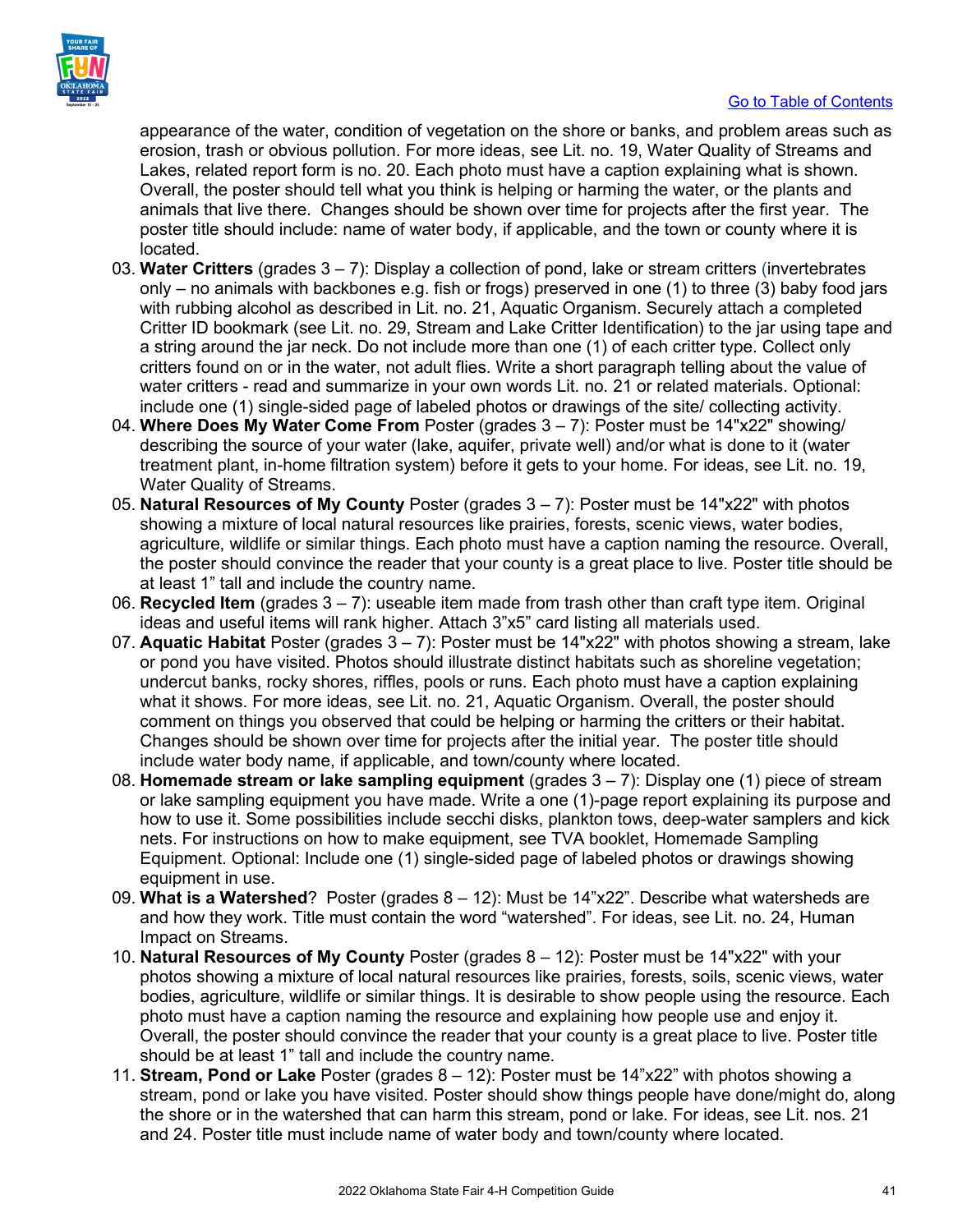appearance of the water, condition of vegetation on the shore or banks, and problem areas such as erosion, trash or obvious pollution. For more ideas, see Lit. no. 19, Water Quality of Streams and Lakes, related report form is no. 20. Each photo must have a caption explaining what is shown. Overall, the poster should tell what you think is helping or harming the water, or the plants and animals that live there. Changes should be shown over time for projects after the first year. The poster title should include: name of water body, if applicable, and the town or county where it is located.

03. **Water Critters** (grades 3 – 7): Display a collection of pond, lake or stream critters (invertebrates only – no animals with backbones e.g. fish or frogs) preserved in one (1) to three (3) baby food jars with rubbing alcohol as described in Lit. no. 21, Aquatic Organism. Securely attach a completed Critter ID bookmark (see Lit. no. 29, Stream and Lake Critter Identification) to the jar using tape and a string around the jar neck. Do not include more than one (1) of each critter type. Collect only critters found on or in the water, not adult flies. Write a short paragraph telling about the value of water critters - read and summarize in your own words Lit. no. 21 or related materials. Optional: include one (1) single-sided page of labeled photos or drawings of the site/ collecting activity.
04. **Where Does My Water Come From** Poster (grades 3 – 7): Poster must be 14"x22" showing/ describing the source of your water (lake, aquifer, private well) and/or what is done to it (water treatment plant, in-home filtration system) before it gets to your home. For ideas, see Lit. no. 19, Water Quality of Streams.
05. **Natural Resources of My County** Poster (grades 3 – 7): Poster must be 14"x22" with photos showing a mixture of local natural resources like prairies, forests, scenic views, water bodies, agriculture, wildlife or similar things. Each photo must have a caption naming the resource. Overall, the poster should convince the reader that your county is a great place to live. Poster title should be at least 1" tall and include the country name.
06. **Recycled Item** (grades 3 – 7): useable item made from trash other than craft type item. Original ideas and useful items will rank higher. Attach 3"x5" card listing all materials used.
07. **Aquatic Habitat** Poster (grades 3 – 7): Poster must be 14"x22" with photos showing a stream, lake or pond you have visited. Photos should illustrate distinct habitats such as shoreline vegetation; undercut banks, rocky shores, riffles, pools or runs. Each photo must have a caption explaining what it shows. For more ideas, see Lit. no. 21, Aquatic Organism. Overall, the poster should comment on things you observed that could be helping or harming the critters or their habitat. Changes should be shown over time for projects after the initial year. The poster title should include water body name, if applicable, and town/county where located.
08. **Homemade stream or lake sampling equipment** (grades 3 – 7): Display one (1) piece of stream or lake sampling equipment you have made. Write a one (1)-page report explaining its purpose and how to use it. Some possibilities include secchi disks, plankton tows, deep-water samplers and kick nets. For instructions on how to make equipment, see TVA booklet, Homemade Sampling Equipment. Optional: Include one (1) single-sided page of labeled photos or drawings showing equipment in use.
09. **What is a Watershed**? Poster (grades 8 – 12): Must be 14"x22". Describe what watersheds are and how they work. Title must contain the word "watershed". For ideas, see Lit. no. 24, Human Impact on Streams.
10. **Natural Resources of My County** Poster (grades 8 – 12): Poster must be 14"x22" with your photos showing a mixture of local natural resources like prairies, forests, soils, scenic views, water bodies, agriculture, wildlife or similar things. It is desirable to show people using the resource. Each photo must have a caption naming the resource and explaining how people use and enjoy it. Overall, the poster should convince the reader that your county is a great place to live. Poster title should be at least 1" tall and include the country name.
11. **Stream, Pond or Lake** Poster (grades 8 – 12): Poster must be 14"x22" with photos showing a stream, pond or lake you have visited. Poster should show things people have done/might do, along the shore or in the watershed that can harm this stream, pond or lake. For ideas, see Lit. nos. 21 and 24. Poster title must include name of water body and town/county where located.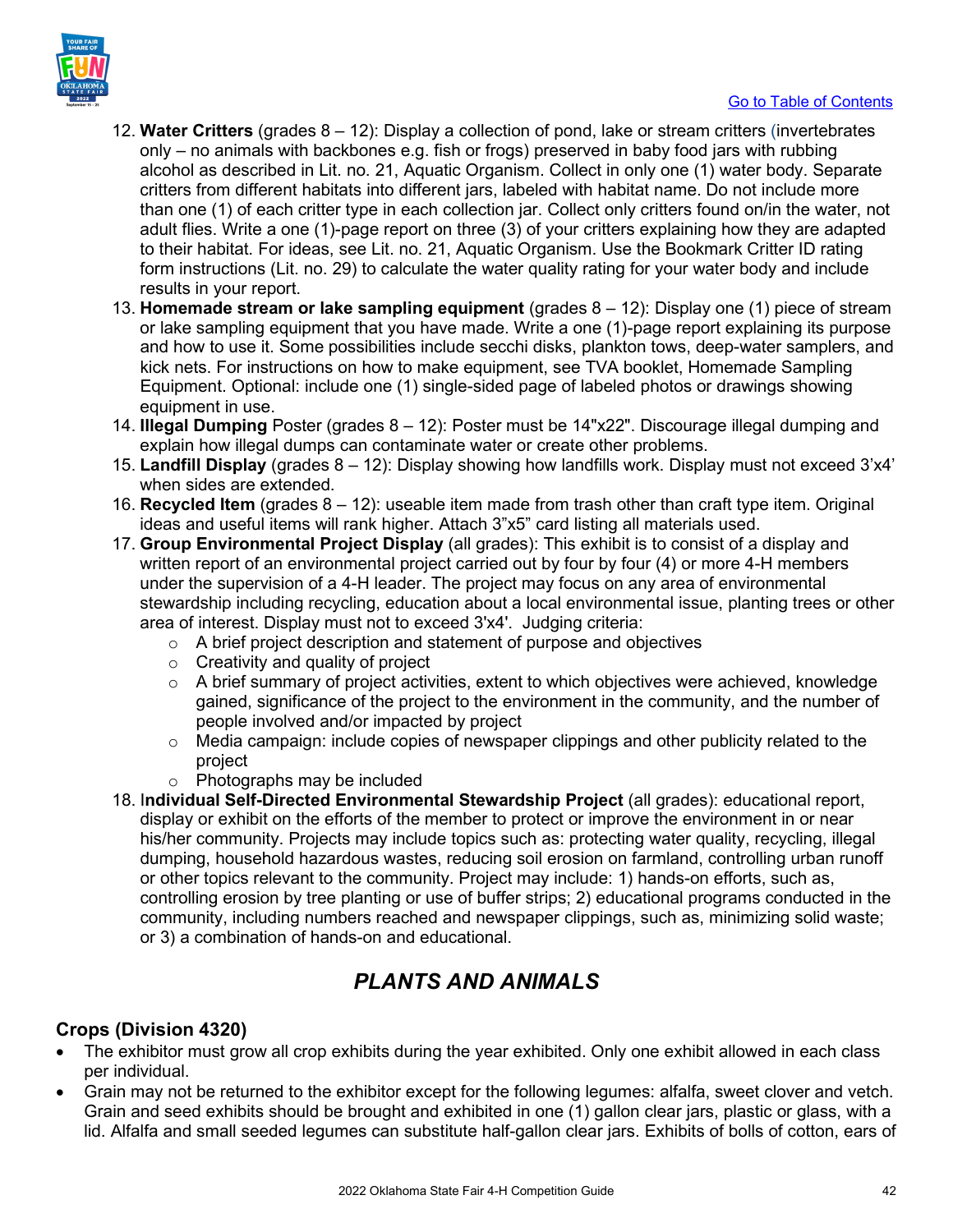12. **Water Critters** (grades 8 – 12): Display a collection of pond, lake or stream critters (invertebrates only – no animals with backbones e.g. fish or frogs) preserved in baby food jars with rubbing alcohol as described in Lit. no. 21, Aquatic Organism. Collect in only one (1) water body. Separate critters from different habitats into different jars, labeled with habitat name. Do not include more than one (1) of each critter type in each collection jar. Collect only critters found on/in the water, not adult flies. Write a one (1)-page report on three (3) of your critters explaining how they are adapted to their habitat. For ideas, see Lit. no. 21, Aquatic Organism. Use the Bookmark Critter ID rating form instructions (Lit. no. 29) to calculate the water quality rating for your water body and include results in your report.
13. **Homemade stream or lake sampling equipment** (grades 8 – 12): Display one (1) piece of stream or lake sampling equipment that you have made. Write a one (1)-page report explaining its purpose and how to use it. Some possibilities include secchi disks, plankton tows, deep-water samplers, and kick nets. For instructions on how to make equipment, see TVA booklet, Homemade Sampling Equipment. Optional: include one (1) single-sided page of labeled photos or drawings showing equipment in use.
14. **Illegal Dumping** Poster (grades 8 – 12): Poster must be 14"x22". Discourage illegal dumping and explain how illegal dumps can contaminate water or create other problems.
15. **Landfill Display** (grades 8 – 12): Display showing how landfills work. Display must not exceed 3'x4' when sides are extended.
16. **Recycled Item** (grades 8 – 12): useable item made from trash other than craft type item. Original ideas and useful items will rank higher. Attach 3"x5" card listing all materials used.
17. **Group Environmental Project Display** (all grades): This exhibit is to consist of a display and written report of an environmental project carried out by four by four (4) or more 4-H members under the supervision of a 4-H leader. The project may focus on any area of environmental stewardship including recycling, education about a local environmental issue, planting trees or other area of interest. Display must not to exceed 3'x4'. Judging criteria:
    - A brief project description and statement of purpose and objectives
    - Creativity and quality of project
    - A brief summary of project activities, extent to which objectives were achieved, knowledge gained, significance of the project to the environment in the community, and the number of people involved and/or impacted by project
    - Media campaign: include copies of newspaper clippings and other publicity related to the project
    - Photographs may be included
18. I**ndividual Self-Directed Environmental Stewardship Project** (all grades): educational report, display or exhibit on the efforts of the member to protect or improve the environment in or near his/her community. Projects may include topics such as: protecting water quality, recycling, illegal dumping, household hazardous wastes, reducing soil erosion on farmland, controlling urban runoff or other topics relevant to the community. Project may include: 1) hands-on efforts, such as, controlling erosion by tree planting or use of buffer strips; 2) educational programs conducted in the community, including numbers reached and newspaper clippings, such as, minimizing solid waste; or 3) a combination of hands-on and educational.

## *PLANTS AND ANIMALS*

### Crops (Division 4320)

- The exhibitor must grow all crop exhibits during the year exhibited. Only one exhibit allowed in each class per individual.
- Grain may not be returned to the exhibitor except for the following legumes: alfalfa, sweet clover and vetch. Grain and seed exhibits should be brought and exhibited in one (1) gallon clear jars, plastic or glass, with a lid. Alfalfa and small seeded legumes can substitute half-gallon clear jars. Exhibits of bolls of cotton, ears of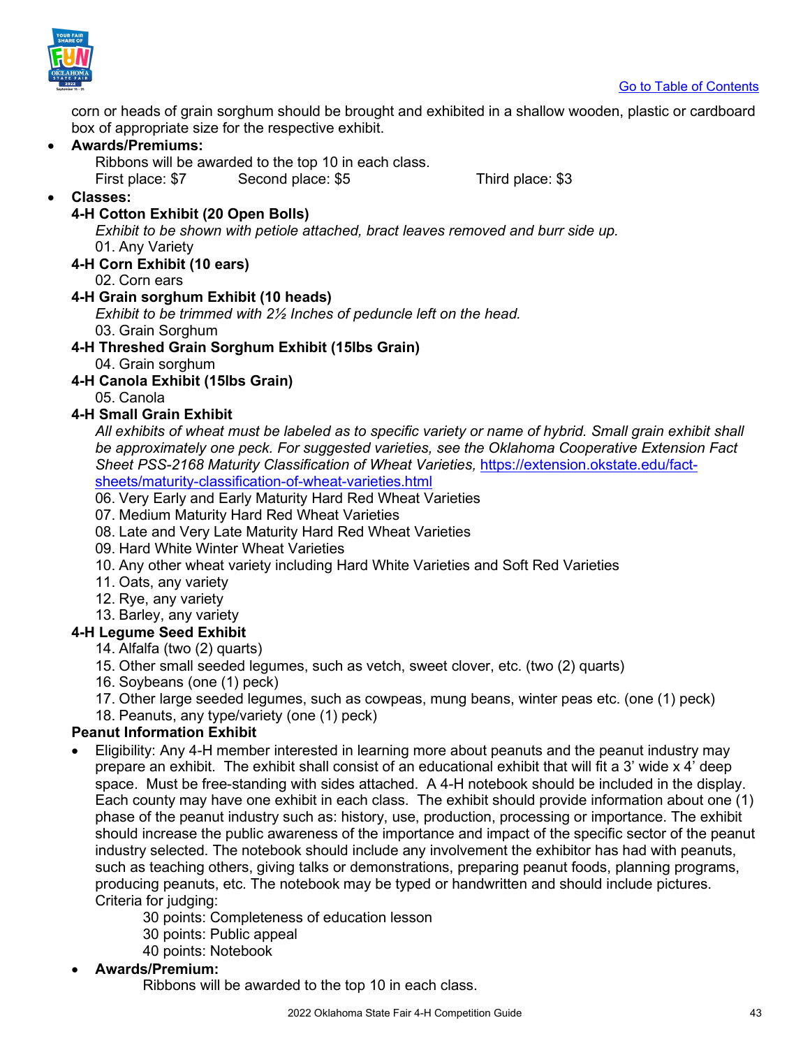corn or heads of grain sorghum should be brought and exhibited in a shallow wooden, plastic or cardboard box of appropriate size for the respective exhibit.

- **Awards/Premiums:**

  Ribbons will be awarded to the top 10 in each class.
  First place: $7  Second place: $5  Third place: $3

- **Classes:**

**4-H Cotton Exhibit (20 Open Bolls)**

*Exhibit to be shown with petiole attached, bract leaves removed and burr side up.*

01. Any Variety

**4-H Corn Exhibit (10 ears)**

02. Corn ears

**4-H Grain sorghum Exhibit (10 heads)**

*Exhibit to be trimmed with 2½ Inches of peduncle left on the head.*

03. Grain Sorghum

**4-H Threshed Grain Sorghum Exhibit (15lbs Grain)**

04. Grain sorghum

**4-H Canola Exhibit (15lbs Grain)**

05. Canola

**4-H Small Grain Exhibit**

*All exhibits of wheat must be labeled as to specific variety or name of hybrid. Small grain exhibit shall be approximately one peck. For suggested varieties, see the Oklahoma Cooperative Extension Fact Sheet PSS-2168 Maturity Classification of Wheat Varieties,* https://extension.okstate.edu/fact-sheets/maturity-classification-of-wheat-varieties.html

06. Very Early and Early Maturity Hard Red Wheat Varieties
07. Medium Maturity Hard Red Wheat Varieties
08. Late and Very Late Maturity Hard Red Wheat Varieties
09. Hard White Winter Wheat Varieties
10. Any other wheat variety including Hard White Varieties and Soft Red Varieties
11. Oats, any variety
12. Rye, any variety
13. Barley, any variety

**4-H Legume Seed Exhibit**

14. Alfalfa (two (2) quarts)
15. Other small seeded legumes, such as vetch, sweet clover, etc. (two (2) quarts)
16. Soybeans (one (1) peck)
17. Other large seeded legumes, such as cowpeas, mung beans, winter peas etc. (one (1) peck)
18. Peanuts, any type/variety (one (1) peck)

**Peanut Information Exhibit**

- Eligibility: Any 4-H member interested in learning more about peanuts and the peanut industry may prepare an exhibit. The exhibit shall consist of an educational exhibit that will fit a 3' wide x 4' deep space. Must be free-standing with sides attached. A 4-H notebook should be included in the display. Each county may have one exhibit in each class. The exhibit should provide information about one (1) phase of the peanut industry such as: history, use, production, processing or importance. The exhibit should increase the public awareness of the importance and impact of the specific sector of the peanut industry selected. The notebook should include any involvement the exhibitor has had with peanuts, such as teaching others, giving talks or demonstrations, preparing peanut foods, planning programs, producing peanuts, etc. The notebook may be typed or handwritten and should include pictures.
  Criteria for judging:
  - 30 points: Completeness of education lesson
  - 30 points: Public appeal
  - 40 points: Notebook
- **Awards/Premium:**

  Ribbons will be awarded to the top 10 in each class.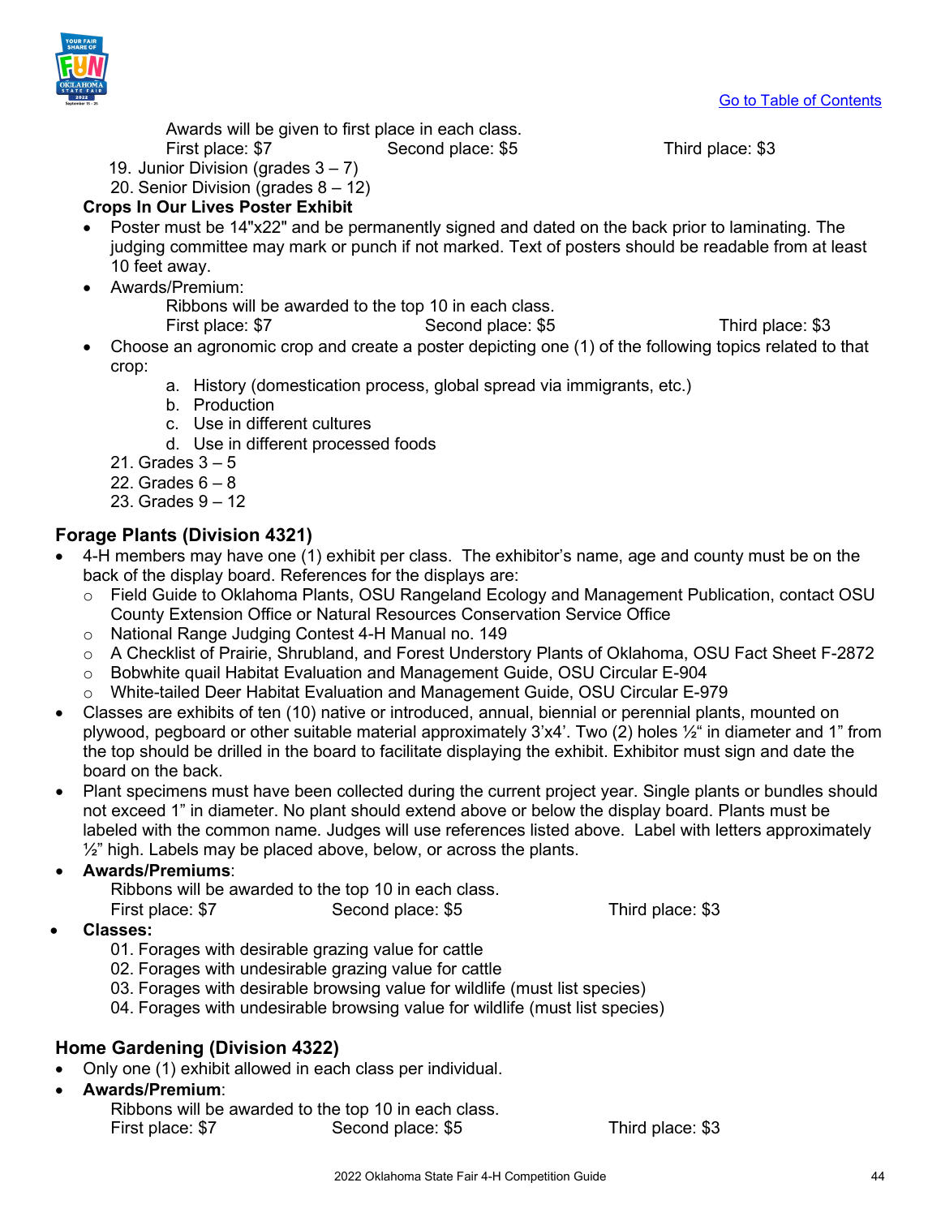[Go to Table of Contents]

Awards will be given to first place in each class.
First place: $7 Second place: $5 Third place: $3

19. Junior Division (grades 3 – 7)
20. Senior Division (grades 8 – 12)

**Crops In Our Lives Poster Exhibit**

- Poster must be 14"x22" and be permanently signed and dated on the back prior to laminating. The judging committee may mark or punch if not marked. Text of posters should be readable from at least 10 feet away.
- Awards/Premium:
  Ribbons will be awarded to the top 10 in each class.
  First place: $7 Second place: $5 Third place: $3
- Choose an agronomic crop and create a poster depicting one (1) of the following topics related to that crop:
  a. History (domestication process, global spread via immigrants, etc.)
  b. Production
  c. Use in different cultures
  d. Use in different processed foods

21. Grades 3 – 5
22. Grades 6 – 8
23. Grades 9 – 12

## Forage Plants (Division 4321)

- 4-H members may have one (1) exhibit per class. The exhibitor's name, age and county must be on the back of the display board. References for the displays are:
  - Field Guide to Oklahoma Plants, OSU Rangeland Ecology and Management Publication, contact OSU County Extension Office or Natural Resources Conservation Service Office
  - National Range Judging Contest 4-H Manual no. 149
  - A Checklist of Prairie, Shrubland, and Forest Understory Plants of Oklahoma, OSU Fact Sheet F-2872
  - Bobwhite quail Habitat Evaluation and Management Guide, OSU Circular E-904
  - White-tailed Deer Habitat Evaluation and Management Guide, OSU Circular E-979
- Classes are exhibits of ten (10) native or introduced, annual, biennial or perennial plants, mounted on plywood, pegboard or other suitable material approximately 3'x4'. Two (2) holes ½" in diameter and 1" from the top should be drilled in the board to facilitate displaying the exhibit. Exhibitor must sign and date the board on the back.
- Plant specimens must have been collected during the current project year. Single plants or bundles should not exceed 1" in diameter. No plant should extend above or below the display board. Plants must be labeled with the common name. Judges will use references listed above. Label with letters approximately ½" high. Labels may be placed above, below, or across the plants.
- **Awards/Premiums**:
  Ribbons will be awarded to the top 10 in each class.
  First place: $7 Second place: $5 Third place: $3
- **Classes:**
  01. Forages with desirable grazing value for cattle
  02. Forages with undesirable grazing value for cattle
  03. Forages with desirable browsing value for wildlife (must list species)
  04. Forages with undesirable browsing value for wildlife (must list species)

## Home Gardening (Division 4322)

- Only one (1) exhibit allowed in each class per individual.
- **Awards/Premium**:
  Ribbons will be awarded to the top 10 in each class.
  First place: $7 Second place: $5 Third place: $3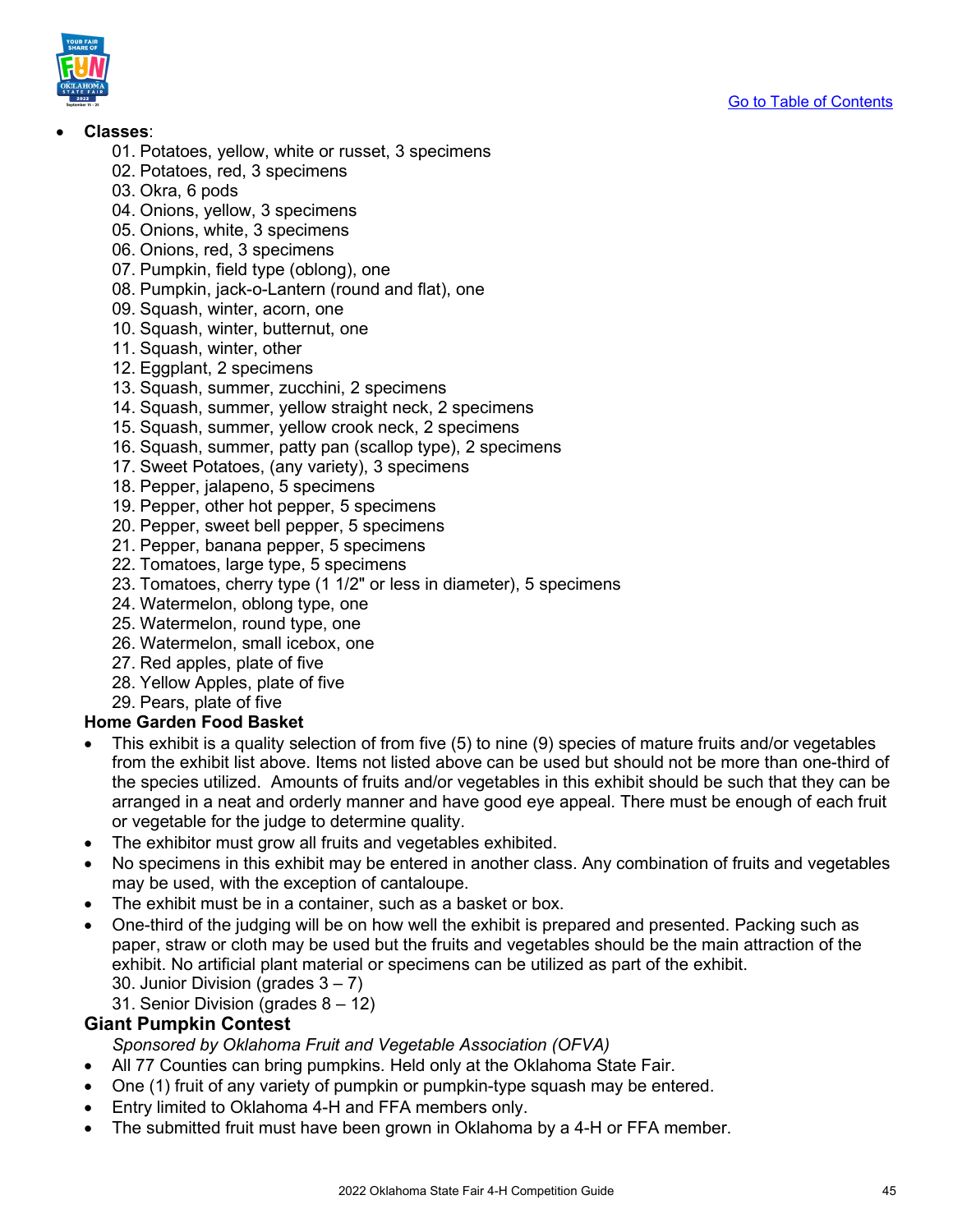[Go to Table of Contents]

- **Classes**:
  01. Potatoes, yellow, white or russet, 3 specimens
  02. Potatoes, red, 3 specimens
  03. Okra, 6 pods
  04. Onions, yellow, 3 specimens
  05. Onions, white, 3 specimens
  06. Onions, red, 3 specimens
  07. Pumpkin, field type (oblong), one
  08. Pumpkin, jack-o-Lantern (round and flat), one
  09. Squash, winter, acorn, one
  10. Squash, winter, butternut, one
  11. Squash, winter, other
  12. Eggplant, 2 specimens
  13. Squash, summer, zucchini, 2 specimens
  14. Squash, summer, yellow straight neck, 2 specimens
  15. Squash, summer, yellow crook neck, 2 specimens
  16. Squash, summer, patty pan (scallop type), 2 specimens
  17. Sweet Potatoes, (any variety), 3 specimens
  18. Pepper, jalapeno, 5 specimens
  19. Pepper, other hot pepper, 5 specimens
  20. Pepper, sweet bell pepper, 5 specimens
  21. Pepper, banana pepper, 5 specimens
  22. Tomatoes, large type, 5 specimens
  23. Tomatoes, cherry type (1 1/2" or less in diameter), 5 specimens
  24. Watermelon, oblong type, one
  25. Watermelon, round type, one
  26. Watermelon, small icebox, one
  27. Red apples, plate of five
  28. Yellow Apples, plate of five
  29. Pears, plate of five

### Home Garden Food Basket

- This exhibit is a quality selection of from five (5) to nine (9) species of mature fruits and/or vegetables from the exhibit list above. Items not listed above can be used but should not be more than one-third of the species utilized. Amounts of fruits and/or vegetables in this exhibit should be such that they can be arranged in a neat and orderly manner and have good eye appeal. There must be enough of each fruit or vegetable for the judge to determine quality.
- The exhibitor must grow all fruits and vegetables exhibited.
- No specimens in this exhibit may be entered in another class. Any combination of fruits and vegetables may be used, with the exception of cantaloupe.
- The exhibit must be in a container, such as a basket or box.
- One-third of the judging will be on how well the exhibit is prepared and presented. Packing such as paper, straw or cloth may be used but the fruits and vegetables should be the main attraction of the exhibit. No artificial plant material or specimens can be utilized as part of the exhibit.
  30. Junior Division (grades 3 – 7)
  31. Senior Division (grades 8 – 12)

### Giant Pumpkin Contest

*Sponsored by Oklahoma Fruit and Vegetable Association (OFVA)*

- All 77 Counties can bring pumpkins. Held only at the Oklahoma State Fair.
- One (1) fruit of any variety of pumpkin or pumpkin-type squash may be entered.
- Entry limited to Oklahoma 4-H and FFA members only.
- The submitted fruit must have been grown in Oklahoma by a 4-H or FFA member.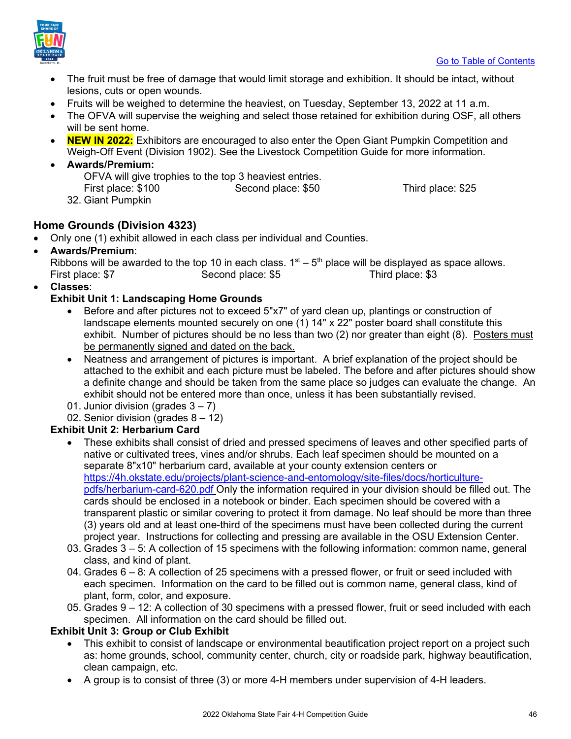- The fruit must be free of damage that would limit storage and exhibition. It should be intact, without lesions, cuts or open wounds.
- Fruits will be weighed to determine the heaviest, on Tuesday, September 13, 2022 at 11 a.m.
- The OFVA will supervise the weighing and select those retained for exhibition during OSF, all others will be sent home.
- **NEW IN 2022:** Exhibitors are encouraged to also enter the Open Giant Pumpkin Competition and Weigh-Off Event (Division 1902). See the Livestock Competition Guide for more information.
- **Awards/Premium:**
  OFVA will give trophies to the top 3 heaviest entries.
  First place: $100 Second place: $50 Third place: $25

32. Giant Pumpkin

### Home Grounds (Division 4323)

- Only one (1) exhibit allowed in each class per individual and Counties.
- **Awards/Premium**:
  Ribbons will be awarded to the top 10 in each class. 1st – 5th place will be displayed as space allows.
  First place: $7 Second place: $5 Third place: $3
- **Classes**:

**Exhibit Unit 1: Landscaping Home Grounds**

- Before and after pictures not to exceed 5"x7" of yard clean up, plantings or construction of landscape elements mounted securely on one (1) 14" x 22" poster board shall constitute this exhibit. Number of pictures should be no less than two (2) nor greater than eight (8). Posters must be permanently signed and dated on the back.
- Neatness and arrangement of pictures is important. A brief explanation of the project should be attached to the exhibit and each picture must be labeled. The before and after pictures should show a definite change and should be taken from the same place so judges can evaluate the change. An exhibit should not be entered more than once, unless it has been substantially revised.

01. Junior division (grades 3 – 7)
02. Senior division (grades 8 – 12)

**Exhibit Unit 2: Herbarium Card**

- These exhibits shall consist of dried and pressed specimens of leaves and other specified parts of native or cultivated trees, vines and/or shrubs. Each leaf specimen should be mounted on a separate 8"x10" herbarium card, available at your county extension centers or https://4h.okstate.edu/projects/plant-science-and-entomology/site-files/docs/horticulture-pdfs/herbarium-card-620.pdf Only the information required in your division should be filled out. The cards should be enclosed in a notebook or binder. Each specimen should be covered with a transparent plastic or similar covering to protect it from damage. No leaf should be more than three (3) years old and at least one-third of the specimens must have been collected during the current project year. Instructions for collecting and pressing are available in the OSU Extension Center.

03. Grades 3 – 5: A collection of 15 specimens with the following information: common name, general class, and kind of plant.
04. Grades 6 – 8: A collection of 25 specimens with a pressed flower, or fruit or seed included with each specimen. Information on the card to be filled out is common name, general class, kind of plant, form, color, and exposure.
05. Grades 9 – 12: A collection of 30 specimens with a pressed flower, fruit or seed included with each specimen. All information on the card should be filled out.

**Exhibit Unit 3: Group or Club Exhibit**

- This exhibit to consist of landscape or environmental beautification project report on a project such as: home grounds, school, community center, church, city or roadside park, highway beautification, clean campaign, etc.
- A group is to consist of three (3) or more 4-H members under supervision of 4-H leaders.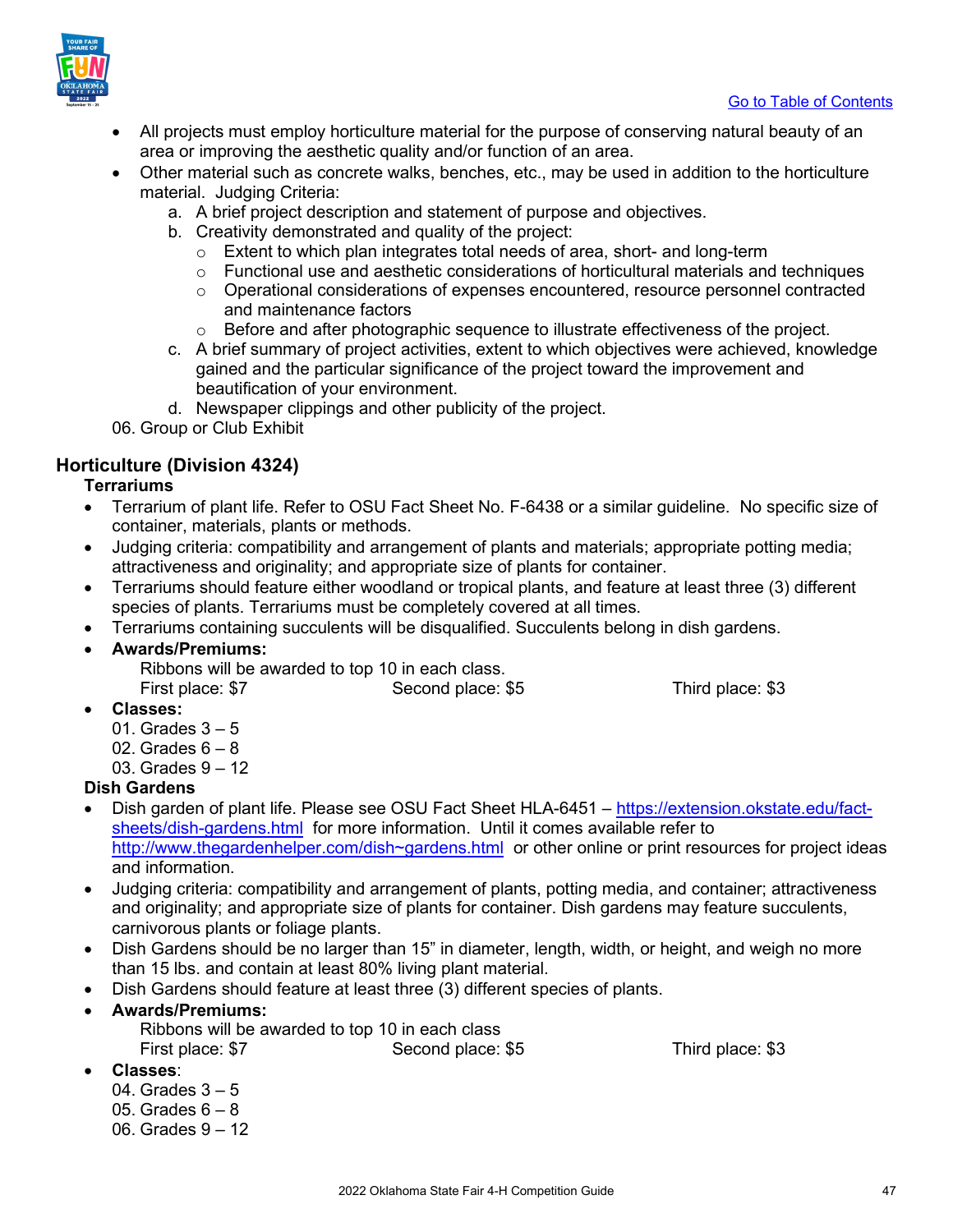- All projects must employ horticulture material for the purpose of conserving natural beauty of an area or improving the aesthetic quality and/or function of an area.
- Other material such as concrete walks, benches, etc., may be used in addition to the horticulture material. Judging Criteria:
    a. A brief project description and statement of purpose and objectives.
    b. Creativity demonstrated and quality of the project:
        - Extent to which plan integrates total needs of area, short- and long-term
        - Functional use and aesthetic considerations of horticultural materials and techniques
        - Operational considerations of expenses encountered, resource personnel contracted and maintenance factors
        - Before and after photographic sequence to illustrate effectiveness of the project.
    c. A brief summary of project activities, extent to which objectives were achieved, knowledge gained and the particular significance of the project toward the improvement and beautification of your environment.
    d. Newspaper clippings and other publicity of the project.

06. Group or Club Exhibit

## Horticulture (Division 4324)

### Terrariums

- Terrarium of plant life. Refer to OSU Fact Sheet No. F-6438 or a similar guideline. No specific size of container, materials, plants or methods.
- Judging criteria: compatibility and arrangement of plants and materials; appropriate potting media; attractiveness and originality; and appropriate size of plants for container.
- Terrariums should feature either woodland or tropical plants, and feature at least three (3) different species of plants. Terrariums must be completely covered at all times.
- Terrariums containing succulents will be disqualified. Succulents belong in dish gardens.
- **Awards/Premiums:**
  Ribbons will be awarded to top 10 in each class.
  First place: $7 Second place: $5 Third place: $3
- **Classes:**

01. Grades 3 – 5
02. Grades 6 – 8
03. Grades 9 – 12

### Dish Gardens

- Dish garden of plant life. Please see OSU Fact Sheet HLA-6451 – https://extension.okstate.edu/fact-sheets/dish-gardens.html for more information. Until it comes available refer to http://www.thegardenhelper.com/dish~gardens.html or other online or print resources for project ideas and information.
- Judging criteria: compatibility and arrangement of plants, potting media, and container; attractiveness and originality; and appropriate size of plants for container. Dish gardens may feature succulents, carnivorous plants or foliage plants.
- Dish Gardens should be no larger than 15" in diameter, length, width, or height, and weigh no more than 15 lbs. and contain at least 80% living plant material.
- Dish Gardens should feature at least three (3) different species of plants.
- **Awards/Premiums:**
  Ribbons will be awarded to top 10 in each class
  First place: $7 Second place: $5 Third place: $3
- **Classes**:

04. Grades 3 – 5
05. Grades 6 – 8
06. Grades 9 – 12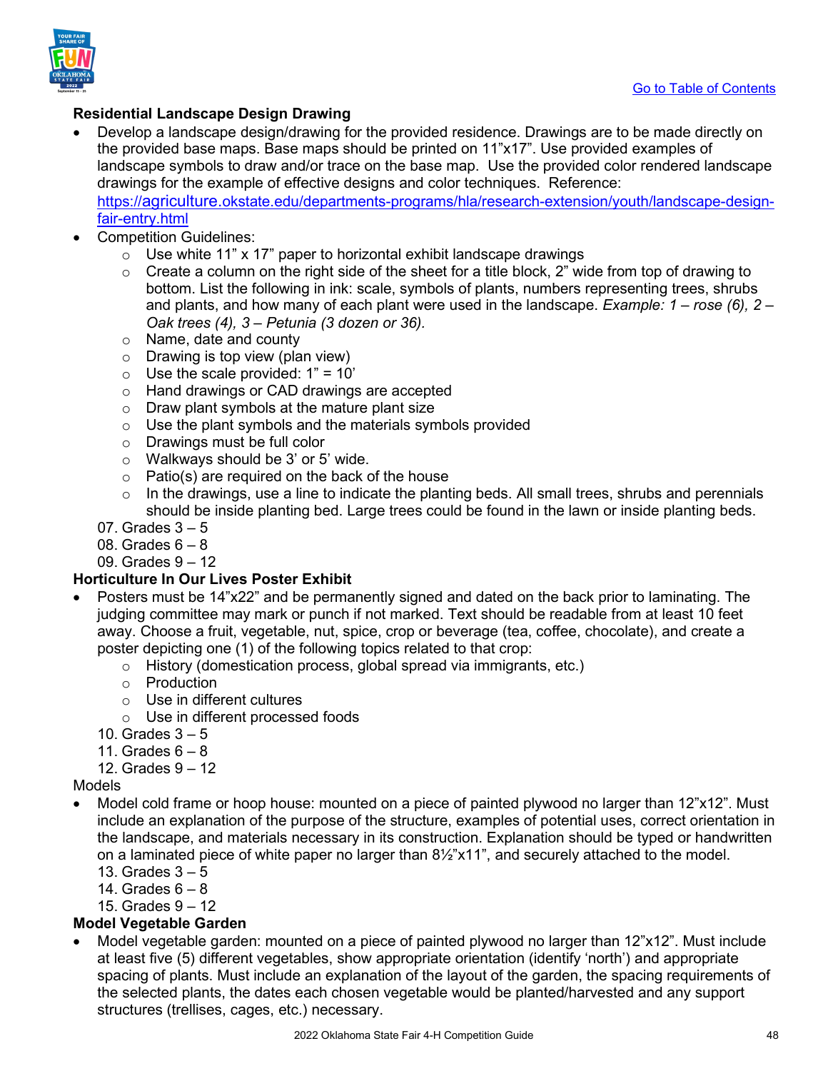Go to Table of Contents

**Residential Landscape Design Drawing**

- Develop a landscape design/drawing for the provided residence. Drawings are to be made directly on the provided base maps. Base maps should be printed on 11"x17". Use provided examples of landscape symbols to draw and/or trace on the base map. Use the provided color rendered landscape drawings for the example of effective designs and color techniques. Reference: https://agriculture.okstate.edu/departments-programs/hla/research-extension/youth/landscape-design-fair-entry.html
- Competition Guidelines:
  - Use white 11" x 17" paper to horizontal exhibit landscape drawings
  - Create a column on the right side of the sheet for a title block, 2" wide from top of drawing to bottom. List the following in ink: scale, symbols of plants, numbers representing trees, shrubs and plants, and how many of each plant were used in the landscape. *Example: 1 – rose (6), 2 – Oak trees (4), 3 – Petunia (3 dozen or 36).*
  - Name, date and county
  - Drawing is top view (plan view)
  - Use the scale provided: 1" = 10'
  - Hand drawings or CAD drawings are accepted
  - Draw plant symbols at the mature plant size
  - Use the plant symbols and the materials symbols provided
  - Drawings must be full color
  - Walkways should be 3' or 5' wide.
  - Patio(s) are required on the back of the house
  - In the drawings, use a line to indicate the planting beds. All small trees, shrubs and perennials should be inside planting bed. Large trees could be found in the lawn or inside planting beds.

07. Grades 3 – 5
08. Grades 6 – 8
09. Grades 9 – 12

**Horticulture In Our Lives Poster Exhibit**

- Posters must be 14"x22" and be permanently signed and dated on the back prior to laminating. The judging committee may mark or punch if not marked. Text should be readable from at least 10 feet away. Choose a fruit, vegetable, nut, spice, crop or beverage (tea, coffee, chocolate), and create a poster depicting one (1) of the following topics related to that crop:
  - History (domestication process, global spread via immigrants, etc.)
  - Production
  - Use in different cultures
  - Use in different processed foods

10. Grades 3 – 5
11. Grades 6 – 8
12. Grades 9 – 12

Models

- Model cold frame or hoop house: mounted on a piece of painted plywood no larger than 12"x12". Must include an explanation of the purpose of the structure, examples of potential uses, correct orientation in the landscape, and materials necessary in its construction. Explanation should be typed or handwritten on a laminated piece of white paper no larger than 8½"x11", and securely attached to the model.

13. Grades 3 – 5
14. Grades 6 – 8
15. Grades 9 – 12

**Model Vegetable Garden**

- Model vegetable garden: mounted on a piece of painted plywood no larger than 12"x12". Must include at least five (5) different vegetables, show appropriate orientation (identify 'north') and appropriate spacing of plants. Must include an explanation of the layout of the garden, the spacing requirements of the selected plants, the dates each chosen vegetable would be planted/harvested and any support structures (trellises, cages, etc.) necessary.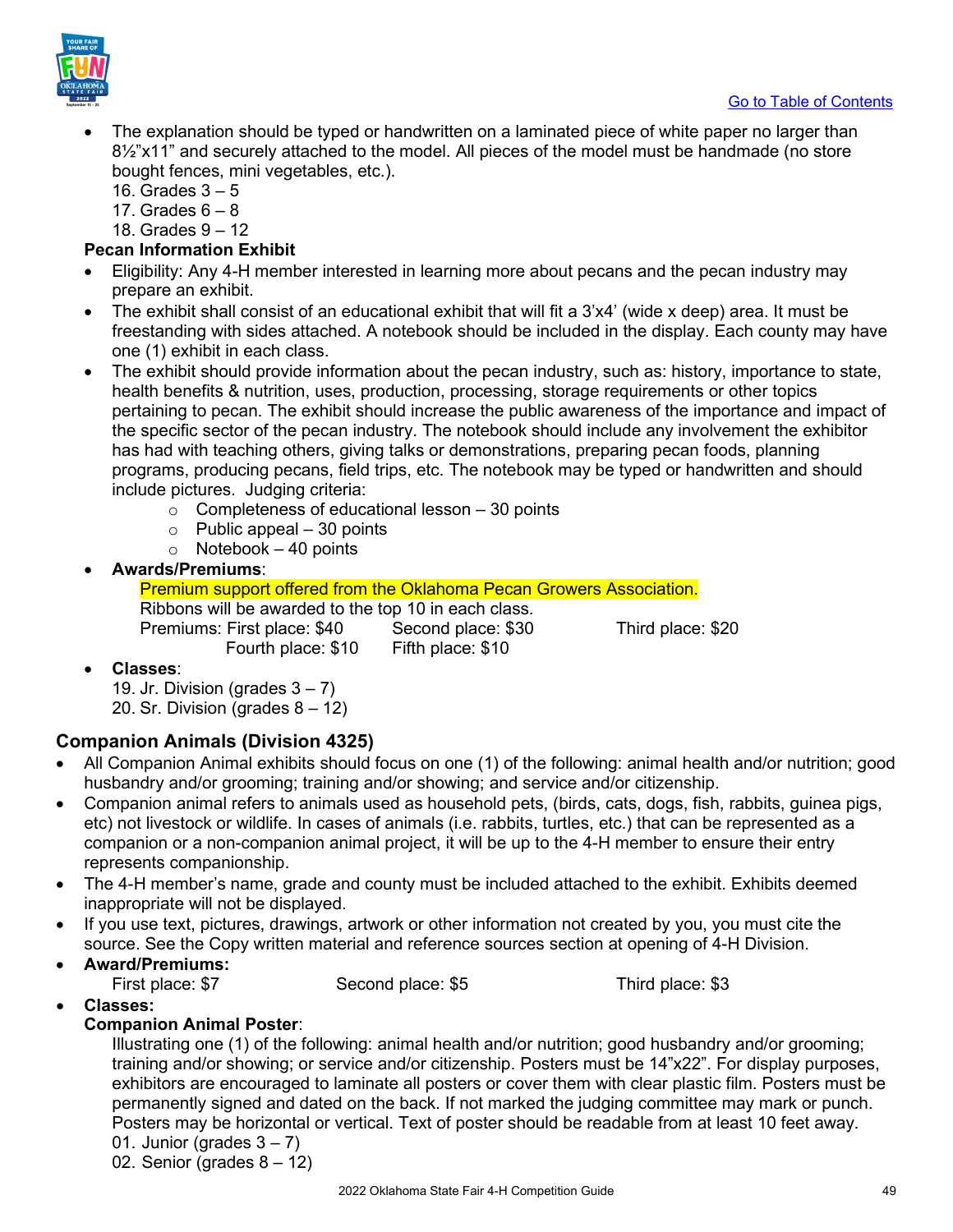- The explanation should be typed or handwritten on a laminated piece of white paper no larger than 8½"x11" and securely attached to the model. All pieces of the model must be handmade (no store bought fences, mini vegetables, etc.).

  16. Grades 3 – 5
  17. Grades 6 – 8
  18. Grades 9 – 12

**Pecan Information Exhibit**

- Eligibility: Any 4-H member interested in learning more about pecans and the pecan industry may prepare an exhibit.
- The exhibit shall consist of an educational exhibit that will fit a 3'x4' (wide x deep) area. It must be freestanding with sides attached. A notebook should be included in the display. Each county may have one (1) exhibit in each class.
- The exhibit should provide information about the pecan industry, such as: history, importance to state, health benefits & nutrition, uses, production, processing, storage requirements or other topics pertaining to pecan. The exhibit should increase the public awareness of the importance and impact of the specific sector of the pecan industry. The notebook should include any involvement the exhibitor has had with teaching others, giving talks or demonstrations, preparing pecan foods, planning programs, producing pecans, field trips, etc. The notebook may be typed or handwritten and should include pictures. Judging criteria:
  - Completeness of educational lesson – 30 points
  - Public appeal – 30 points
  - Notebook – 40 points
- **Awards/Premiums**:

  Premium support offered from the Oklahoma Pecan Growers Association.

  Ribbons will be awarded to the top 10 in each class.

  Premiums: First place: $40 Second place: $30 Third place: $20

  Fourth place: $10 Fifth place: $10

- **Classes**:

  19. Jr. Division (grades 3 – 7)
  20. Sr. Division (grades 8 – 12)

## Companion Animals (Division 4325)

- All Companion Animal exhibits should focus on one (1) of the following: animal health and/or nutrition; good husbandry and/or grooming; training and/or showing; and service and/or citizenship.
- Companion animal refers to animals used as household pets, (birds, cats, dogs, fish, rabbits, guinea pigs, etc) not livestock or wildlife. In cases of animals (i.e. rabbits, turtles, etc.) that can be represented as a companion or a non-companion animal project, it will be up to the 4-H member to ensure their entry represents companionship.
- The 4-H member's name, grade and county must be included attached to the exhibit. Exhibits deemed inappropriate will not be displayed.
- If you use text, pictures, drawings, artwork or other information not created by you, you must cite the source. See the Copy written material and reference sources section at opening of 4-H Division.
- **Award/Premiums:**

  First place: $7 Second place: $5 Third place: $3

- **Classes:**

  **Companion Animal Poster**:

  Illustrating one (1) of the following: animal health and/or nutrition; good husbandry and/or grooming; training and/or showing; or service and/or citizenship. Posters must be 14"x22". For display purposes, exhibitors are encouraged to laminate all posters or cover them with clear plastic film. Posters must be permanently signed and dated on the back. If not marked the judging committee may mark or punch. Posters may be horizontal or vertical. Text of poster should be readable from at least 10 feet away.

  01. Junior (grades 3 – 7)
  02. Senior (grades 8 – 12)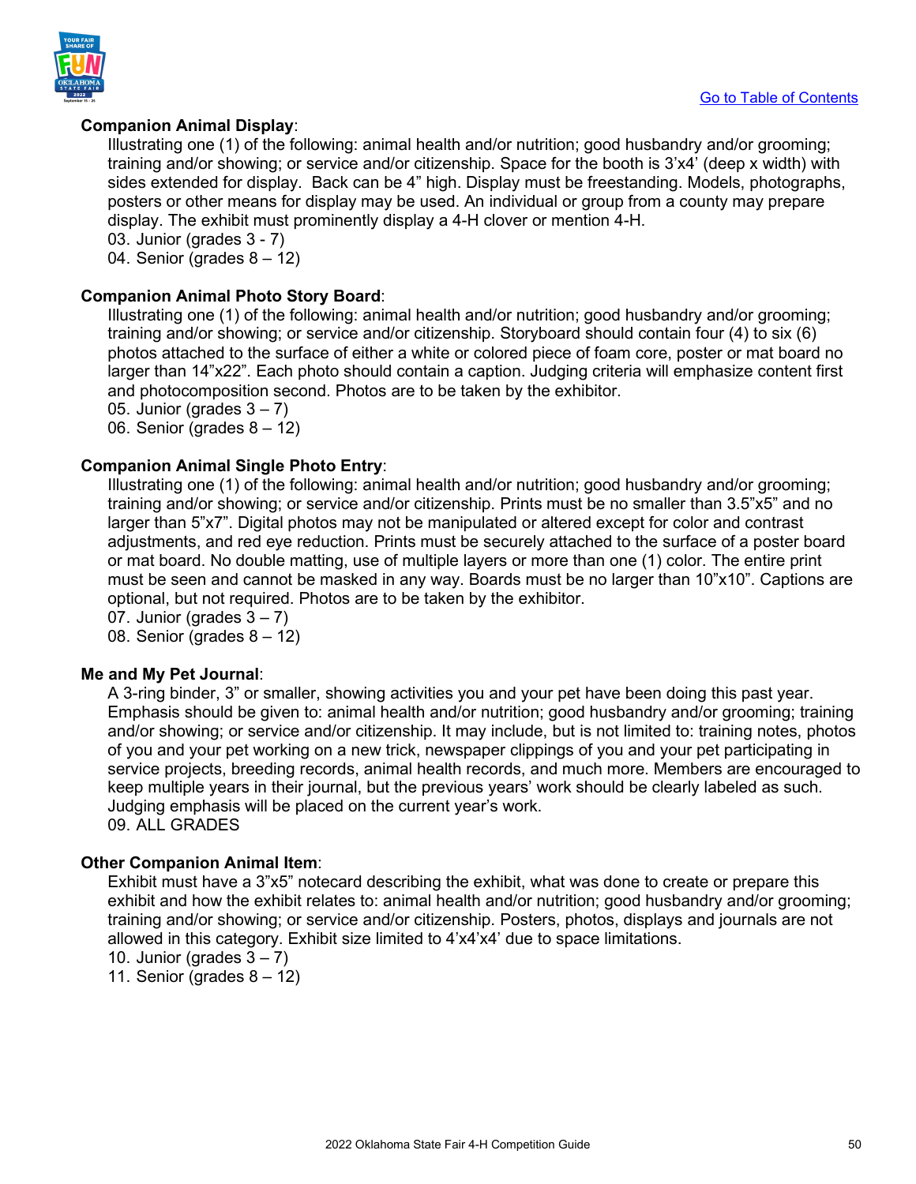**Companion Animal Display**:

Illustrating one (1) of the following: animal health and/or nutrition; good husbandry and/or grooming; training and/or showing; or service and/or citizenship. Space for the booth is 3'x4' (deep x width) with sides extended for display. Back can be 4" high. Display must be freestanding. Models, photographs, posters or other means for display may be used. An individual or group from a county may prepare display. The exhibit must prominently display a 4-H clover or mention 4-H.

03. Junior (grades 3 - 7)
04. Senior (grades 8 – 12)

**Companion Animal Photo Story Board**:

Illustrating one (1) of the following: animal health and/or nutrition; good husbandry and/or grooming; training and/or showing; or service and/or citizenship. Storyboard should contain four (4) to six (6) photos attached to the surface of either a white or colored piece of foam core, poster or mat board no larger than 14"x22". Each photo should contain a caption. Judging criteria will emphasize content first and photocomposition second. Photos are to be taken by the exhibitor.

05. Junior (grades 3 – 7)
06. Senior (grades 8 – 12)

**Companion Animal Single Photo Entry**:

Illustrating one (1) of the following: animal health and/or nutrition; good husbandry and/or grooming; training and/or showing; or service and/or citizenship. Prints must be no smaller than 3.5"x5" and no larger than 5"x7". Digital photos may not be manipulated or altered except for color and contrast adjustments, and red eye reduction. Prints must be securely attached to the surface of a poster board or mat board. No double matting, use of multiple layers or more than one (1) color. The entire print must be seen and cannot be masked in any way. Boards must be no larger than 10"x10". Captions are optional, but not required. Photos are to be taken by the exhibitor.

07. Junior (grades 3 – 7)
08. Senior (grades 8 – 12)

**Me and My Pet Journal**:

A 3-ring binder, 3" or smaller, showing activities you and your pet have been doing this past year. Emphasis should be given to: animal health and/or nutrition; good husbandry and/or grooming; training and/or showing; or service and/or citizenship. It may include, but is not limited to: training notes, photos of you and your pet working on a new trick, newspaper clippings of you and your pet participating in service projects, breeding records, animal health records, and much more. Members are encouraged to keep multiple years in their journal, but the previous years' work should be clearly labeled as such. Judging emphasis will be placed on the current year's work.

09. ALL GRADES

**Other Companion Animal Item**:

Exhibit must have a 3"x5" notecard describing the exhibit, what was done to create or prepare this exhibit and how the exhibit relates to: animal health and/or nutrition; good husbandry and/or grooming; training and/or showing; or service and/or citizenship. Posters, photos, displays and journals are not allowed in this category. Exhibit size limited to 4'x4'x4' due to space limitations.

10. Junior (grades 3 – 7)
11. Senior (grades 8 – 12)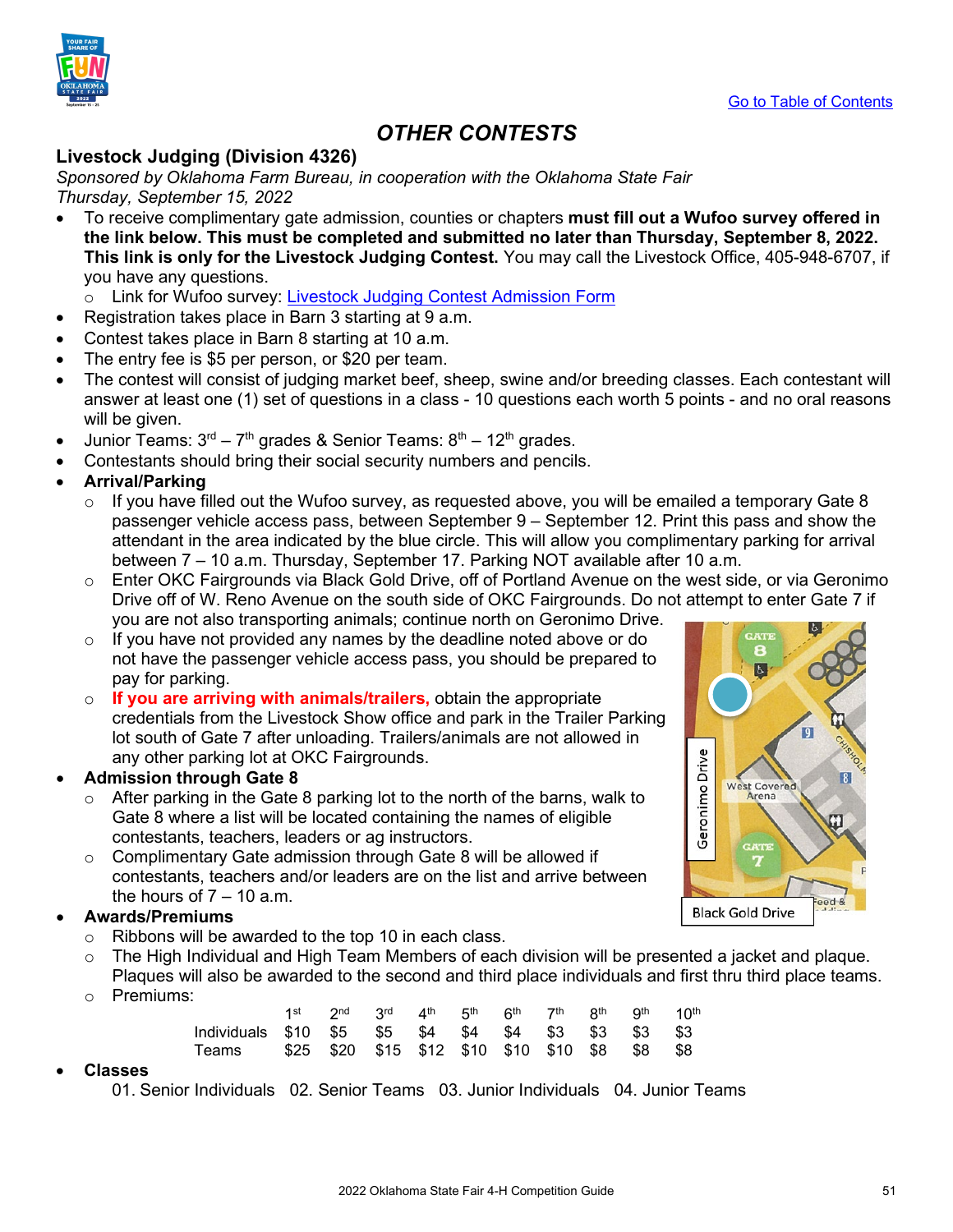[Go to Table of Contents]

# OTHER CONTESTS

## Livestock Judging (Division 4326)

*Sponsored by Oklahoma Farm Bureau, in cooperation with the Oklahoma State Fair*
*Thursday, September 15, 2022*

- To receive complimentary gate admission, counties or chapters **must fill out a Wufoo survey offered in the link below. This must be completed and submitted no later than Thursday, September 8, 2022. This link is only for the Livestock Judging Contest.** You may call the Livestock Office, 405-948-6707, if you have any questions.
  - Link for Wufoo survey: Livestock Judging Contest Admission Form
- Registration takes place in Barn 3 starting at 9 a.m.
- Contest takes place in Barn 8 starting at 10 a.m.
- The entry fee is $5 per person, or $20 per team.
- The contest will consist of judging market beef, sheep, swine and/or breeding classes. Each contestant will answer at least one (1) set of questions in a class - 10 questions each worth 5 points - and no oral reasons will be given.
- Junior Teams: 3rd – 7th grades & Senior Teams: 8th – 12th grades.
- Contestants should bring their social security numbers and pencils.
- **Arrival/Parking**
  - If you have filled out the Wufoo survey, as requested above, you will be emailed a temporary Gate 8 passenger vehicle access pass, between September 9 – September 12. Print this pass and show the attendant in the area indicated by the blue circle. This will allow you complimentary parking for arrival between 7 – 10 a.m. Thursday, September 17. Parking NOT available after 10 a.m.
  - Enter OKC Fairgrounds via Black Gold Drive, off of Portland Avenue on the west side, or via Geronimo Drive off of W. Reno Avenue on the south side of OKC Fairgrounds. Do not attempt to enter Gate 7 if you are not also transporting animals; continue north on Geronimo Drive.
  - If you have not provided any names by the deadline noted above or do not have the passenger vehicle access pass, you should be prepared to pay for parking.
  - **If you are arriving with animals/trailers,** obtain the appropriate credentials from the Livestock Show office and park in the Trailer Parking lot south of Gate 7 after unloading. Trailers/animals are not allowed in any other parking lot at OKC Fairgrounds.
- **Admission through Gate 8**
  - After parking in the Gate 8 parking lot to the north of the barns, walk to Gate 8 where a list will be located containing the names of eligible contestants, teachers, leaders or ag instructors.
  - Complimentary Gate admission through Gate 8 will be allowed if contestants, teachers and/or leaders are on the list and arrive between the hours of 7 – 10 a.m.
- **Awards/Premiums**
  - Ribbons will be awarded to the top 10 in each class.
  - The High Individual and High Team Members of each division will be presented a jacket and plaque. Plaques will also be awarded to the second and third place individuals and first thru third place teams.
  - Premiums:

| | 1st | 2nd | 3rd | 4th | 5th | 6th | 7th | 8th | 9th | 10th |
|---|---|---|---|---|---|---|---|---|---|---|
| Individuals | $10 | $5 | $5 | $4 | $4 | $4 | $3 | $3 | $3 | $3 |
| Teams | $25 | $20 | $15 | $12 | $10 | $10 | $10 | $8 | $8 | $8 |

- **Classes**

  01. Senior Individuals   02. Senior Teams   03. Junior Individuals   04. Junior Teams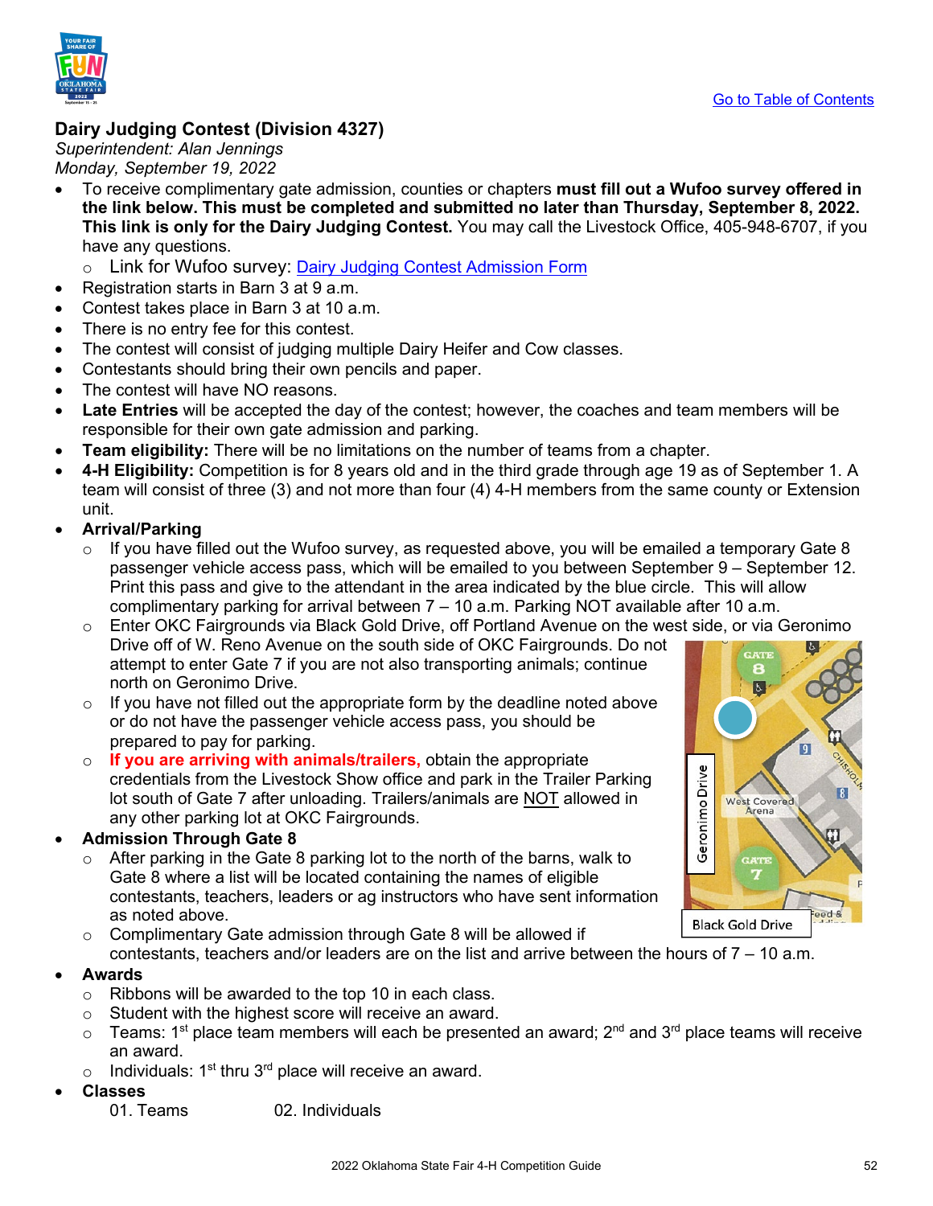[Go to Table of Contents]

## Dairy Judging Contest (Division 4327)

*Superintendent: Alan Jennings*
*Monday, September 19, 2022*

- To receive complimentary gate admission, counties or chapters **must fill out a Wufoo survey offered in the link below. This must be completed and submitted no later than Thursday, September 8, 2022. This link is only for the Dairy Judging Contest.** You may call the Livestock Office, 405-948-6707, if you have any questions.
  - Link for Wufoo survey: Dairy Judging Contest Admission Form
- Registration starts in Barn 3 at 9 a.m.
- Contest takes place in Barn 3 at 10 a.m.
- There is no entry fee for this contest.
- The contest will consist of judging multiple Dairy Heifer and Cow classes.
- Contestants should bring their own pencils and paper.
- The contest will have NO reasons.
- **Late Entries** will be accepted the day of the contest; however, the coaches and team members will be responsible for their own gate admission and parking.
- **Team eligibility:** There will be no limitations on the number of teams from a chapter.
- **4-H Eligibility:** Competition is for 8 years old and in the third grade through age 19 as of September 1. A team will consist of three (3) and not more than four (4) 4-H members from the same county or Extension unit.
- **Arrival/Parking**
  - If you have filled out the Wufoo survey, as requested above, you will be emailed a temporary Gate 8 passenger vehicle access pass, which will be emailed to you between September 9 – September 12. Print this pass and give to the attendant in the area indicated by the blue circle. This will allow complimentary parking for arrival between 7 – 10 a.m. Parking NOT available after 10 a.m.
  - Enter OKC Fairgrounds via Black Gold Drive, off Portland Avenue on the west side, or via Geronimo Drive off of W. Reno Avenue on the south side of OKC Fairgrounds. Do not attempt to enter Gate 7 if you are not also transporting animals; continue north on Geronimo Drive.
  - If you have not filled out the appropriate form by the deadline noted above or do not have the passenger vehicle access pass, you should be prepared to pay for parking.
  - **If you are arriving with animals/trailers,** obtain the appropriate credentials from the Livestock Show office and park in the Trailer Parking lot south of Gate 7 after unloading. Trailers/animals are NOT allowed in any other parking lot at OKC Fairgrounds.
- **Admission Through Gate 8**
  - After parking in the Gate 8 parking lot to the north of the barns, walk to Gate 8 where a list will be located containing the names of eligible contestants, teachers, leaders or ag instructors who have sent information as noted above.
  - Complimentary Gate admission through Gate 8 will be allowed if contestants, teachers and/or leaders are on the list and arrive between the hours of 7 – 10 a.m.
- **Awards**
  - Ribbons will be awarded to the top 10 in each class.
  - Student with the highest score will receive an award.
  - Teams: 1st place team members will each be presented an award; 2nd and 3rd place teams will receive an award.
  - Individuals: 1st thru 3rd place will receive an award.
- **Classes**

  01. Teams
  02. Individuals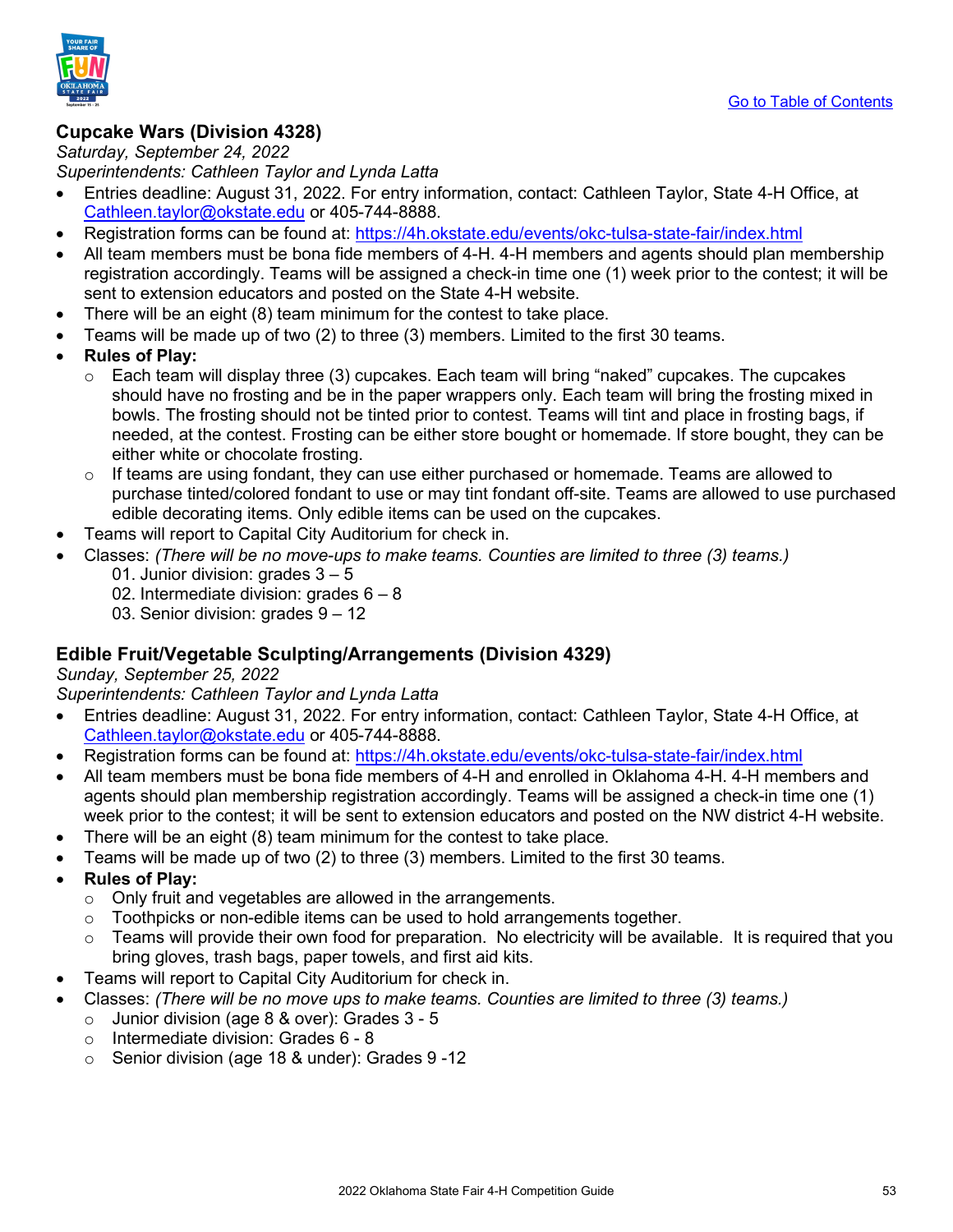[Go to Table of Contents](#)

### Cupcake Wars (Division 4328)

*Saturday, September 24, 2022*
*Superintendents: Cathleen Taylor and Lynda Latta*

- Entries deadline: August 31, 2022. For entry information, contact: Cathleen Taylor, State 4-H Office, at Cathleen.taylor@okstate.edu or 405-744-8888.
- Registration forms can be found at: https://4h.okstate.edu/events/okc-tulsa-state-fair/index.html
- All team members must be bona fide members of 4-H. 4-H members and agents should plan membership registration accordingly. Teams will be assigned a check-in time one (1) week prior to the contest; it will be sent to extension educators and posted on the State 4-H website.
- There will be an eight (8) team minimum for the contest to take place.
- Teams will be made up of two (2) to three (3) members. Limited to the first 30 teams.
- **Rules of Play:**
  - Each team will display three (3) cupcakes. Each team will bring "naked" cupcakes. The cupcakes should have no frosting and be in the paper wrappers only. Each team will bring the frosting mixed in bowls. The frosting should not be tinted prior to contest. Teams will tint and place in frosting bags, if needed, at the contest. Frosting can be either store bought or homemade. If store bought, they can be either white or chocolate frosting.
  - If teams are using fondant, they can use either purchased or homemade. Teams are allowed to purchase tinted/colored fondant to use or may tint fondant off-site. Teams are allowed to use purchased edible decorating items. Only edible items can be used on the cupcakes.
- Teams will report to Capital City Auditorium for check in.
- Classes: *(There will be no move-ups to make teams. Counties are limited to three (3) teams.)*
  01. Junior division: grades 3 – 5
  02. Intermediate division: grades 6 – 8
  03. Senior division: grades 9 – 12

### Edible Fruit/Vegetable Sculpting/Arrangements (Division 4329)

*Sunday, September 25, 2022*
*Superintendents: Cathleen Taylor and Lynda Latta*

- Entries deadline: August 31, 2022. For entry information, contact: Cathleen Taylor, State 4-H Office, at Cathleen.taylor@okstate.edu or 405-744-8888.
- Registration forms can be found at: https://4h.okstate.edu/events/okc-tulsa-state-fair/index.html
- All team members must be bona fide members of 4-H and enrolled in Oklahoma 4-H. 4-H members and agents should plan membership registration accordingly. Teams will be assigned a check-in time one (1) week prior to the contest; it will be sent to extension educators and posted on the NW district 4-H website.
- There will be an eight (8) team minimum for the contest to take place.
- Teams will be made up of two (2) to three (3) members. Limited to the first 30 teams.
- **Rules of Play:**
  - Only fruit and vegetables are allowed in the arrangements.
  - Toothpicks or non-edible items can be used to hold arrangements together.
  - Teams will provide their own food for preparation. No electricity will be available. It is required that you bring gloves, trash bags, paper towels, and first aid kits.
- Teams will report to Capital City Auditorium for check in.
- Classes: *(There will be no move ups to make teams. Counties are limited to three (3) teams.)*
  - Junior division (age 8 & over): Grades 3 - 5
  - Intermediate division: Grades 6 - 8
  - Senior division (age 18 & under): Grades 9 -12